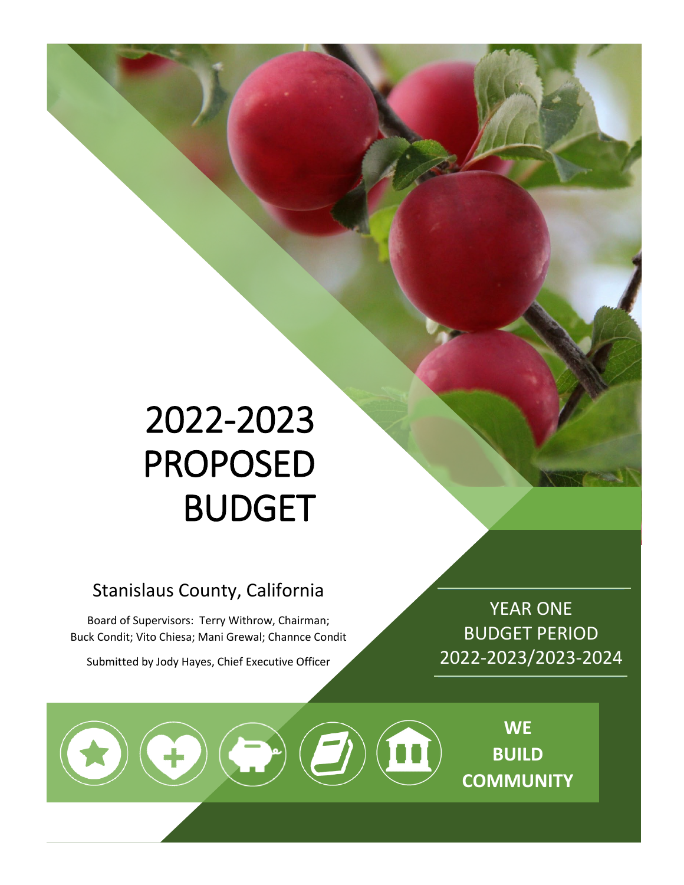# 2022-2023 PROPOSED BUDGET

## Stanislaus County, California

Board of Supervisors: Terry Withrow, Chairman; Buck Condit; Vito Chiesa; Mani Grewal; Channce Condit

Submitted by Jody Hayes, Chief Executive Officer

YEAR ONE
BUDGET PERIOD
2022-2023/2023-2024

**WE BUILD COMMUNITY**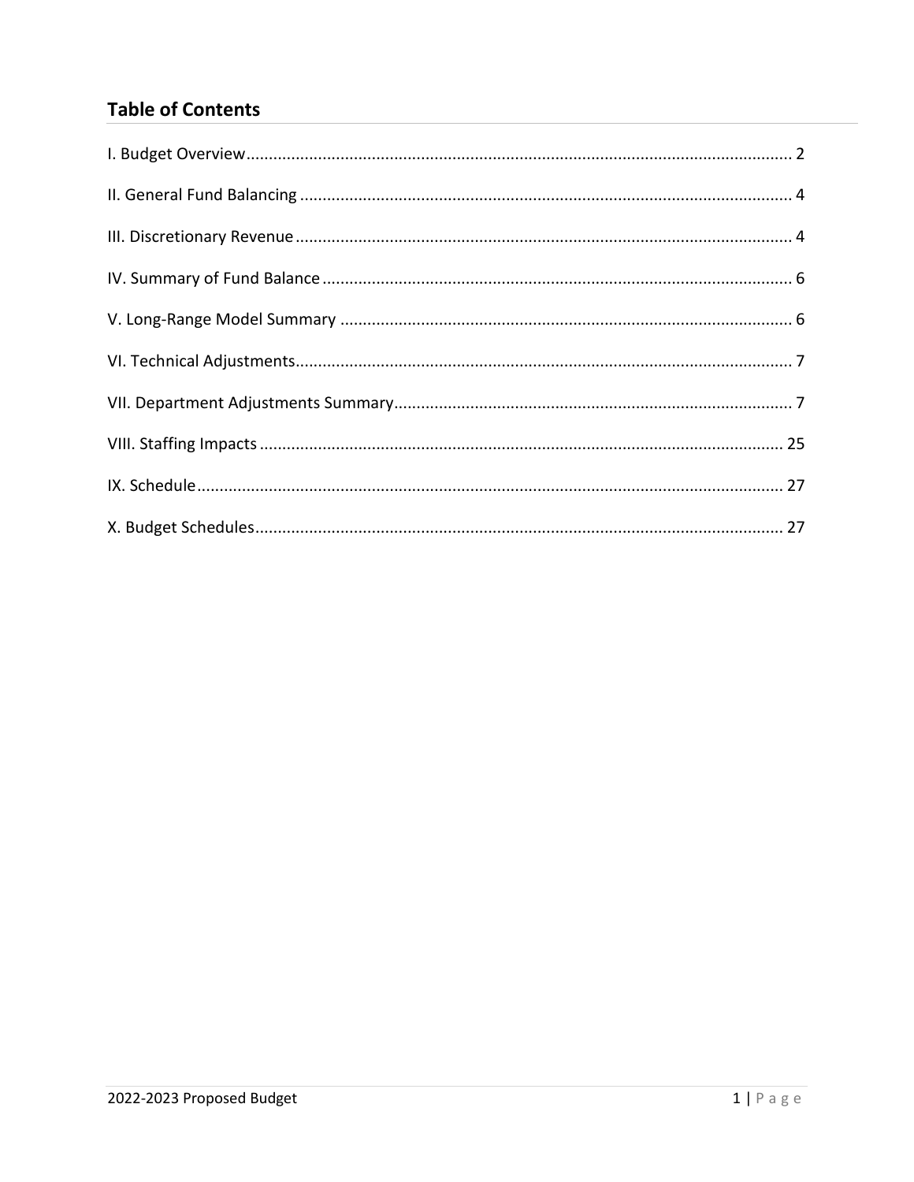## Table of Contents

I. Budget Overview ........................................................................................................ 2

II. General Fund Balancing ............................................................................................ 4

III. Discretionary Revenue ............................................................................................. 4

IV. Summary of Fund Balance ....................................................................................... 6

V. Long-Range Model Summary ................................................................................... 6

VI. Technical Adjustments ............................................................................................. 7

VII. Department Adjustments Summary ........................................................................ 7

VIII. Staffing Impacts .................................................................................................... 25

IX. Schedule ................................................................................................................. 27

X. Budget Schedules .................................................................................................... 27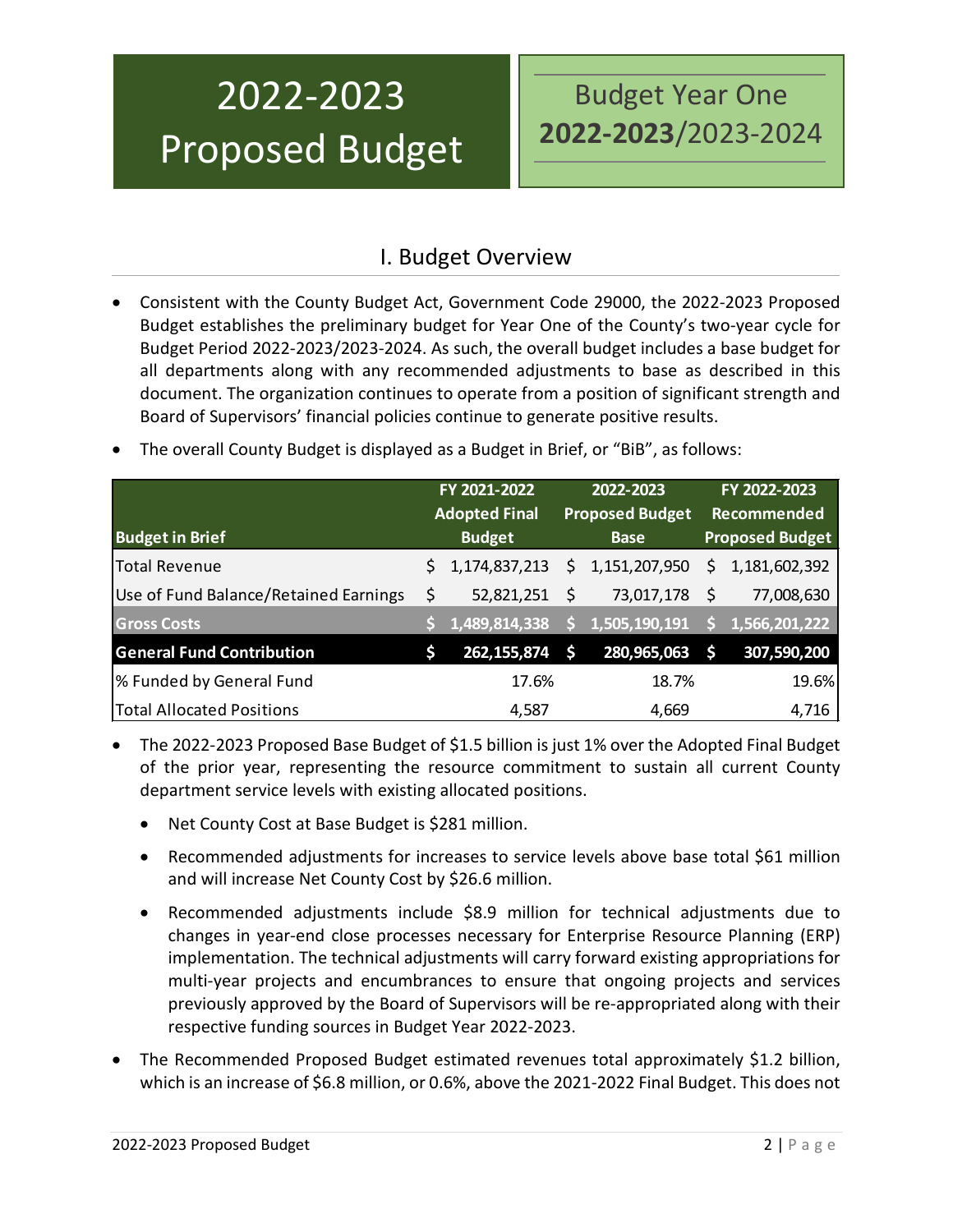# 2022-2023 Proposed Budget

## Budget Year One **2022-2023**/2023-2024

## I. Budget Overview

- Consistent with the County Budget Act, Government Code 29000, the 2022-2023 Proposed Budget establishes the preliminary budget for Year One of the County's two-year cycle for Budget Period 2022-2023/2023-2024. As such, the overall budget includes a base budget for all departments along with any recommended adjustments to base as described in this document. The organization continues to operate from a position of significant strength and Board of Supervisors' financial policies continue to generate positive results.
- The overall County Budget is displayed as a Budget in Brief, or "BiB", as follows:

| Budget in Brief | FY 2021-2022 Adopted Final Budget | 2022-2023 Proposed Budget Base | FY 2022-2023 Recommended Proposed Budget |
|---|---|---|---|
| Total Revenue | $ 1,174,837,213 | $ 1,151,207,950 | $ 1,181,602,392 |
| Use of Fund Balance/Retained Earnings | $ 52,821,251 | $ 73,017,178 | $ 77,008,630 |
| **Gross Costs** | **$ 1,489,814,338** | **$ 1,505,190,191** | **$ 1,566,201,222** |
| **General Fund Contribution** | **$ 262,155,874** | **$ 280,965,063** | **$ 307,590,200** |
| % Funded by General Fund | 17.6% | 18.7% | 19.6% |
| Total Allocated Positions | 4,587 | 4,669 | 4,716 |

- The 2022-2023 Proposed Base Budget of $1.5 billion is just 1% over the Adopted Final Budget of the prior year, representing the resource commitment to sustain all current County department service levels with existing allocated positions.
  - Net County Cost at Base Budget is $281 million.
  - Recommended adjustments for increases to service levels above base total $61 million and will increase Net County Cost by $26.6 million.
  - Recommended adjustments include $8.9 million for technical adjustments due to changes in year-end close processes necessary for Enterprise Resource Planning (ERP) implementation. The technical adjustments will carry forward existing appropriations for multi-year projects and encumbrances to ensure that ongoing projects and services previously approved by the Board of Supervisors will be re-appropriated along with their respective funding sources in Budget Year 2022-2023.
- The Recommended Proposed Budget estimated revenues total approximately $1.2 billion, which is an increase of $6.8 million, or 0.6%, above the 2021-2022 Final Budget. This does not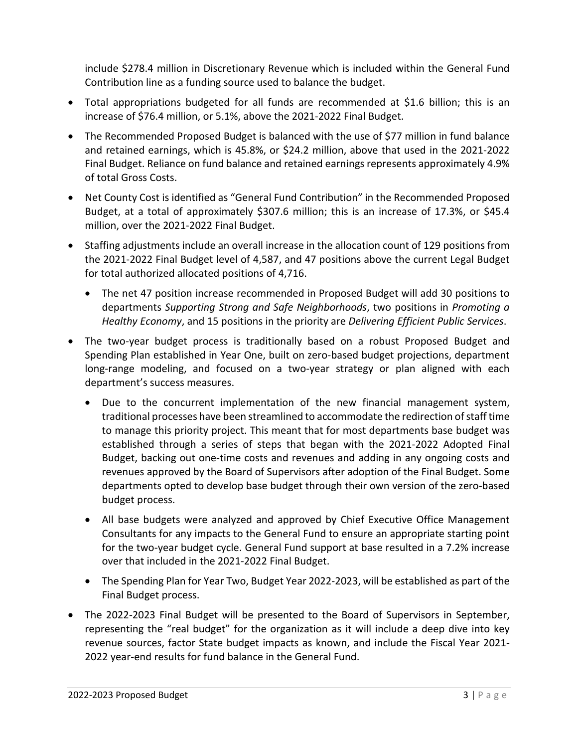include $278.4 million in Discretionary Revenue which is included within the General Fund Contribution line as a funding source used to balance the budget.

- Total appropriations budgeted for all funds are recommended at $1.6 billion; this is an increase of $76.4 million, or 5.1%, above the 2021-2022 Final Budget.
- The Recommended Proposed Budget is balanced with the use of $77 million in fund balance and retained earnings, which is 45.8%, or $24.2 million, above that used in the 2021-2022 Final Budget. Reliance on fund balance and retained earnings represents approximately 4.9% of total Gross Costs.
- Net County Cost is identified as "General Fund Contribution" in the Recommended Proposed Budget, at a total of approximately $307.6 million; this is an increase of 17.3%, or $45.4 million, over the 2021-2022 Final Budget.
- Staffing adjustments include an overall increase in the allocation count of 129 positions from the 2021-2022 Final Budget level of 4,587, and 47 positions above the current Legal Budget for total authorized allocated positions of 4,716.
  - The net 47 position increase recommended in Proposed Budget will add 30 positions to departments *Supporting Strong and Safe Neighborhoods*, two positions in *Promoting a Healthy Economy*, and 15 positions in the priority are *Delivering Efficient Public Services*.
- The two-year budget process is traditionally based on a robust Proposed Budget and Spending Plan established in Year One, built on zero-based budget projections, department long-range modeling, and focused on a two-year strategy or plan aligned with each department's success measures.
  - Due to the concurrent implementation of the new financial management system, traditional processes have been streamlined to accommodate the redirection of staff time to manage this priority project. This meant that for most departments base budget was established through a series of steps that began with the 2021-2022 Adopted Final Budget, backing out one-time costs and revenues and adding in any ongoing costs and revenues approved by the Board of Supervisors after adoption of the Final Budget. Some departments opted to develop base budget through their own version of the zero-based budget process.
  - All base budgets were analyzed and approved by Chief Executive Office Management Consultants for any impacts to the General Fund to ensure an appropriate starting point for the two-year budget cycle. General Fund support at base resulted in a 7.2% increase over that included in the 2021-2022 Final Budget.
  - The Spending Plan for Year Two, Budget Year 2022-2023, will be established as part of the Final Budget process.
- The 2022-2023 Final Budget will be presented to the Board of Supervisors in September, representing the "real budget" for the organization as it will include a deep dive into key revenue sources, factor State budget impacts as known, and include the Fiscal Year 2021-2022 year-end results for fund balance in the General Fund.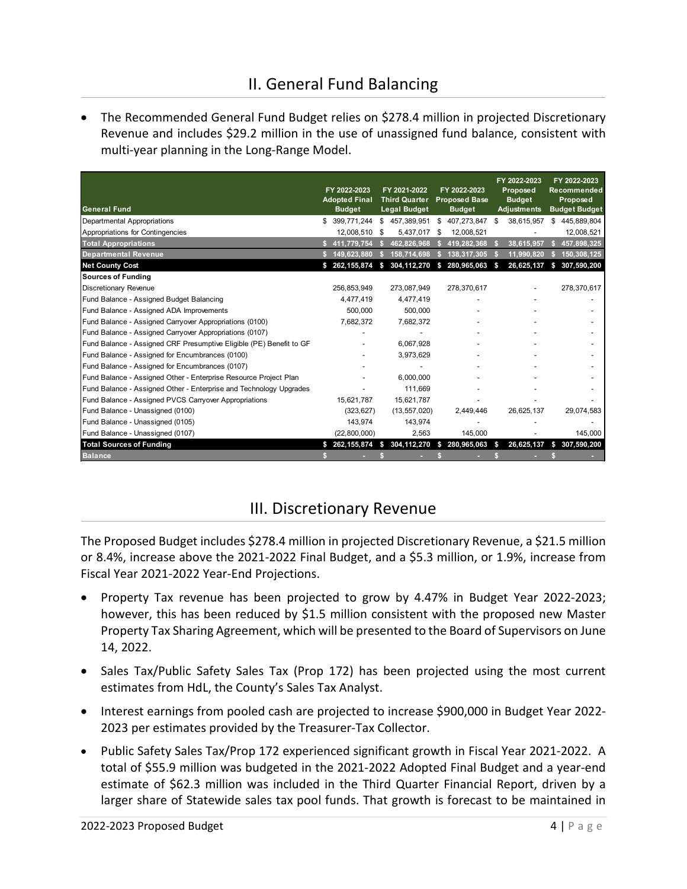## II. General Fund Balancing

- The Recommended General Fund Budget relies on $278.4 million in projected Discretionary Revenue and includes $29.2 million in the use of unassigned fund balance, consistent with multi-year planning in the Long-Range Model.

| General Fund | FY 2022-2023 Adopted Final Budget | FY 2021-2022 Third Quarter Legal Budget | FY 2022-2023 Proposed Base Budget | FY 2022-2023 Proposed Budget Adjustments | FY 2022-2023 Recommended Proposed Budget Budget |
|---|---|---|---|---|---|
| Departmental Appropriations | $ 399,771,244 | $ 457,389,951 | $ 407,273,847 | $ 38,615,957 | $ 445,889,804 |
| Appropriations for Contingencies | 12,008,510 | $ 5,437,017 | $ 12,008,521 | - | 12,008,521 |
| **Total Appropriations** | **$ 411,779,754** | **$ 462,826,968** | **$ 419,282,368** | **$ 38,615,957** | **$ 457,898,325** |
| **Departmental Revenue** | **$ 149,623,880** | **$ 158,714,698** | **$ 138,317,305** | **$ 11,990,820** | **$ 150,308,125** |
| **Net County Cost** | **$ 262,155,874** | **$ 304,112,270** | **$ 280,965,063** | **$ 26,625,137** | **$ 307,590,200** |
| **Sources of Funding** | | | | | |
| Discretionary Revenue | 256,853,949 | 273,087,949 | 278,370,617 | - | 278,370,617 |
| Fund Balance - Assigned Budget Balancing | 4,477,419 | 4,477,419 | - | - | - |
| Fund Balance - Assigned ADA Improvements | 500,000 | 500,000 | - | - | - |
| Fund Balance - Assigned Carryover Appropriations (0100) | 7,682,372 | 7,682,372 | - | - | - |
| Fund Balance - Assigned Carryover Appropriations (0107) | - | - | - | - | - |
| Fund Balance - Assigned CRF Presumptive Eligible (PE) Benefit to GF | - | 6,067,928 | - | - | - |
| Fund Balance - Assigned for Encumbrances (0100) | - | 3,973,629 | - | - | - |
| Fund Balance - Assigned for Encumbrances (0107) | - | - | - | - | - |
| Fund Balance - Assigned Other - Enterprise Resource Project Plan | - | 6,000,000 | - | - | - |
| Fund Balance - Assigned Other - Enterprise and Technology Upgrades | - | 111,669 | - | - | - |
| Fund Balance - Assigned PVCS Carryover Appropriations | 15,621,787 | 15,621,787 | - | - | - |
| Fund Balance - Unassigned (0100) | (323,627) | (13,557,020) | 2,449,446 | 26,625,137 | 29,074,583 |
| Fund Balance - Unassigned (0105) | 143,974 | 143,974 | - | - | - |
| Fund Balance - Unassigned (0107) | (22,800,000) | 2,563 | 145,000 | - | 145,000 |
| **Total Sources of Funding** | **$ 262,155,874** | **$ 304,112,270** | **$ 280,965,063** | **$ 26,625,137** | **$ 307,590,200** |
| **Balance** | **$ -** | **$ -** | **$ -** | **$ -** | **$ -** |

## III. Discretionary Revenue

The Proposed Budget includes $278.4 million in projected Discretionary Revenue, a $21.5 million or 8.4%, increase above the 2021-2022 Final Budget, and a $5.3 million, or 1.9%, increase from Fiscal Year 2021-2022 Year-End Projections.

- Property Tax revenue has been projected to grow by 4.47% in Budget Year 2022-2023; however, this has been reduced by $1.5 million consistent with the proposed new Master Property Tax Sharing Agreement, which will be presented to the Board of Supervisors on June 14, 2022.
- Sales Tax/Public Safety Sales Tax (Prop 172) has been projected using the most current estimates from HdL, the County's Sales Tax Analyst.
- Interest earnings from pooled cash are projected to increase $900,000 in Budget Year 2022-2023 per estimates provided by the Treasurer-Tax Collector.
- Public Safety Sales Tax/Prop 172 experienced significant growth in Fiscal Year 2021-2022. A total of $55.9 million was budgeted in the 2021-2022 Adopted Final Budget and a year-end estimate of $62.3 million was included in the Third Quarter Financial Report, driven by a larger share of Statewide sales tax pool funds. That growth is forecast to be maintained in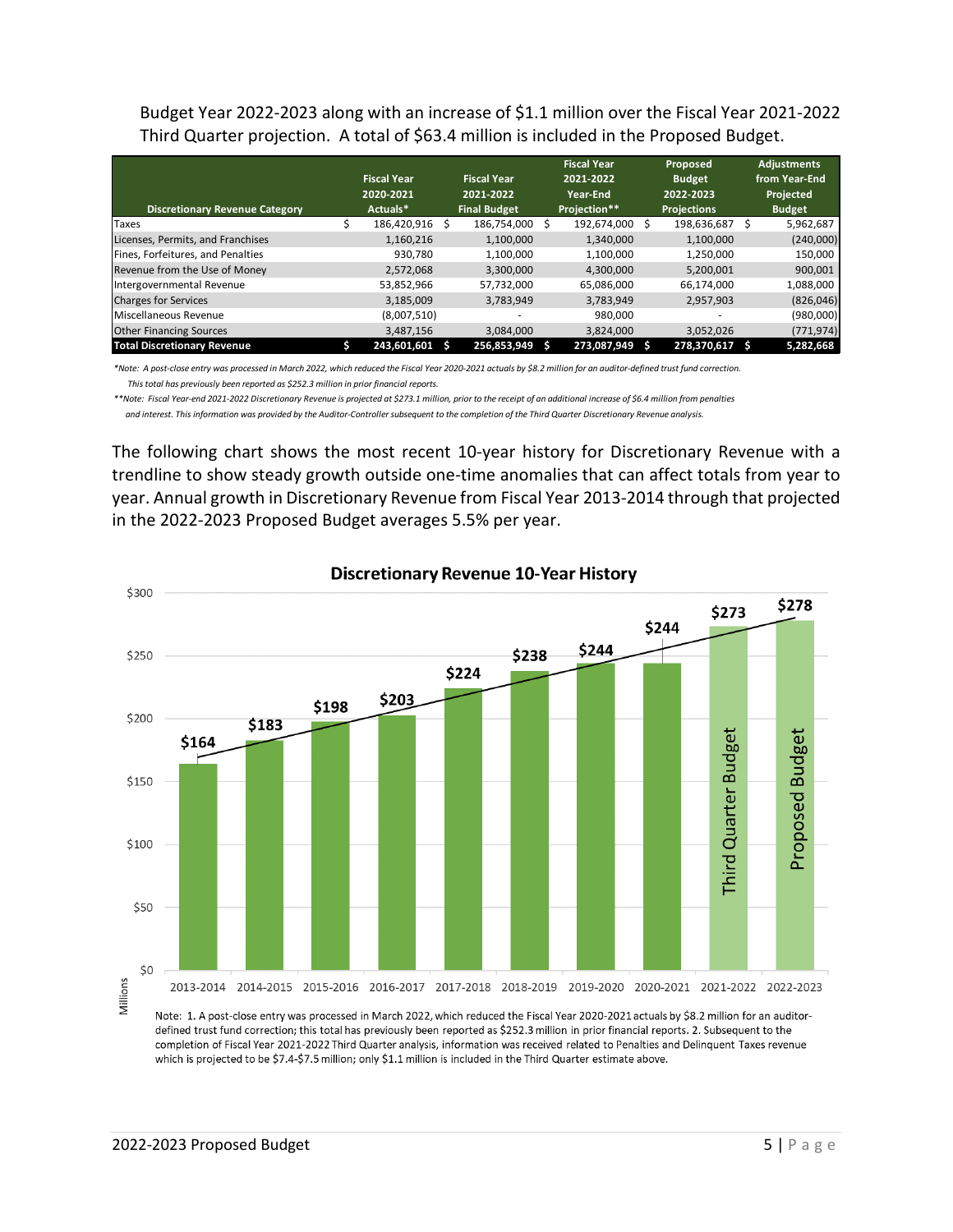Budget Year 2022-2023 along with an increase of $1.1 million over the Fiscal Year 2021-2022 Third Quarter projection. A total of $63.4 million is included in the Proposed Budget.

| Discretionary Revenue Category | Fiscal Year 2020-2021 Actuals* | Fiscal Year 2021-2022 Final Budget | Fiscal Year 2021-2022 Year-End Projection** | Proposed Budget 2022-2023 Projections | Adjustments from Year-End Projected Budget |
|---|---|---|---|---|---|
| Taxes | $ 186,420,916 | $ 186,754,000 | $ 192,674,000 | $ 198,636,687 | $ 5,962,687 |
| Licenses, Permits, and Franchises | 1,160,216 | 1,100,000 | 1,340,000 | 1,100,000 | (240,000) |
| Fines, Forfeitures, and Penalties | 930,780 | 1,100,000 | 1,100,000 | 1,250,000 | 150,000 |
| Revenue from the Use of Money | 2,572,068 | 3,300,000 | 4,300,000 | 5,200,001 | 900,001 |
| Intergovernmental Revenue | 53,852,966 | 57,732,000 | 65,086,000 | 66,174,000 | 1,088,000 |
| Charges for Services | 3,185,009 | 3,783,949 | 3,783,949 | 2,957,903 | (826,046) |
| Miscellaneous Revenue | (8,007,510) | - | 980,000 | - | (980,000) |
| Other Financing Sources | 3,487,156 | 3,084,000 | 3,824,000 | 3,052,026 | (771,974) |
| **Total Discretionary Revenue** | **$ 243,601,601** | **$ 256,853,949** | **$ 273,087,949** | **$ 278,370,617** | **$ 5,282,668** |

*\*Note: A post-close entry was processed in March 2022, which reduced the Fiscal Year 2020-2021 actuals by $8.2 million for an auditor-defined trust fund correction. This total has previously been reported as $252.3 million in prior financial reports.*

*\*\*Note: Fiscal Year-end 2021-2022 Discretionary Revenue is projected at $273.1 million, prior to the receipt of an additional increase of $6.4 million from penalties and interest. This information was provided by the Auditor-Controller subsequent to the completion of the Third Quarter Discretionary Revenue analysis.*

The following chart shows the most recent 10-year history for Discretionary Revenue with a trendline to show steady growth outside one-time anomalies that can affect totals from year to year. Annual growth in Discretionary Revenue from Fiscal Year 2013-2014 through that projected in the 2022-2023 Proposed Budget averages 5.5% per year.

**Discretionary Revenue 10-Year History**

| Fiscal Year | Discretionary Revenue (Millions) |
|---|---|
| 2013-2014 | $164 |
| 2014-2015 | $183 |
| 2015-2016 | $198 |
| 2016-2017 | $203 |
| 2017-2018 | $224 |
| 2018-2019 | $238 |
| 2019-2020 | $244 |
| 2020-2021 | $244 |
| 2021-2022 (Third Quarter Budget) | $273 |
| 2022-2023 (Proposed Budget) | $278 |

Note: 1. A post-close entry was processed in March 2022, which reduced the Fiscal Year 2020-2021 actuals by $8.2 million for an auditor-defined trust fund correction; this total has previously been reported as $252.3 million in prior financial reports. 2. Subsequent to the completion of Fiscal Year 2021-2022 Third Quarter analysis, information was received related to Penalties and Delinquent Taxes revenue which is projected to be $7.4-$7.5 million; only $1.1 million is included in the Third Quarter estimate above.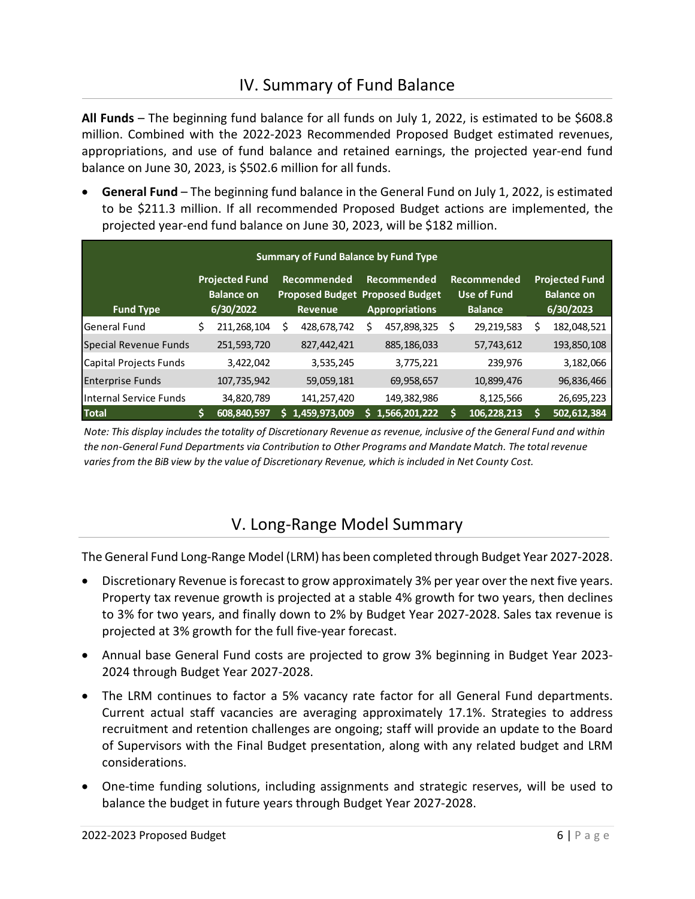# IV. Summary of Fund Balance

**All Funds** – The beginning fund balance for all funds on July 1, 2022, is estimated to be $608.8 million. Combined with the 2022-2023 Recommended Proposed Budget estimated revenues, appropriations, and use of fund balance and retained earnings, the projected year-end fund balance on June 30, 2023, is $502.6 million for all funds.

- **General Fund** – The beginning fund balance in the General Fund on July 1, 2022, is estimated to be $211.3 million. If all recommended Proposed Budget actions are implemented, the projected year-end fund balance on June 30, 2023, will be $182 million.

| Summary of Fund Balance by Fund Type | | | | | |
|---|---|---|---|---|---|
| Fund Type | Projected Fund Balance on 6/30/2022 | Recommended Proposed Budget Revenue | Recommended Proposed Budget Appropriations | Recommended Use of Fund Balance | Projected Fund Balance on 6/30/2023 |
| General Fund | $ 211,268,104 | $ 428,678,742 | $ 457,898,325 | $ 29,219,583 | $ 182,048,521 |
| Special Revenue Funds | 251,593,720 | 827,442,421 | 885,186,033 | 57,743,612 | 193,850,108 |
| Capital Projects Funds | 3,422,042 | 3,535,245 | 3,775,221 | 239,976 | 3,182,066 |
| Enterprise Funds | 107,735,942 | 59,059,181 | 69,958,657 | 10,899,476 | 96,836,466 |
| Internal Service Funds | 34,820,789 | 141,257,420 | 149,382,986 | 8,125,566 | 26,695,223 |
| **Total** | **$ 608,840,597** | **$ 1,459,973,009** | **$ 1,566,201,222** | **$ 106,228,213** | **$ 502,612,384** |

*Note: This display includes the totality of Discretionary Revenue as revenue, inclusive of the General Fund and within the non-General Fund Departments via Contribution to Other Programs and Mandate Match. The total revenue varies from the BiB view by the value of Discretionary Revenue, which is included in Net County Cost.*

# V. Long-Range Model Summary

The General Fund Long-Range Model (LRM) has been completed through Budget Year 2027-2028.

- Discretionary Revenue is forecast to grow approximately 3% per year over the next five years. Property tax revenue growth is projected at a stable 4% growth for two years, then declines to 3% for two years, and finally down to 2% by Budget Year 2027-2028. Sales tax revenue is projected at 3% growth for the full five-year forecast.
- Annual base General Fund costs are projected to grow 3% beginning in Budget Year 2023-2024 through Budget Year 2027-2028.
- The LRM continues to factor a 5% vacancy rate factor for all General Fund departments. Current actual staff vacancies are averaging approximately 17.1%. Strategies to address recruitment and retention challenges are ongoing; staff will provide an update to the Board of Supervisors with the Final Budget presentation, along with any related budget and LRM considerations.
- One-time funding solutions, including assignments and strategic reserves, will be used to balance the budget in future years through Budget Year 2027-2028.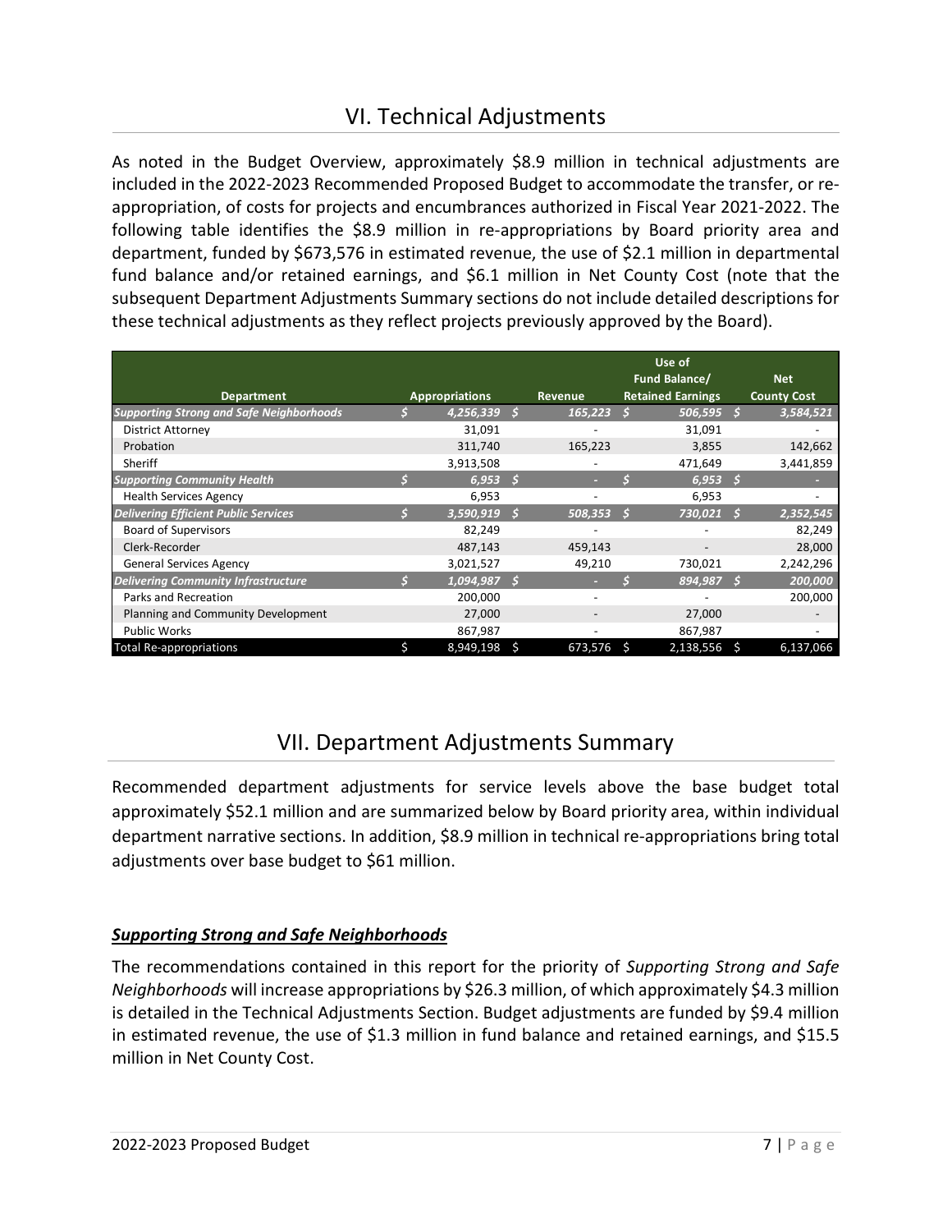# VI. Technical Adjustments

As noted in the Budget Overview, approximately \$8.9 million in technical adjustments are included in the 2022-2023 Recommended Proposed Budget to accommodate the transfer, or re-appropriation, of costs for projects and encumbrances authorized in Fiscal Year 2021-2022. The following table identifies the \$8.9 million in re-appropriations by Board priority area and department, funded by \$673,576 in estimated revenue, the use of \$2.1 million in departmental fund balance and/or retained earnings, and \$6.1 million in Net County Cost (note that the subsequent Department Adjustments Summary sections do not include detailed descriptions for these technical adjustments as they reflect projects previously approved by the Board).

| Department | Appropriations | Revenue | Use of Fund Balance/ Retained Earnings | Net County Cost |
|---|---|---|---|---|
| ***Supporting Strong and Safe Neighborhoods*** | ***\$ 4,256,339*** | ***\$ 165,223*** | ***\$ 506,595*** | ***\$ 3,584,521*** |
| District Attorney | 31,091 | - | 31,091 | - |
| Probation | 311,740 | 165,223 | 3,855 | 142,662 |
| Sheriff | 3,913,508 | - | 471,649 | 3,441,859 |
| ***Supporting Community Health*** | ***\$ 6,953*** | ***\$ -*** | ***\$ 6,953*** | ***\$ -*** |
| Health Services Agency | 6,953 | - | 6,953 | - |
| ***Delivering Efficient Public Services*** | ***\$ 3,590,919*** | ***\$ 508,353*** | ***\$ 730,021*** | ***\$ 2,352,545*** |
| Board of Supervisors | 82,249 | - | - | 82,249 |
| Clerk-Recorder | 487,143 | 459,143 | - | 28,000 |
| General Services Agency | 3,021,527 | 49,210 | 730,021 | 2,242,296 |
| ***Delivering Community Infrastructure*** | ***\$ 1,094,987*** | ***\$ -*** | ***\$ 894,987*** | ***\$ 200,000*** |
| Parks and Recreation | 200,000 | - | - | 200,000 |
| Planning and Community Development | 27,000 | - | 27,000 | - |
| Public Works | 867,987 | - | 867,987 | - |
| Total Re-appropriations | \$ 8,949,198 | \$ 673,576 | \$ 2,138,556 | \$ 6,137,066 |

# VII. Department Adjustments Summary

Recommended department adjustments for service levels above the base budget total approximately \$52.1 million and are summarized below by Board priority area, within individual department narrative sections. In addition, \$8.9 million in technical re-appropriations bring total adjustments over base budget to \$61 million.

### ***Supporting Strong and Safe Neighborhoods***

The recommendations contained in this report for the priority of *Supporting Strong and Safe Neighborhoods* will increase appropriations by \$26.3 million, of which approximately \$4.3 million is detailed in the Technical Adjustments Section. Budget adjustments are funded by \$9.4 million in estimated revenue, the use of \$1.3 million in fund balance and retained earnings, and \$15.5 million in Net County Cost.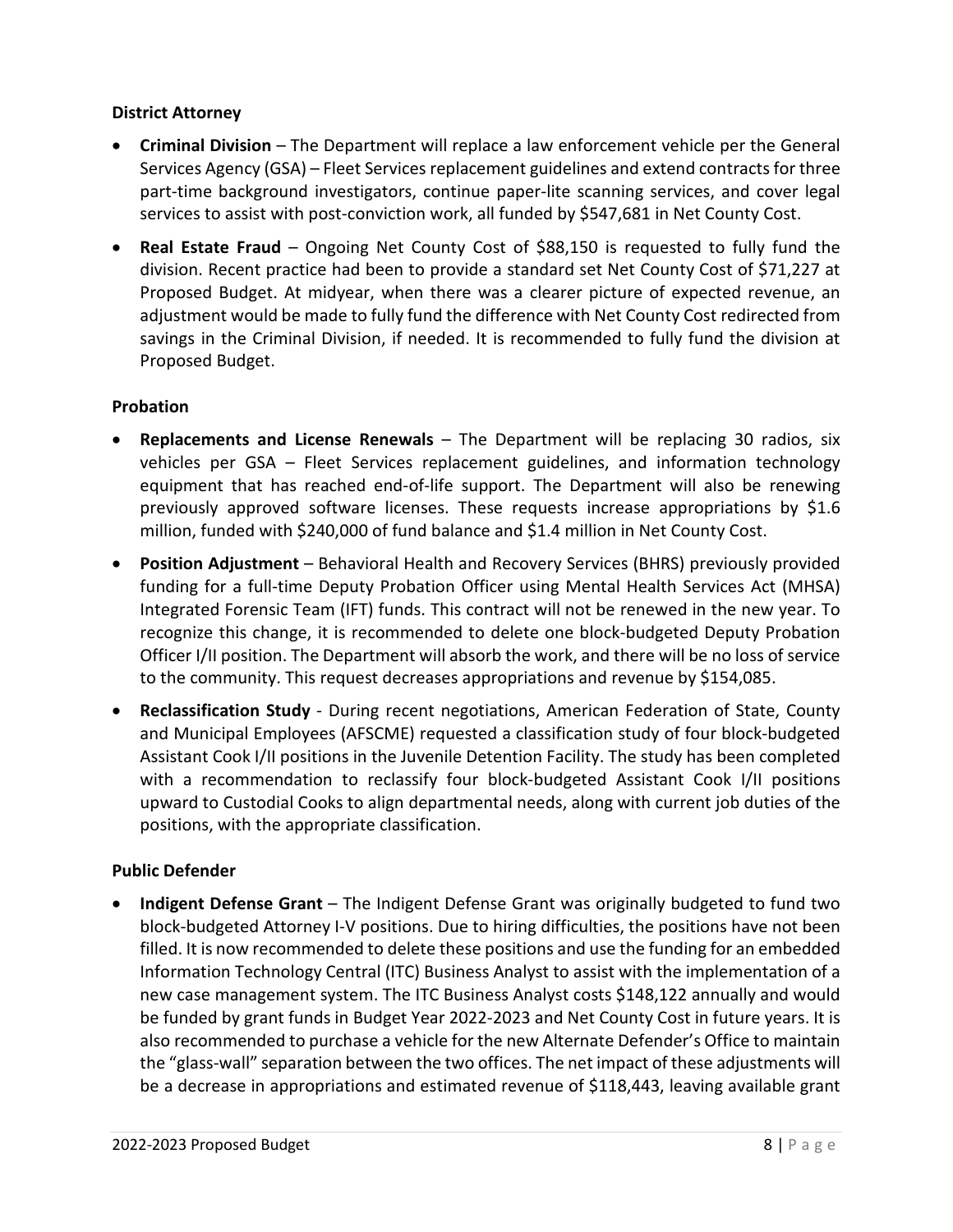**District Attorney**

- **Criminal Division** – The Department will replace a law enforcement vehicle per the General Services Agency (GSA) – Fleet Services replacement guidelines and extend contracts for three part-time background investigators, continue paper-lite scanning services, and cover legal services to assist with post-conviction work, all funded by $547,681 in Net County Cost.
- **Real Estate Fraud** – Ongoing Net County Cost of $88,150 is requested to fully fund the division. Recent practice had been to provide a standard set Net County Cost of $71,227 at Proposed Budget. At midyear, when there was a clearer picture of expected revenue, an adjustment would be made to fully fund the difference with Net County Cost redirected from savings in the Criminal Division, if needed. It is recommended to fully fund the division at Proposed Budget.

**Probation**

- **Replacements and License Renewals** – The Department will be replacing 30 radios, six vehicles per GSA – Fleet Services replacement guidelines, and information technology equipment that has reached end-of-life support. The Department will also be renewing previously approved software licenses. These requests increase appropriations by $1.6 million, funded with $240,000 of fund balance and $1.4 million in Net County Cost.
- **Position Adjustment** – Behavioral Health and Recovery Services (BHRS) previously provided funding for a full-time Deputy Probation Officer using Mental Health Services Act (MHSA) Integrated Forensic Team (IFT) funds. This contract will not be renewed in the new year. To recognize this change, it is recommended to delete one block-budgeted Deputy Probation Officer I/II position. The Department will absorb the work, and there will be no loss of service to the community. This request decreases appropriations and revenue by $154,085.
- **Reclassification Study** - During recent negotiations, American Federation of State, County and Municipal Employees (AFSCME) requested a classification study of four block-budgeted Assistant Cook I/II positions in the Juvenile Detention Facility. The study has been completed with a recommendation to reclassify four block-budgeted Assistant Cook I/II positions upward to Custodial Cooks to align departmental needs, along with current job duties of the positions, with the appropriate classification.

**Public Defender**

- **Indigent Defense Grant** – The Indigent Defense Grant was originally budgeted to fund two block-budgeted Attorney I-V positions. Due to hiring difficulties, the positions have not been filled. It is now recommended to delete these positions and use the funding for an embedded Information Technology Central (ITC) Business Analyst to assist with the implementation of a new case management system. The ITC Business Analyst costs $148,122 annually and would be funded by grant funds in Budget Year 2022-2023 and Net County Cost in future years. It is also recommended to purchase a vehicle for the new Alternate Defender's Office to maintain the "glass-wall" separation between the two offices. The net impact of these adjustments will be a decrease in appropriations and estimated revenue of $118,443, leaving available grant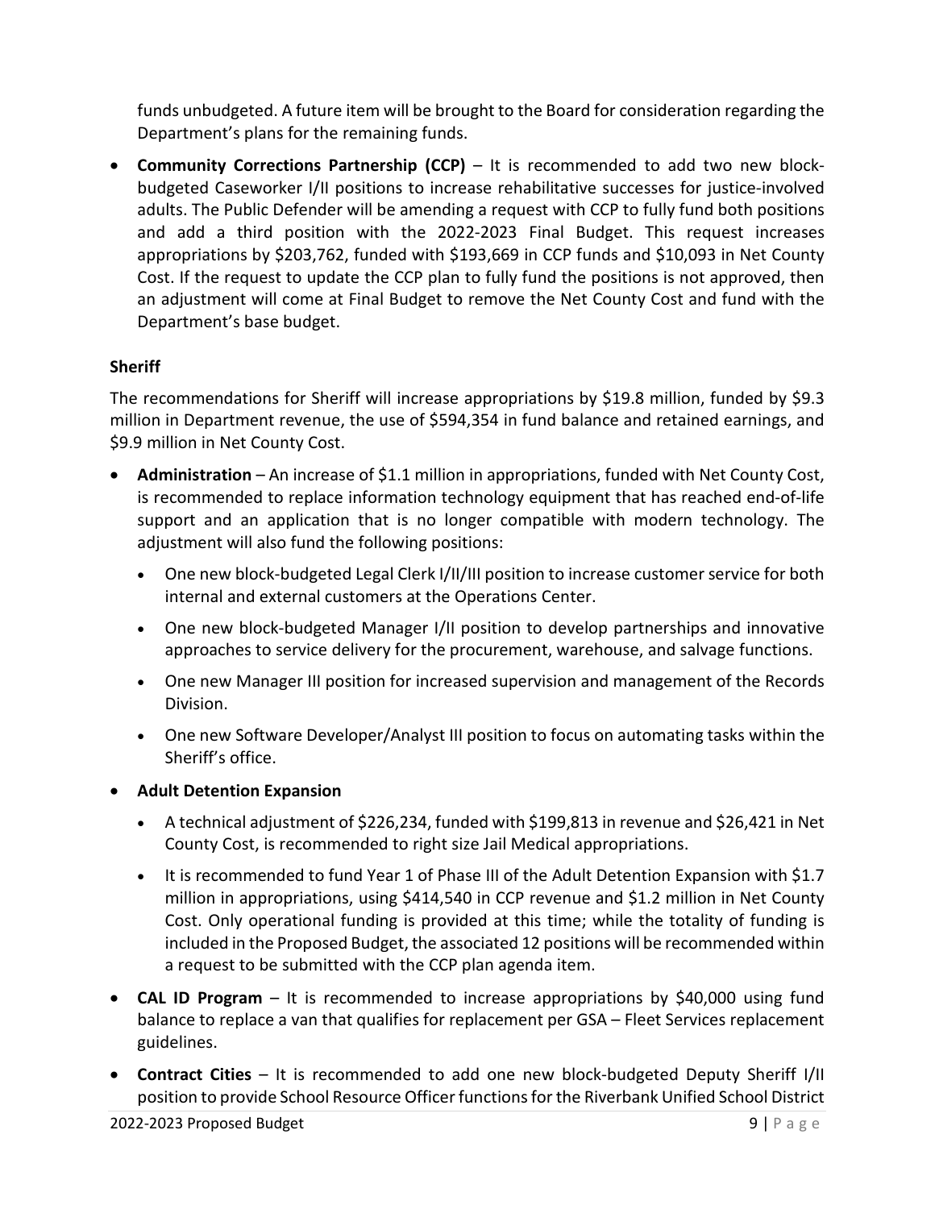funds unbudgeted. A future item will be brought to the Board for consideration regarding the Department's plans for the remaining funds.

- **Community Corrections Partnership (CCP)** – It is recommended to add two new block-budgeted Caseworker I/II positions to increase rehabilitative successes for justice-involved adults. The Public Defender will be amending a request with CCP to fully fund both positions and add a third position with the 2022-2023 Final Budget. This request increases appropriations by $203,762, funded with $193,669 in CCP funds and $10,093 in Net County Cost. If the request to update the CCP plan to fully fund the positions is not approved, then an adjustment will come at Final Budget to remove the Net County Cost and fund with the Department's base budget.

**Sheriff**

The recommendations for Sheriff will increase appropriations by $19.8 million, funded by $9.3 million in Department revenue, the use of $594,354 in fund balance and retained earnings, and $9.9 million in Net County Cost.

- **Administration** – An increase of $1.1 million in appropriations, funded with Net County Cost, is recommended to replace information technology equipment that has reached end-of-life support and an application that is no longer compatible with modern technology. The adjustment will also fund the following positions:
  - One new block-budgeted Legal Clerk I/II/III position to increase customer service for both internal and external customers at the Operations Center.
  - One new block-budgeted Manager I/II position to develop partnerships and innovative approaches to service delivery for the procurement, warehouse, and salvage functions.
  - One new Manager III position for increased supervision and management of the Records Division.
  - One new Software Developer/Analyst III position to focus on automating tasks within the Sheriff's office.
- **Adult Detention Expansion**
  - A technical adjustment of $226,234, funded with $199,813 in revenue and $26,421 in Net County Cost, is recommended to right size Jail Medical appropriations.
  - It is recommended to fund Year 1 of Phase III of the Adult Detention Expansion with $1.7 million in appropriations, using $414,540 in CCP revenue and $1.2 million in Net County Cost. Only operational funding is provided at this time; while the totality of funding is included in the Proposed Budget, the associated 12 positions will be recommended within a request to be submitted with the CCP plan agenda item.
- **CAL ID Program** – It is recommended to increase appropriations by $40,000 using fund balance to replace a van that qualifies for replacement per GSA – Fleet Services replacement guidelines.
- **Contract Cities** – It is recommended to add one new block-budgeted Deputy Sheriff I/II position to provide School Resource Officer functions for the Riverbank Unified School District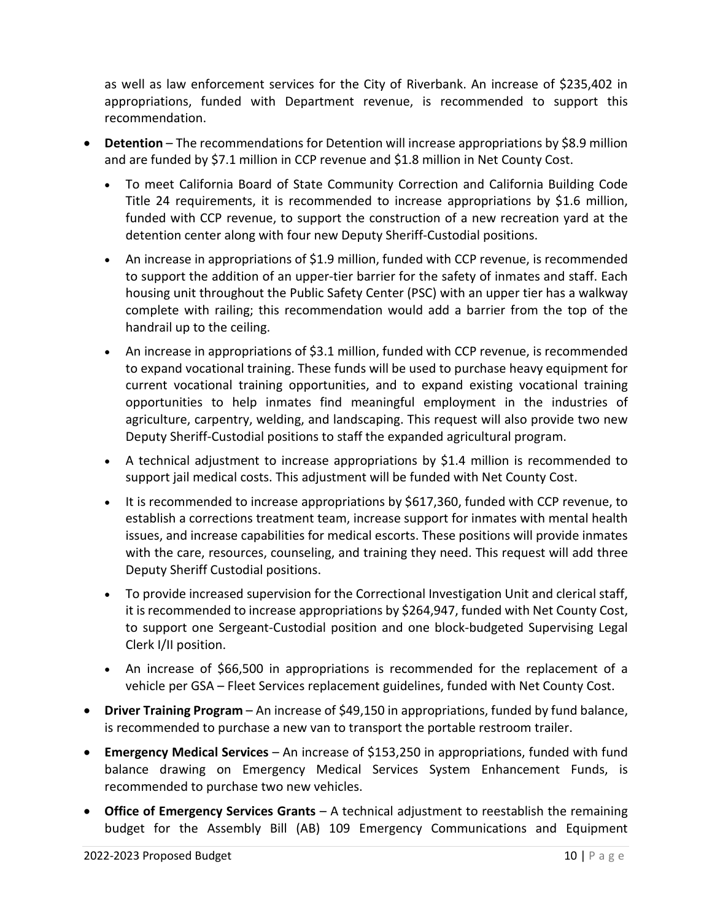as well as law enforcement services for the City of Riverbank. An increase of $235,402 in appropriations, funded with Department revenue, is recommended to support this recommendation.

- **Detention** – The recommendations for Detention will increase appropriations by $8.9 million and are funded by $7.1 million in CCP revenue and $1.8 million in Net County Cost.
  - To meet California Board of State Community Correction and California Building Code Title 24 requirements, it is recommended to increase appropriations by $1.6 million, funded with CCP revenue, to support the construction of a new recreation yard at the detention center along with four new Deputy Sheriff-Custodial positions.
  - An increase in appropriations of $1.9 million, funded with CCP revenue, is recommended to support the addition of an upper-tier barrier for the safety of inmates and staff. Each housing unit throughout the Public Safety Center (PSC) with an upper tier has a walkway complete with railing; this recommendation would add a barrier from the top of the handrail up to the ceiling.
  - An increase in appropriations of $3.1 million, funded with CCP revenue, is recommended to expand vocational training. These funds will be used to purchase heavy equipment for current vocational training opportunities, and to expand existing vocational training opportunities to help inmates find meaningful employment in the industries of agriculture, carpentry, welding, and landscaping. This request will also provide two new Deputy Sheriff-Custodial positions to staff the expanded agricultural program.
  - A technical adjustment to increase appropriations by $1.4 million is recommended to support jail medical costs. This adjustment will be funded with Net County Cost.
  - It is recommended to increase appropriations by $617,360, funded with CCP revenue, to establish a corrections treatment team, increase support for inmates with mental health issues, and increase capabilities for medical escorts. These positions will provide inmates with the care, resources, counseling, and training they need. This request will add three Deputy Sheriff Custodial positions.
  - To provide increased supervision for the Correctional Investigation Unit and clerical staff, it is recommended to increase appropriations by $264,947, funded with Net County Cost, to support one Sergeant-Custodial position and one block-budgeted Supervising Legal Clerk I/II position.
  - An increase of $66,500 in appropriations is recommended for the replacement of a vehicle per GSA – Fleet Services replacement guidelines, funded with Net County Cost.
- **Driver Training Program** – An increase of $49,150 in appropriations, funded by fund balance, is recommended to purchase a new van to transport the portable restroom trailer.
- **Emergency Medical Services** – An increase of $153,250 in appropriations, funded with fund balance drawing on Emergency Medical Services System Enhancement Funds, is recommended to purchase two new vehicles.
- **Office of Emergency Services Grants** – A technical adjustment to reestablish the remaining budget for the Assembly Bill (AB) 109 Emergency Communications and Equipment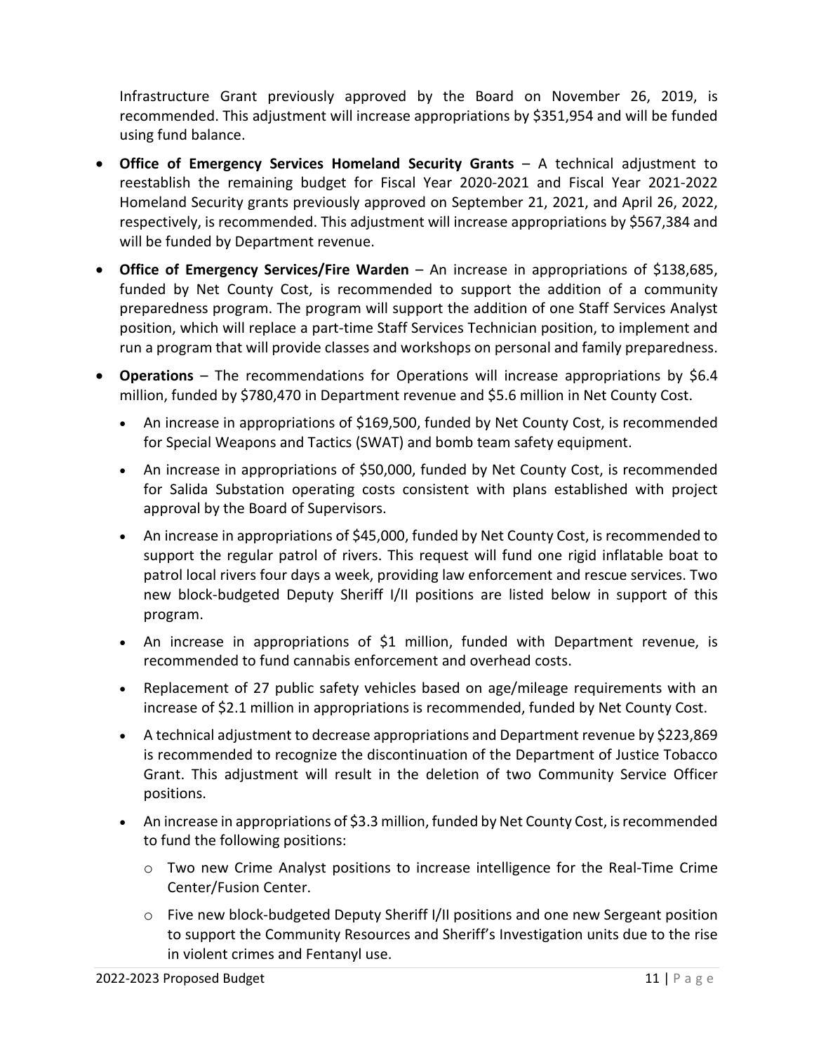Infrastructure Grant previously approved by the Board on November 26, 2019, is recommended. This adjustment will increase appropriations by $351,954 and will be funded using fund balance.

- **Office of Emergency Services Homeland Security Grants** – A technical adjustment to reestablish the remaining budget for Fiscal Year 2020-2021 and Fiscal Year 2021-2022 Homeland Security grants previously approved on September 21, 2021, and April 26, 2022, respectively, is recommended. This adjustment will increase appropriations by $567,384 and will be funded by Department revenue.
- **Office of Emergency Services/Fire Warden** – An increase in appropriations of $138,685, funded by Net County Cost, is recommended to support the addition of a community preparedness program. The program will support the addition of one Staff Services Analyst position, which will replace a part-time Staff Services Technician position, to implement and run a program that will provide classes and workshops on personal and family preparedness.
- **Operations** – The recommendations for Operations will increase appropriations by $6.4 million, funded by $780,470 in Department revenue and $5.6 million in Net County Cost.
  - An increase in appropriations of $169,500, funded by Net County Cost, is recommended for Special Weapons and Tactics (SWAT) and bomb team safety equipment.
  - An increase in appropriations of $50,000, funded by Net County Cost, is recommended for Salida Substation operating costs consistent with plans established with project approval by the Board of Supervisors.
  - An increase in appropriations of $45,000, funded by Net County Cost, is recommended to support the regular patrol of rivers. This request will fund one rigid inflatable boat to patrol local rivers four days a week, providing law enforcement and rescue services. Two new block-budgeted Deputy Sheriff I/II positions are listed below in support of this program.
  - An increase in appropriations of $1 million, funded with Department revenue, is recommended to fund cannabis enforcement and overhead costs.
  - Replacement of 27 public safety vehicles based on age/mileage requirements with an increase of $2.1 million in appropriations is recommended, funded by Net County Cost.
  - A technical adjustment to decrease appropriations and Department revenue by $223,869 is recommended to recognize the discontinuation of the Department of Justice Tobacco Grant. This adjustment will result in the deletion of two Community Service Officer positions.
  - An increase in appropriations of $3.3 million, funded by Net County Cost, is recommended to fund the following positions:
    - Two new Crime Analyst positions to increase intelligence for the Real-Time Crime Center/Fusion Center.
    - Five new block-budgeted Deputy Sheriff I/II positions and one new Sergeant position to support the Community Resources and Sheriff's Investigation units due to the rise in violent crimes and Fentanyl use.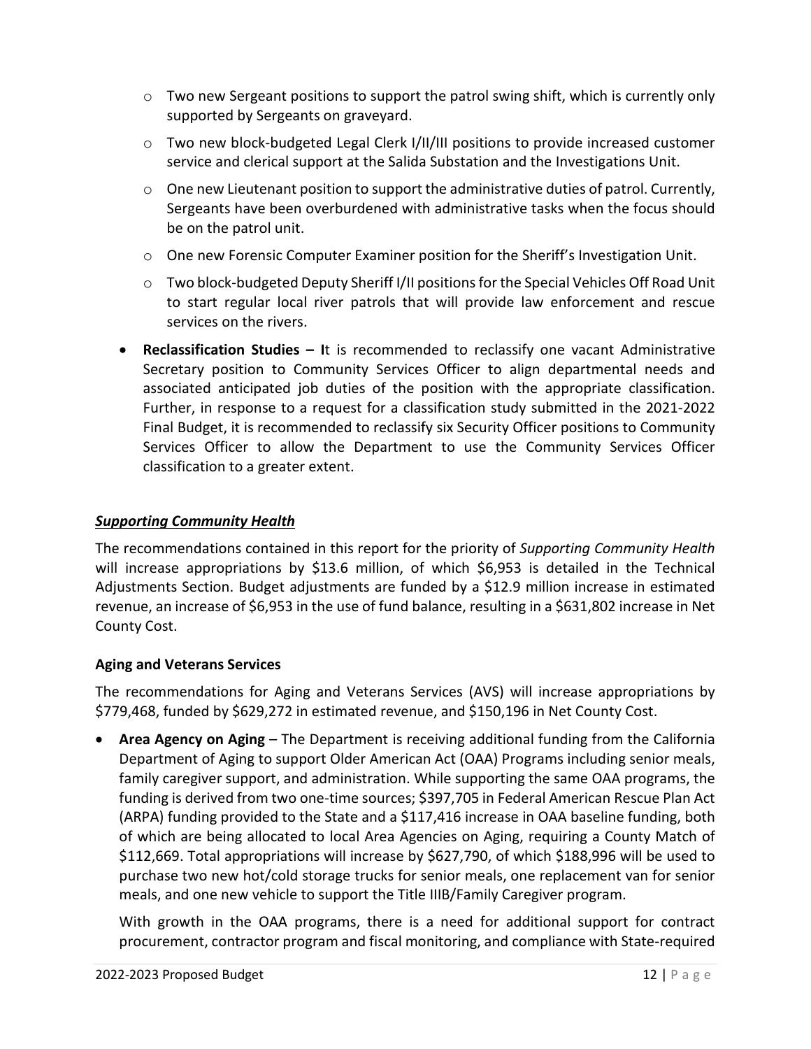- Two new Sergeant positions to support the patrol swing shift, which is currently only supported by Sergeants on graveyard.
  - Two new block-budgeted Legal Clerk I/II/III positions to provide increased customer service and clerical support at the Salida Substation and the Investigations Unit.
  - One new Lieutenant position to support the administrative duties of patrol. Currently, Sergeants have been overburdened with administrative tasks when the focus should be on the patrol unit.
  - One new Forensic Computer Examiner position for the Sheriff's Investigation Unit.
  - Two block-budgeted Deputy Sheriff I/II positions for the Special Vehicles Off Road Unit to start regular local river patrols that will provide law enforcement and rescue services on the rivers.
- **Reclassification Studies – I**t is recommended to reclassify one vacant Administrative Secretary position to Community Services Officer to align departmental needs and associated anticipated job duties of the position with the appropriate classification. Further, in response to a request for a classification study submitted in the 2021-2022 Final Budget, it is recommended to reclassify six Security Officer positions to Community Services Officer to allow the Department to use the Community Services Officer classification to a greater extent.

***Supporting Community Health***

The recommendations contained in this report for the priority of *Supporting Community Health* will increase appropriations by $13.6 million, of which $6,953 is detailed in the Technical Adjustments Section. Budget adjustments are funded by a $12.9 million increase in estimated revenue, an increase of $6,953 in the use of fund balance, resulting in a $631,802 increase in Net County Cost.

**Aging and Veterans Services**

The recommendations for Aging and Veterans Services (AVS) will increase appropriations by $779,468, funded by $629,272 in estimated revenue, and $150,196 in Net County Cost.

- **Area Agency on Aging** – The Department is receiving additional funding from the California Department of Aging to support Older American Act (OAA) Programs including senior meals, family caregiver support, and administration. While supporting the same OAA programs, the funding is derived from two one-time sources; $397,705 in Federal American Rescue Plan Act (ARPA) funding provided to the State and a $117,416 increase in OAA baseline funding, both of which are being allocated to local Area Agencies on Aging, requiring a County Match of $112,669. Total appropriations will increase by $627,790, of which $188,996 will be used to purchase two new hot/cold storage trucks for senior meals, one replacement van for senior meals, and one new vehicle to support the Title IIIB/Family Caregiver program.

  With growth in the OAA programs, there is a need for additional support for contract procurement, contractor program and fiscal monitoring, and compliance with State-required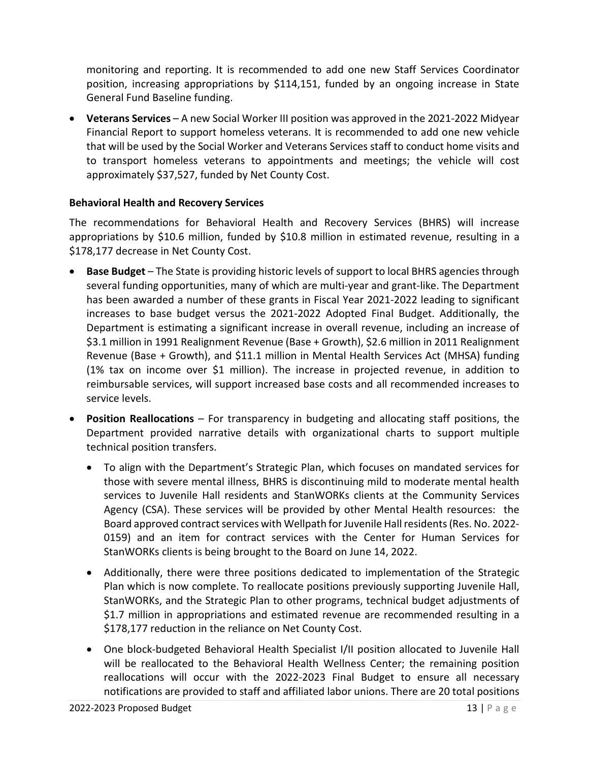monitoring and reporting. It is recommended to add one new Staff Services Coordinator position, increasing appropriations by $114,151, funded by an ongoing increase in State General Fund Baseline funding.

- **Veterans Services** – A new Social Worker III position was approved in the 2021-2022 Midyear Financial Report to support homeless veterans. It is recommended to add one new vehicle that will be used by the Social Worker and Veterans Services staff to conduct home visits and to transport homeless veterans to appointments and meetings; the vehicle will cost approximately $37,527, funded by Net County Cost.

**Behavioral Health and Recovery Services**

The recommendations for Behavioral Health and Recovery Services (BHRS) will increase appropriations by $10.6 million, funded by $10.8 million in estimated revenue, resulting in a $178,177 decrease in Net County Cost.

- **Base Budget** – The State is providing historic levels of support to local BHRS agencies through several funding opportunities, many of which are multi-year and grant-like. The Department has been awarded a number of these grants in Fiscal Year 2021-2022 leading to significant increases to base budget versus the 2021-2022 Adopted Final Budget. Additionally, the Department is estimating a significant increase in overall revenue, including an increase of $3.1 million in 1991 Realignment Revenue (Base + Growth), $2.6 million in 2011 Realignment Revenue (Base + Growth), and $11.1 million in Mental Health Services Act (MHSA) funding (1% tax on income over $1 million). The increase in projected revenue, in addition to reimbursable services, will support increased base costs and all recommended increases to service levels.
- **Position Reallocations** – For transparency in budgeting and allocating staff positions, the Department provided narrative details with organizational charts to support multiple technical position transfers.
  - To align with the Department's Strategic Plan, which focuses on mandated services for those with severe mental illness, BHRS is discontinuing mild to moderate mental health services to Juvenile Hall residents and StanWORKs clients at the Community Services Agency (CSA). These services will be provided by other Mental Health resources: the Board approved contract services with Wellpath for Juvenile Hall residents (Res. No. 2022-0159) and an item for contract services with the Center for Human Services for StanWORKs clients is being brought to the Board on June 14, 2022.
  - Additionally, there were three positions dedicated to implementation of the Strategic Plan which is now complete. To reallocate positions previously supporting Juvenile Hall, StanWORKs, and the Strategic Plan to other programs, technical budget adjustments of $1.7 million in appropriations and estimated revenue are recommended resulting in a $178,177 reduction in the reliance on Net County Cost.
  - One block-budgeted Behavioral Health Specialist I/II position allocated to Juvenile Hall will be reallocated to the Behavioral Health Wellness Center; the remaining position reallocations will occur with the 2022-2023 Final Budget to ensure all necessary notifications are provided to staff and affiliated labor unions. There are 20 total positions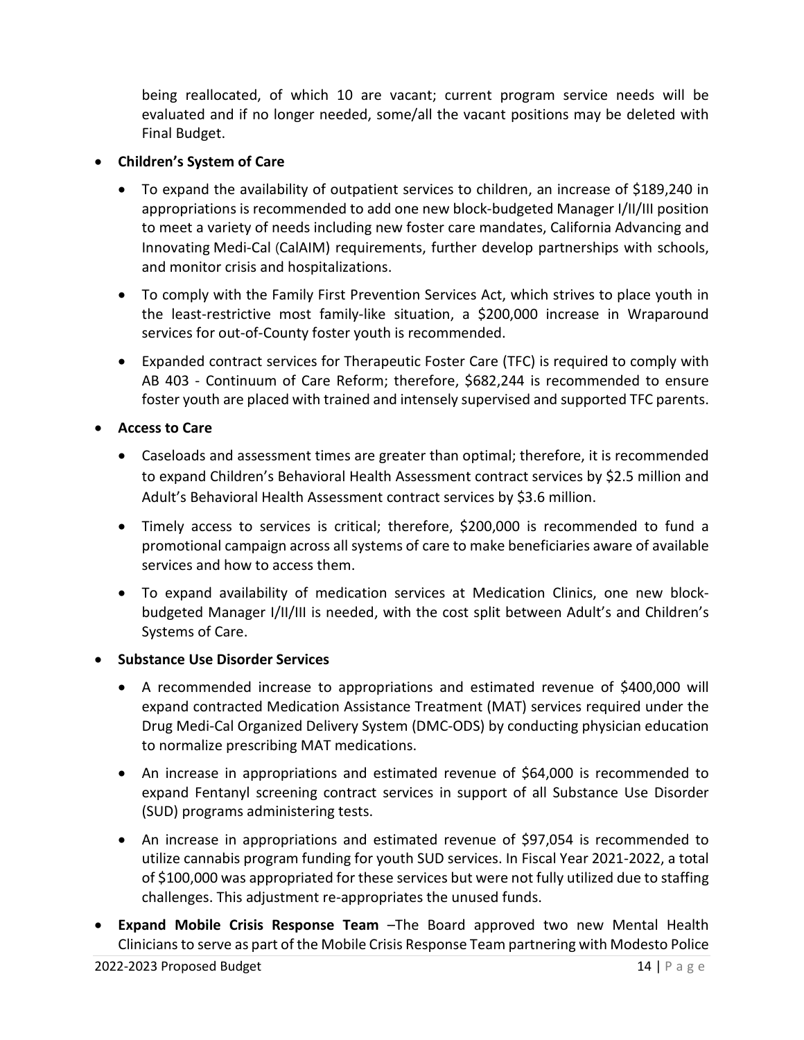being reallocated, of which 10 are vacant; current program service needs will be evaluated and if no longer needed, some/all the vacant positions may be deleted with Final Budget.

- **Children's System of Care**
  - To expand the availability of outpatient services to children, an increase of $189,240 in appropriations is recommended to add one new block-budgeted Manager I/II/III position to meet a variety of needs including new foster care mandates, California Advancing and Innovating Medi-Cal (CalAIM) requirements, further develop partnerships with schools, and monitor crisis and hospitalizations.
  - To comply with the Family First Prevention Services Act, which strives to place youth in the least-restrictive most family-like situation, a $200,000 increase in Wraparound services for out-of-County foster youth is recommended.
  - Expanded contract services for Therapeutic Foster Care (TFC) is required to comply with AB 403 - Continuum of Care Reform; therefore, $682,244 is recommended to ensure foster youth are placed with trained and intensely supervised and supported TFC parents.
- **Access to Care**
  - Caseloads and assessment times are greater than optimal; therefore, it is recommended to expand Children's Behavioral Health Assessment contract services by $2.5 million and Adult's Behavioral Health Assessment contract services by $3.6 million.
  - Timely access to services is critical; therefore, $200,000 is recommended to fund a promotional campaign across all systems of care to make beneficiaries aware of available services and how to access them.
  - To expand availability of medication services at Medication Clinics, one new block-budgeted Manager I/II/III is needed, with the cost split between Adult's and Children's Systems of Care.
- **Substance Use Disorder Services**
  - A recommended increase to appropriations and estimated revenue of $400,000 will expand contracted Medication Assistance Treatment (MAT) services required under the Drug Medi-Cal Organized Delivery System (DMC-ODS) by conducting physician education to normalize prescribing MAT medications.
  - An increase in appropriations and estimated revenue of $64,000 is recommended to expand Fentanyl screening contract services in support of all Substance Use Disorder (SUD) programs administering tests.
  - An increase in appropriations and estimated revenue of $97,054 is recommended to utilize cannabis program funding for youth SUD services. In Fiscal Year 2021-2022, a total of $100,000 was appropriated for these services but were not fully utilized due to staffing challenges. This adjustment re-appropriates the unused funds.
- **Expand Mobile Crisis Response Team** –The Board approved two new Mental Health Clinicians to serve as part of the Mobile Crisis Response Team partnering with Modesto Police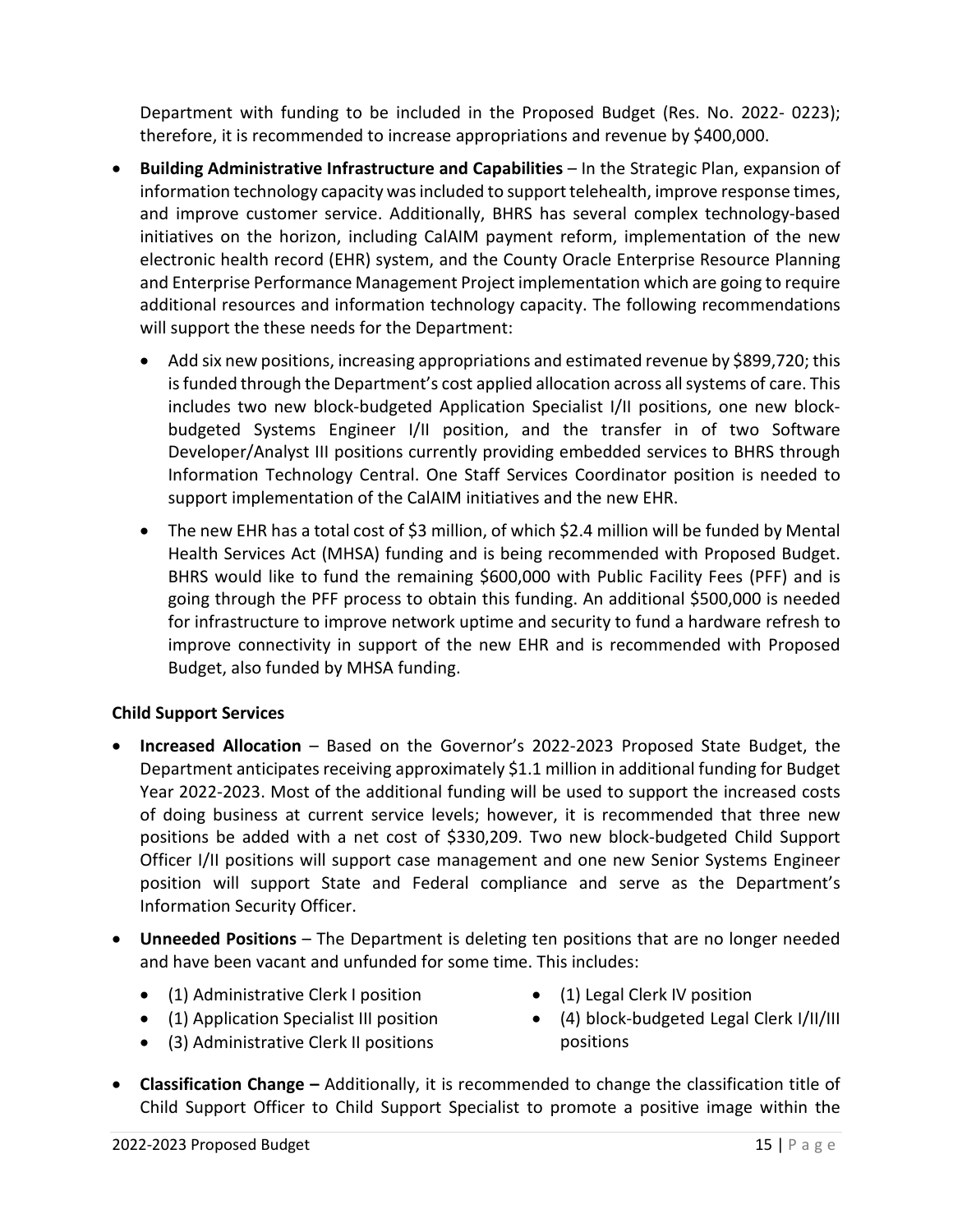Department with funding to be included in the Proposed Budget (Res. No. 2022- 0223); therefore, it is recommended to increase appropriations and revenue by $400,000.

- **Building Administrative Infrastructure and Capabilities** – In the Strategic Plan, expansion of information technology capacity was included to support telehealth, improve response times, and improve customer service. Additionally, BHRS has several complex technology-based initiatives on the horizon, including CalAIM payment reform, implementation of the new electronic health record (EHR) system, and the County Oracle Enterprise Resource Planning and Enterprise Performance Management Project implementation which are going to require additional resources and information technology capacity. The following recommendations will support the these needs for the Department:
  - Add six new positions, increasing appropriations and estimated revenue by $899,720; this is funded through the Department's cost applied allocation across all systems of care. This includes two new block-budgeted Application Specialist I/II positions, one new block-budgeted Systems Engineer I/II position, and the transfer in of two Software Developer/Analyst III positions currently providing embedded services to BHRS through Information Technology Central. One Staff Services Coordinator position is needed to support implementation of the CalAIM initiatives and the new EHR.
  - The new EHR has a total cost of $3 million, of which $2.4 million will be funded by Mental Health Services Act (MHSA) funding and is being recommended with Proposed Budget. BHRS would like to fund the remaining $600,000 with Public Facility Fees (PFF) and is going through the PFF process to obtain this funding. An additional $500,000 is needed for infrastructure to improve network uptime and security to fund a hardware refresh to improve connectivity in support of the new EHR and is recommended with Proposed Budget, also funded by MHSA funding.

**Child Support Services**

- **Increased Allocation** – Based on the Governor's 2022-2023 Proposed State Budget, the Department anticipates receiving approximately $1.1 million in additional funding for Budget Year 2022-2023. Most of the additional funding will be used to support the increased costs of doing business at current service levels; however, it is recommended that three new positions be added with a net cost of $330,209. Two new block-budgeted Child Support Officer I/II positions will support case management and one new Senior Systems Engineer position will support State and Federal compliance and serve as the Department's Information Security Officer.
- **Unneeded Positions** – The Department is deleting ten positions that are no longer needed and have been vacant and unfunded for some time. This includes:
  - (1) Administrative Clerk I position
  - (1) Application Specialist III position
  - (3) Administrative Clerk II positions
  - (1) Legal Clerk IV position
  - (4) block-budgeted Legal Clerk I/II/III positions
- **Classification Change –** Additionally, it is recommended to change the classification title of Child Support Officer to Child Support Specialist to promote a positive image within the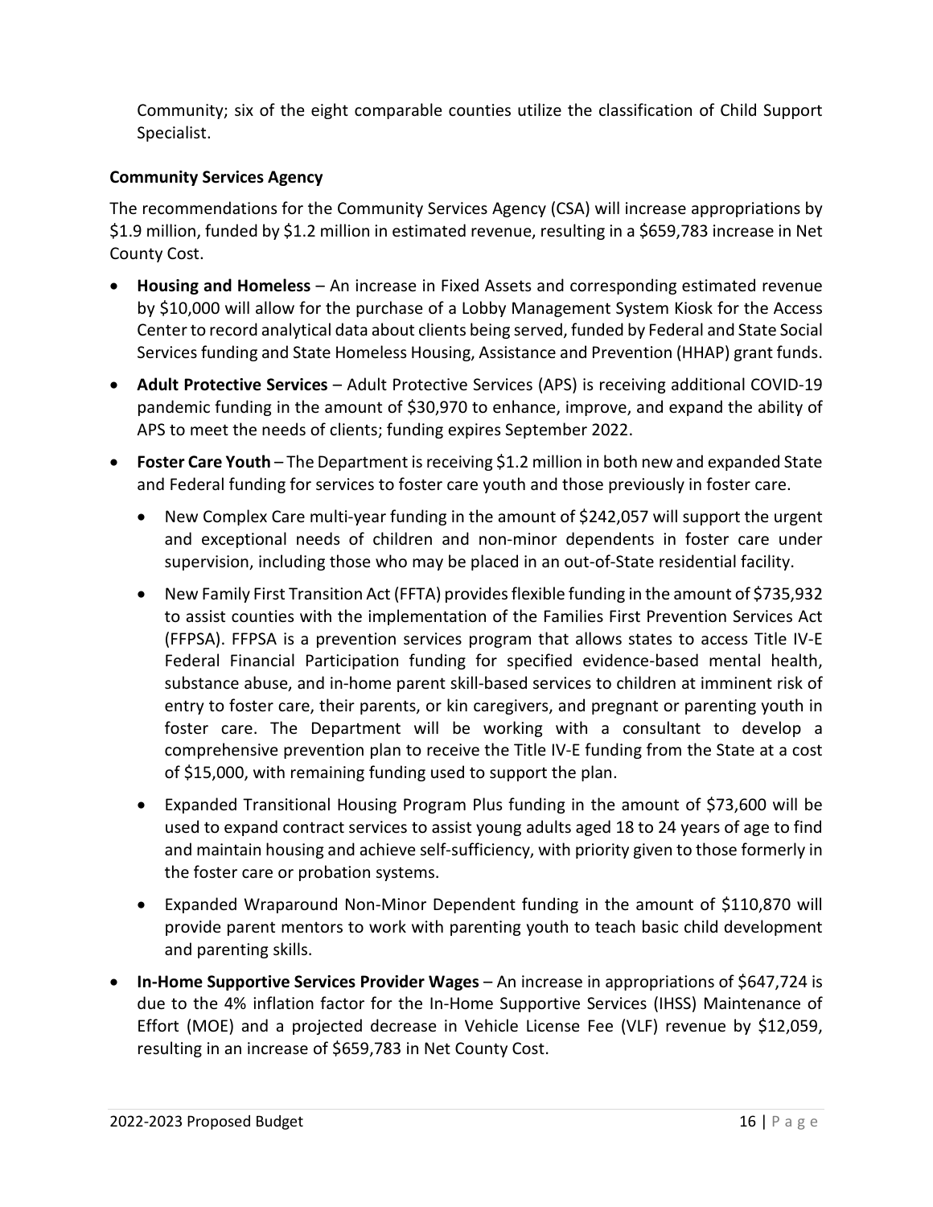Community; six of the eight comparable counties utilize the classification of Child Support Specialist.

**Community Services Agency**

The recommendations for the Community Services Agency (CSA) will increase appropriations by $1.9 million, funded by $1.2 million in estimated revenue, resulting in a $659,783 increase in Net County Cost.

- **Housing and Homeless** – An increase in Fixed Assets and corresponding estimated revenue by $10,000 will allow for the purchase of a Lobby Management System Kiosk for the Access Center to record analytical data about clients being served, funded by Federal and State Social Services funding and State Homeless Housing, Assistance and Prevention (HHAP) grant funds.
- **Adult Protective Services** – Adult Protective Services (APS) is receiving additional COVID-19 pandemic funding in the amount of $30,970 to enhance, improve, and expand the ability of APS to meet the needs of clients; funding expires September 2022.
- **Foster Care Youth** – The Department is receiving $1.2 million in both new and expanded State and Federal funding for services to foster care youth and those previously in foster care.
  - New Complex Care multi-year funding in the amount of $242,057 will support the urgent and exceptional needs of children and non-minor dependents in foster care under supervision, including those who may be placed in an out-of-State residential facility.
  - New Family First Transition Act (FFTA) provides flexible funding in the amount of $735,932 to assist counties with the implementation of the Families First Prevention Services Act (FFPSA). FFPSA is a prevention services program that allows states to access Title IV-E Federal Financial Participation funding for specified evidence-based mental health, substance abuse, and in-home parent skill-based services to children at imminent risk of entry to foster care, their parents, or kin caregivers, and pregnant or parenting youth in foster care. The Department will be working with a consultant to develop a comprehensive prevention plan to receive the Title IV-E funding from the State at a cost of $15,000, with remaining funding used to support the plan.
  - Expanded Transitional Housing Program Plus funding in the amount of $73,600 will be used to expand contract services to assist young adults aged 18 to 24 years of age to find and maintain housing and achieve self-sufficiency, with priority given to those formerly in the foster care or probation systems.
  - Expanded Wraparound Non-Minor Dependent funding in the amount of $110,870 will provide parent mentors to work with parenting youth to teach basic child development and parenting skills.
- **In-Home Supportive Services Provider Wages** – An increase in appropriations of $647,724 is due to the 4% inflation factor for the In-Home Supportive Services (IHSS) Maintenance of Effort (MOE) and a projected decrease in Vehicle License Fee (VLF) revenue by $12,059, resulting in an increase of $659,783 in Net County Cost.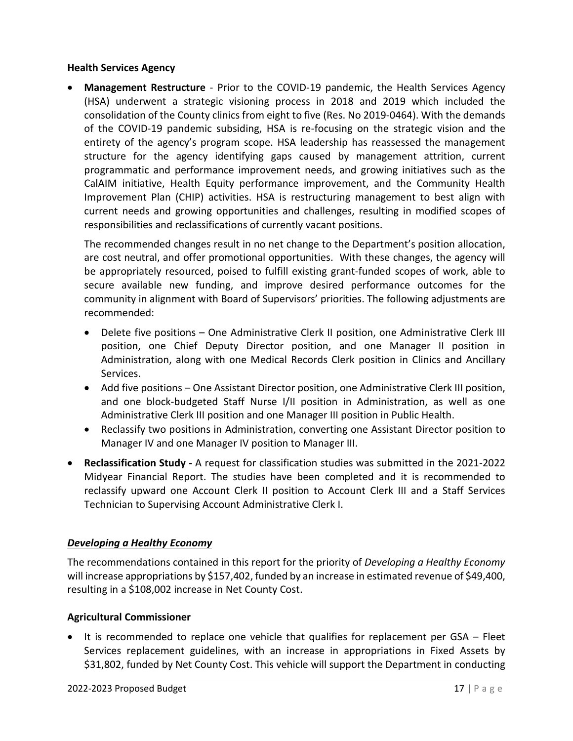### Health Services Agency

- **Management Restructure** - Prior to the COVID-19 pandemic, the Health Services Agency (HSA) underwent a strategic visioning process in 2018 and 2019 which included the consolidation of the County clinics from eight to five (Res. No 2019-0464). With the demands of the COVID-19 pandemic subsiding, HSA is re-focusing on the strategic vision and the entirety of the agency's program scope. HSA leadership has reassessed the management structure for the agency identifying gaps caused by management attrition, current programmatic and performance improvement needs, and growing initiatives such as the CalAIM initiative, Health Equity performance improvement, and the Community Health Improvement Plan (CHIP) activities. HSA is restructuring management to best align with current needs and growing opportunities and challenges, resulting in modified scopes of responsibilities and reclassifications of currently vacant positions.

  The recommended changes result in no net change to the Department's position allocation, are cost neutral, and offer promotional opportunities. With these changes, the agency will be appropriately resourced, poised to fulfill existing grant-funded scopes of work, able to secure available new funding, and improve desired performance outcomes for the community in alignment with Board of Supervisors' priorities. The following adjustments are recommended:

  - Delete five positions – One Administrative Clerk II position, one Administrative Clerk III position, one Chief Deputy Director position, and one Manager II position in Administration, along with one Medical Records Clerk position in Clinics and Ancillary Services.
  - Add five positions – One Assistant Director position, one Administrative Clerk III position, and one block-budgeted Staff Nurse I/II position in Administration, as well as one Administrative Clerk III position and one Manager III position in Public Health.
  - Reclassify two positions in Administration, converting one Assistant Director position to Manager IV and one Manager IV position to Manager III.

- **Reclassification Study -** A request for classification studies was submitted in the 2021-2022 Midyear Financial Report. The studies have been completed and it is recommended to reclassify upward one Account Clerk II position to Account Clerk III and a Staff Services Technician to Supervising Account Administrative Clerk I.

## ***Developing a Healthy Economy***

The recommendations contained in this report for the priority of *Developing a Healthy Economy* will increase appropriations by $157,402, funded by an increase in estimated revenue of $49,400, resulting in a $108,002 increase in Net County Cost.

### Agricultural Commissioner

- It is recommended to replace one vehicle that qualifies for replacement per GSA – Fleet Services replacement guidelines, with an increase in appropriations in Fixed Assets by $31,802, funded by Net County Cost. This vehicle will support the Department in conducting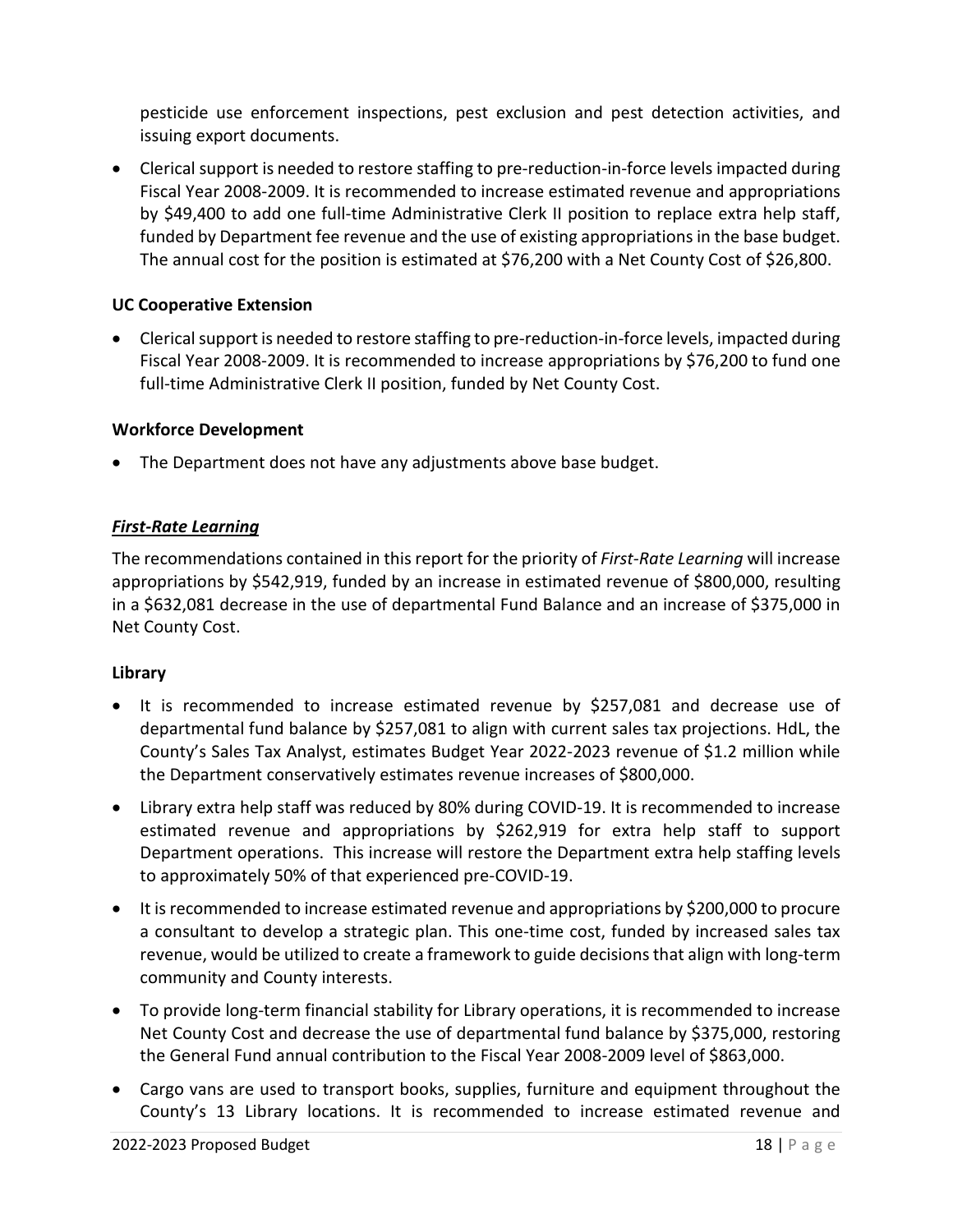pesticide use enforcement inspections, pest exclusion and pest detection activities, and issuing export documents.

- Clerical support is needed to restore staffing to pre-reduction-in-force levels impacted during Fiscal Year 2008-2009. It is recommended to increase estimated revenue and appropriations by $49,400 to add one full-time Administrative Clerk II position to replace extra help staff, funded by Department fee revenue and the use of existing appropriations in the base budget. The annual cost for the position is estimated at $76,200 with a Net County Cost of $26,800.

**UC Cooperative Extension**

- Clerical support is needed to restore staffing to pre-reduction-in-force levels, impacted during Fiscal Year 2008-2009. It is recommended to increase appropriations by $76,200 to fund one full-time Administrative Clerk II position, funded by Net County Cost.

**Workforce Development**

- The Department does not have any adjustments above base budget.

***First-Rate Learning***

The recommendations contained in this report for the priority of *First-Rate Learning* will increase appropriations by $542,919, funded by an increase in estimated revenue of $800,000, resulting in a $632,081 decrease in the use of departmental Fund Balance and an increase of $375,000 in Net County Cost.

**Library**

- It is recommended to increase estimated revenue by $257,081 and decrease use of departmental fund balance by $257,081 to align with current sales tax projections. HdL, the County's Sales Tax Analyst, estimates Budget Year 2022-2023 revenue of $1.2 million while the Department conservatively estimates revenue increases of $800,000.
- Library extra help staff was reduced by 80% during COVID-19. It is recommended to increase estimated revenue and appropriations by $262,919 for extra help staff to support Department operations. This increase will restore the Department extra help staffing levels to approximately 50% of that experienced pre-COVID-19.
- It is recommended to increase estimated revenue and appropriations by $200,000 to procure a consultant to develop a strategic plan. This one-time cost, funded by increased sales tax revenue, would be utilized to create a framework to guide decisions that align with long-term community and County interests.
- To provide long-term financial stability for Library operations, it is recommended to increase Net County Cost and decrease the use of departmental fund balance by $375,000, restoring the General Fund annual contribution to the Fiscal Year 2008-2009 level of $863,000.
- Cargo vans are used to transport books, supplies, furniture and equipment throughout the County's 13 Library locations. It is recommended to increase estimated revenue and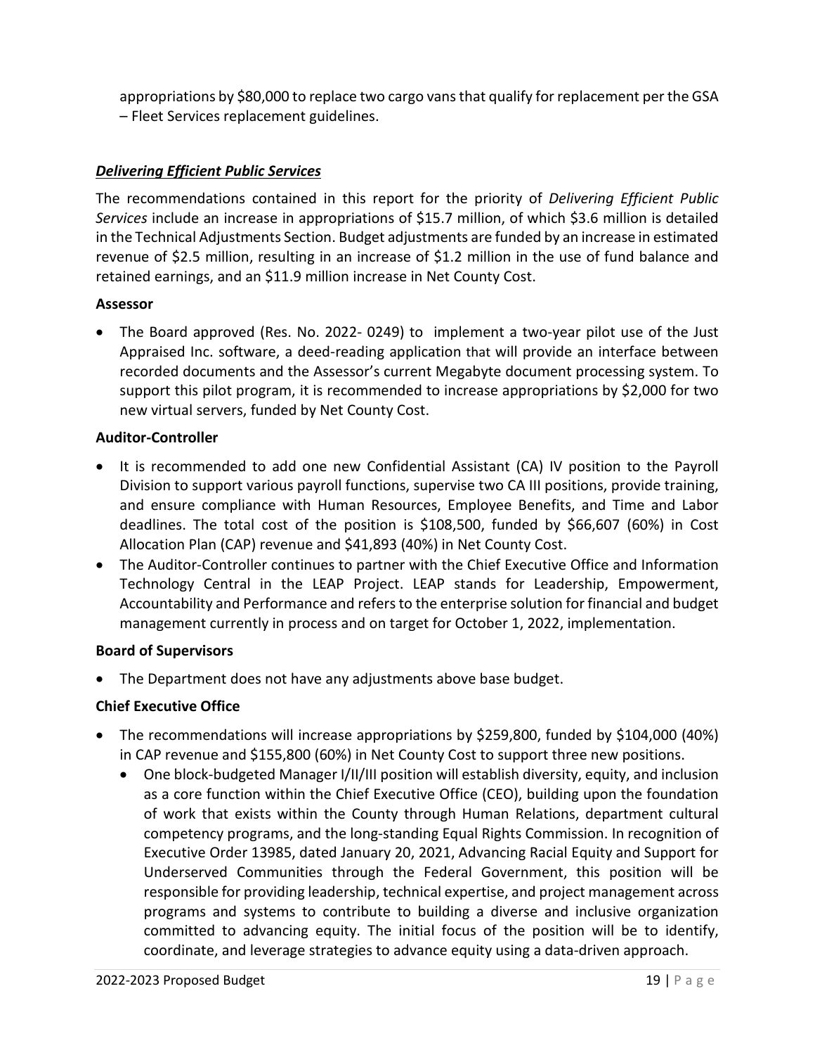appropriations by $80,000 to replace two cargo vans that qualify for replacement per the GSA – Fleet Services replacement guidelines.

### ***Delivering Efficient Public Services***

The recommendations contained in this report for the priority of *Delivering Efficient Public Services* include an increase in appropriations of $15.7 million, of which $3.6 million is detailed in the Technical Adjustments Section. Budget adjustments are funded by an increase in estimated revenue of $2.5 million, resulting in an increase of $1.2 million in the use of fund balance and retained earnings, and an $11.9 million increase in Net County Cost.

**Assessor**

- The Board approved (Res. No. 2022- 0249) to implement a two-year pilot use of the Just Appraised Inc. software, a deed-reading application that will provide an interface between recorded documents and the Assessor's current Megabyte document processing system. To support this pilot program, it is recommended to increase appropriations by $2,000 for two new virtual servers, funded by Net County Cost.

**Auditor-Controller**

- It is recommended to add one new Confidential Assistant (CA) IV position to the Payroll Division to support various payroll functions, supervise two CA III positions, provide training, and ensure compliance with Human Resources, Employee Benefits, and Time and Labor deadlines. The total cost of the position is $108,500, funded by $66,607 (60%) in Cost Allocation Plan (CAP) revenue and $41,893 (40%) in Net County Cost.
- The Auditor-Controller continues to partner with the Chief Executive Office and Information Technology Central in the LEAP Project. LEAP stands for Leadership, Empowerment, Accountability and Performance and refers to the enterprise solution for financial and budget management currently in process and on target for October 1, 2022, implementation.

**Board of Supervisors**

- The Department does not have any adjustments above base budget.

**Chief Executive Office**

- The recommendations will increase appropriations by $259,800, funded by $104,000 (40%) in CAP revenue and $155,800 (60%) in Net County Cost to support three new positions.
  - One block-budgeted Manager I/II/III position will establish diversity, equity, and inclusion as a core function within the Chief Executive Office (CEO), building upon the foundation of work that exists within the County through Human Relations, department cultural competency programs, and the long-standing Equal Rights Commission. In recognition of Executive Order 13985, dated January 20, 2021, Advancing Racial Equity and Support for Underserved Communities through the Federal Government, this position will be responsible for providing leadership, technical expertise, and project management across programs and systems to contribute to building a diverse and inclusive organization committed to advancing equity. The initial focus of the position will be to identify, coordinate, and leverage strategies to advance equity using a data-driven approach.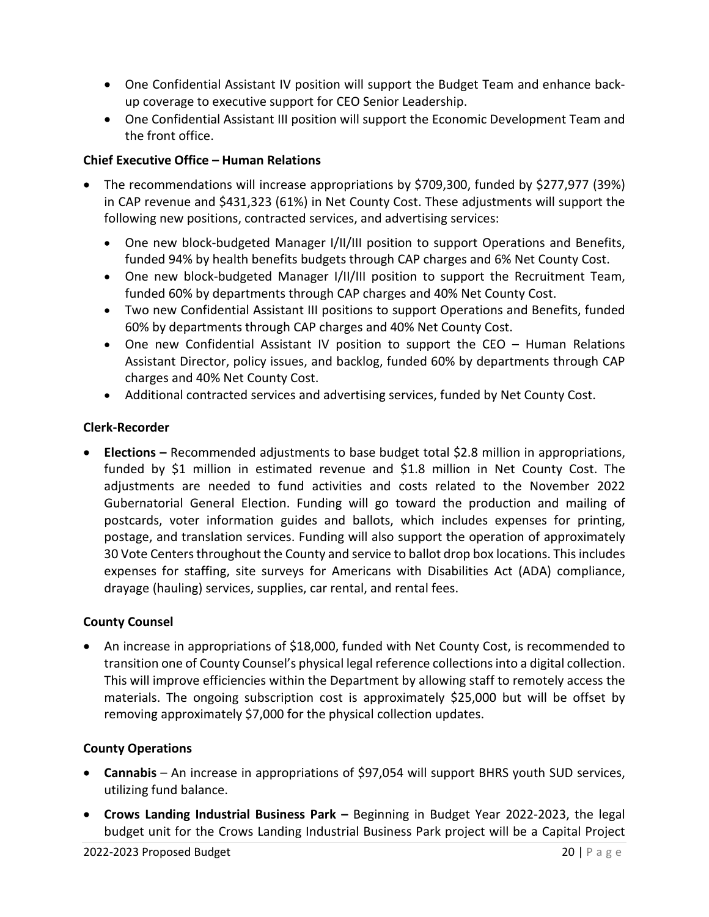- One Confidential Assistant IV position will support the Budget Team and enhance back-up coverage to executive support for CEO Senior Leadership.
- One Confidential Assistant III position will support the Economic Development Team and the front office.

**Chief Executive Office – Human Relations**

- The recommendations will increase appropriations by $709,300, funded by $277,977 (39%) in CAP revenue and $431,323 (61%) in Net County Cost. These adjustments will support the following new positions, contracted services, and advertising services:
  - One new block-budgeted Manager I/II/III position to support Operations and Benefits, funded 94% by health benefits budgets through CAP charges and 6% Net County Cost.
  - One new block-budgeted Manager I/II/III position to support the Recruitment Team, funded 60% by departments through CAP charges and 40% Net County Cost.
  - Two new Confidential Assistant III positions to support Operations and Benefits, funded 60% by departments through CAP charges and 40% Net County Cost.
  - One new Confidential Assistant IV position to support the CEO – Human Relations Assistant Director, policy issues, and backlog, funded 60% by departments through CAP charges and 40% Net County Cost.
  - Additional contracted services and advertising services, funded by Net County Cost.

**Clerk-Recorder**

- **Elections –** Recommended adjustments to base budget total $2.8 million in appropriations, funded by $1 million in estimated revenue and $1.8 million in Net County Cost. The adjustments are needed to fund activities and costs related to the November 2022 Gubernatorial General Election. Funding will go toward the production and mailing of postcards, voter information guides and ballots, which includes expenses for printing, postage, and translation services. Funding will also support the operation of approximately 30 Vote Centers throughout the County and service to ballot drop box locations. This includes expenses for staffing, site surveys for Americans with Disabilities Act (ADA) compliance, drayage (hauling) services, supplies, car rental, and rental fees.

**County Counsel**

- An increase in appropriations of $18,000, funded with Net County Cost, is recommended to transition one of County Counsel's physical legal reference collections into a digital collection. This will improve efficiencies within the Department by allowing staff to remotely access the materials. The ongoing subscription cost is approximately $25,000 but will be offset by removing approximately $7,000 for the physical collection updates.

**County Operations**

- **Cannabis** – An increase in appropriations of $97,054 will support BHRS youth SUD services, utilizing fund balance.
- **Crows Landing Industrial Business Park –** Beginning in Budget Year 2022-2023, the legal budget unit for the Crows Landing Industrial Business Park project will be a Capital Project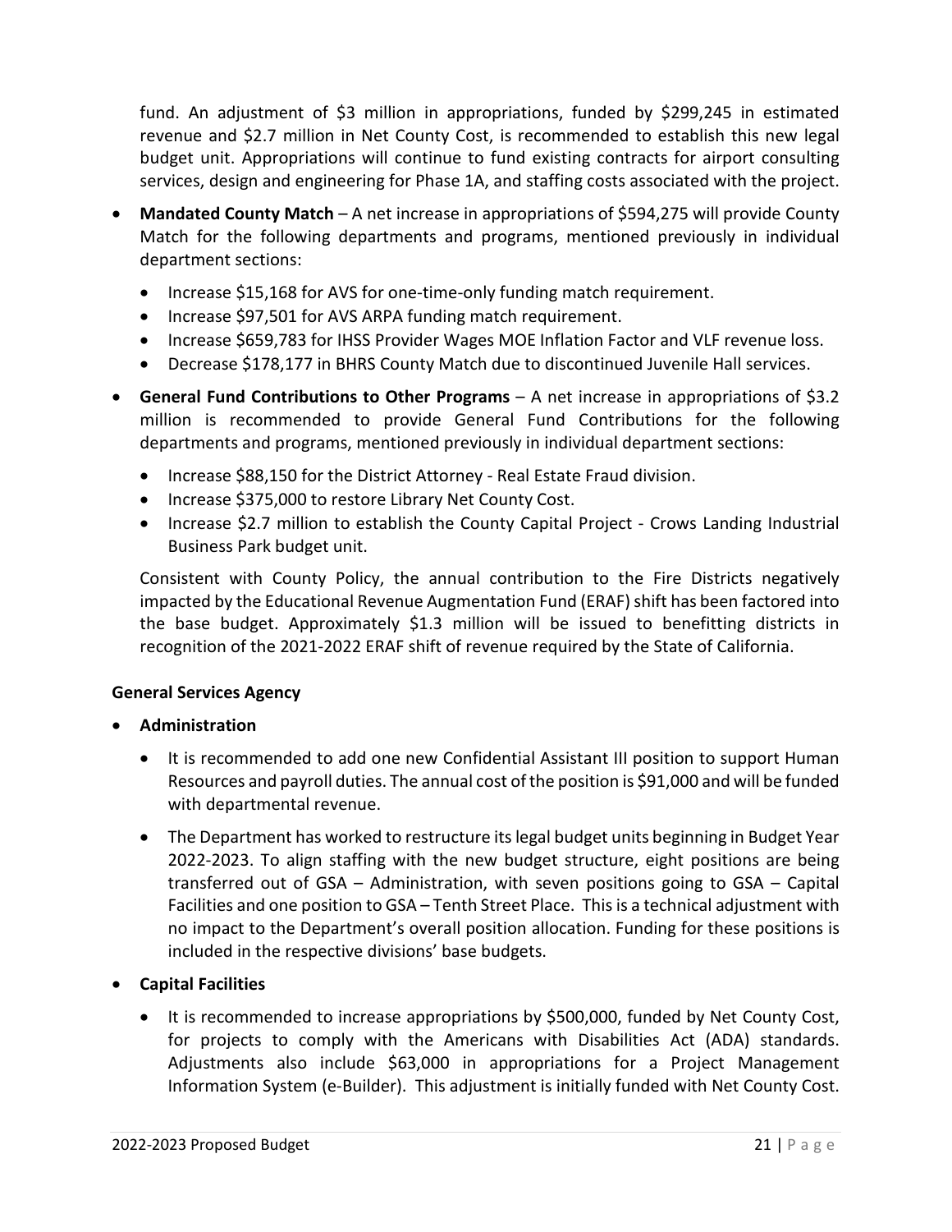fund. An adjustment of $3 million in appropriations, funded by $299,245 in estimated revenue and $2.7 million in Net County Cost, is recommended to establish this new legal budget unit. Appropriations will continue to fund existing contracts for airport consulting services, design and engineering for Phase 1A, and staffing costs associated with the project.

- **Mandated County Match** – A net increase in appropriations of $594,275 will provide County Match for the following departments and programs, mentioned previously in individual department sections:
  - Increase $15,168 for AVS for one-time-only funding match requirement.
  - Increase $97,501 for AVS ARPA funding match requirement.
  - Increase $659,783 for IHSS Provider Wages MOE Inflation Factor and VLF revenue loss.
  - Decrease $178,177 in BHRS County Match due to discontinued Juvenile Hall services.
- **General Fund Contributions to Other Programs** – A net increase in appropriations of $3.2 million is recommended to provide General Fund Contributions for the following departments and programs, mentioned previously in individual department sections:
  - Increase $88,150 for the District Attorney - Real Estate Fraud division.
  - Increase $375,000 to restore Library Net County Cost.
  - Increase $2.7 million to establish the County Capital Project - Crows Landing Industrial Business Park budget unit.

  Consistent with County Policy, the annual contribution to the Fire Districts negatively impacted by the Educational Revenue Augmentation Fund (ERAF) shift has been factored into the base budget. Approximately $1.3 million will be issued to benefitting districts in recognition of the 2021-2022 ERAF shift of revenue required by the State of California.

**General Services Agency**

- **Administration**
  - It is recommended to add one new Confidential Assistant III position to support Human Resources and payroll duties. The annual cost of the position is $91,000 and will be funded with departmental revenue.
  - The Department has worked to restructure its legal budget units beginning in Budget Year 2022-2023. To align staffing with the new budget structure, eight positions are being transferred out of GSA – Administration, with seven positions going to GSA – Capital Facilities and one position to GSA – Tenth Street Place. This is a technical adjustment with no impact to the Department's overall position allocation. Funding for these positions is included in the respective divisions' base budgets.
- **Capital Facilities**
  - It is recommended to increase appropriations by $500,000, funded by Net County Cost, for projects to comply with the Americans with Disabilities Act (ADA) standards. Adjustments also include $63,000 in appropriations for a Project Management Information System (e-Builder). This adjustment is initially funded with Net County Cost.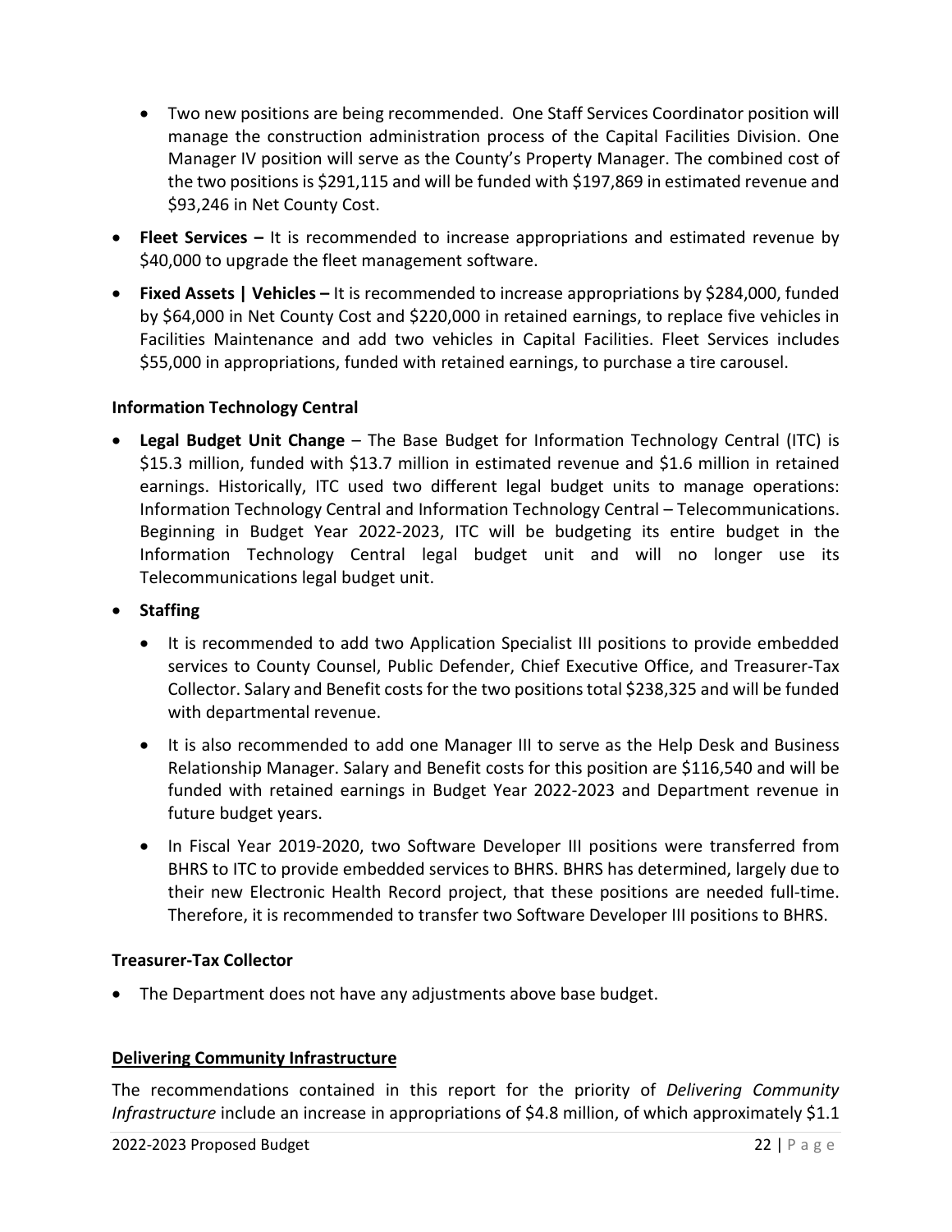- Two new positions are being recommended. One Staff Services Coordinator position will manage the construction administration process of the Capital Facilities Division. One Manager IV position will serve as the County's Property Manager. The combined cost of the two positions is $291,115 and will be funded with $197,869 in estimated revenue and $93,246 in Net County Cost.

- **Fleet Services –** It is recommended to increase appropriations and estimated revenue by $40,000 to upgrade the fleet management software.
- **Fixed Assets | Vehicles –** It is recommended to increase appropriations by $284,000, funded by $64,000 in Net County Cost and $220,000 in retained earnings, to replace five vehicles in Facilities Maintenance and add two vehicles in Capital Facilities. Fleet Services includes $55,000 in appropriations, funded with retained earnings, to purchase a tire carousel.

**Information Technology Central**

- **Legal Budget Unit Change** – The Base Budget for Information Technology Central (ITC) is $15.3 million, funded with $13.7 million in estimated revenue and $1.6 million in retained earnings. Historically, ITC used two different legal budget units to manage operations: Information Technology Central and Information Technology Central – Telecommunications. Beginning in Budget Year 2022-2023, ITC will be budgeting its entire budget in the Information Technology Central legal budget unit and will no longer use its Telecommunications legal budget unit.
- **Staffing**
  - It is recommended to add two Application Specialist III positions to provide embedded services to County Counsel, Public Defender, Chief Executive Office, and Treasurer-Tax Collector. Salary and Benefit costs for the two positions total $238,325 and will be funded with departmental revenue.
  - It is also recommended to add one Manager III to serve as the Help Desk and Business Relationship Manager. Salary and Benefit costs for this position are $116,540 and will be funded with retained earnings in Budget Year 2022-2023 and Department revenue in future budget years.
  - In Fiscal Year 2019-2020, two Software Developer III positions were transferred from BHRS to ITC to provide embedded services to BHRS. BHRS has determined, largely due to their new Electronic Health Record project, that these positions are needed full-time. Therefore, it is recommended to transfer two Software Developer III positions to BHRS.

**Treasurer-Tax Collector**

- The Department does not have any adjustments above base budget.

**<u>Delivering Community Infrastructure</u>**

The recommendations contained in this report for the priority of *Delivering Community Infrastructure* include an increase in appropriations of $4.8 million, of which approximately $1.1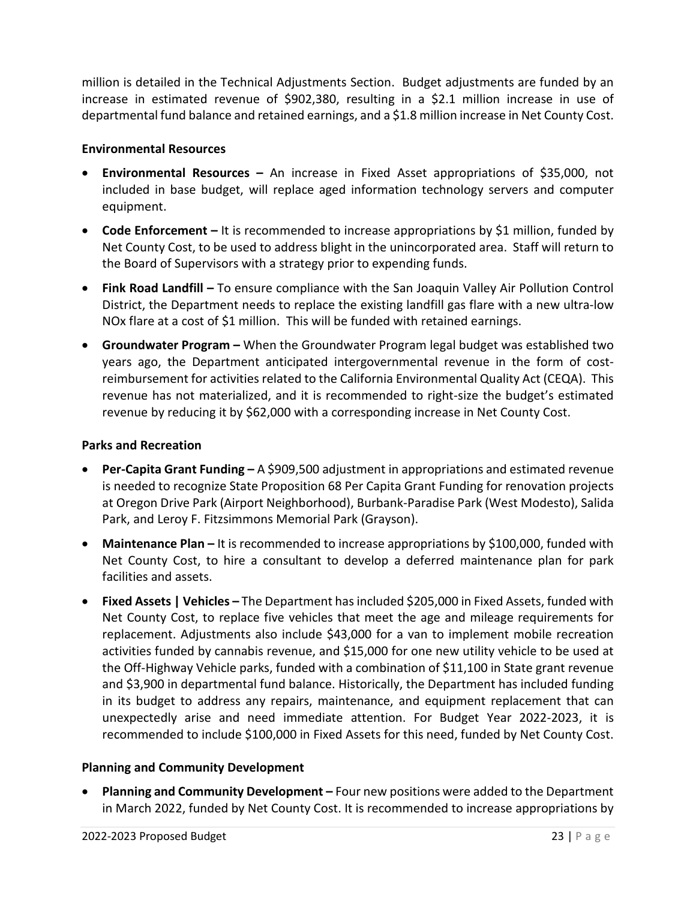million is detailed in the Technical Adjustments Section. Budget adjustments are funded by an increase in estimated revenue of $902,380, resulting in a $2.1 million increase in use of departmental fund balance and retained earnings, and a $1.8 million increase in Net County Cost.

### Environmental Resources

- **Environmental Resources –** An increase in Fixed Asset appropriations of $35,000, not included in base budget, will replace aged information technology servers and computer equipment.
- **Code Enforcement –** It is recommended to increase appropriations by $1 million, funded by Net County Cost, to be used to address blight in the unincorporated area. Staff will return to the Board of Supervisors with a strategy prior to expending funds.
- **Fink Road Landfill –** To ensure compliance with the San Joaquin Valley Air Pollution Control District, the Department needs to replace the existing landfill gas flare with a new ultra-low NOx flare at a cost of $1 million. This will be funded with retained earnings.
- **Groundwater Program –** When the Groundwater Program legal budget was established two years ago, the Department anticipated intergovernmental revenue in the form of cost-reimbursement for activities related to the California Environmental Quality Act (CEQA). This revenue has not materialized, and it is recommended to right-size the budget's estimated revenue by reducing it by $62,000 with a corresponding increase in Net County Cost.

### Parks and Recreation

- **Per-Capita Grant Funding –** A $909,500 adjustment in appropriations and estimated revenue is needed to recognize State Proposition 68 Per Capita Grant Funding for renovation projects at Oregon Drive Park (Airport Neighborhood), Burbank-Paradise Park (West Modesto), Salida Park, and Leroy F. Fitzsimmons Memorial Park (Grayson).
- **Maintenance Plan –** It is recommended to increase appropriations by $100,000, funded with Net County Cost, to hire a consultant to develop a deferred maintenance plan for park facilities and assets.
- **Fixed Assets | Vehicles –** The Department has included $205,000 in Fixed Assets, funded with Net County Cost, to replace five vehicles that meet the age and mileage requirements for replacement. Adjustments also include $43,000 for a van to implement mobile recreation activities funded by cannabis revenue, and $15,000 for one new utility vehicle to be used at the Off-Highway Vehicle parks, funded with a combination of $11,100 in State grant revenue and $3,900 in departmental fund balance. Historically, the Department has included funding in its budget to address any repairs, maintenance, and equipment replacement that can unexpectedly arise and need immediate attention. For Budget Year 2022-2023, it is recommended to include $100,000 in Fixed Assets for this need, funded by Net County Cost.

### Planning and Community Development

- **Planning and Community Development –** Four new positions were added to the Department in March 2022, funded by Net County Cost. It is recommended to increase appropriations by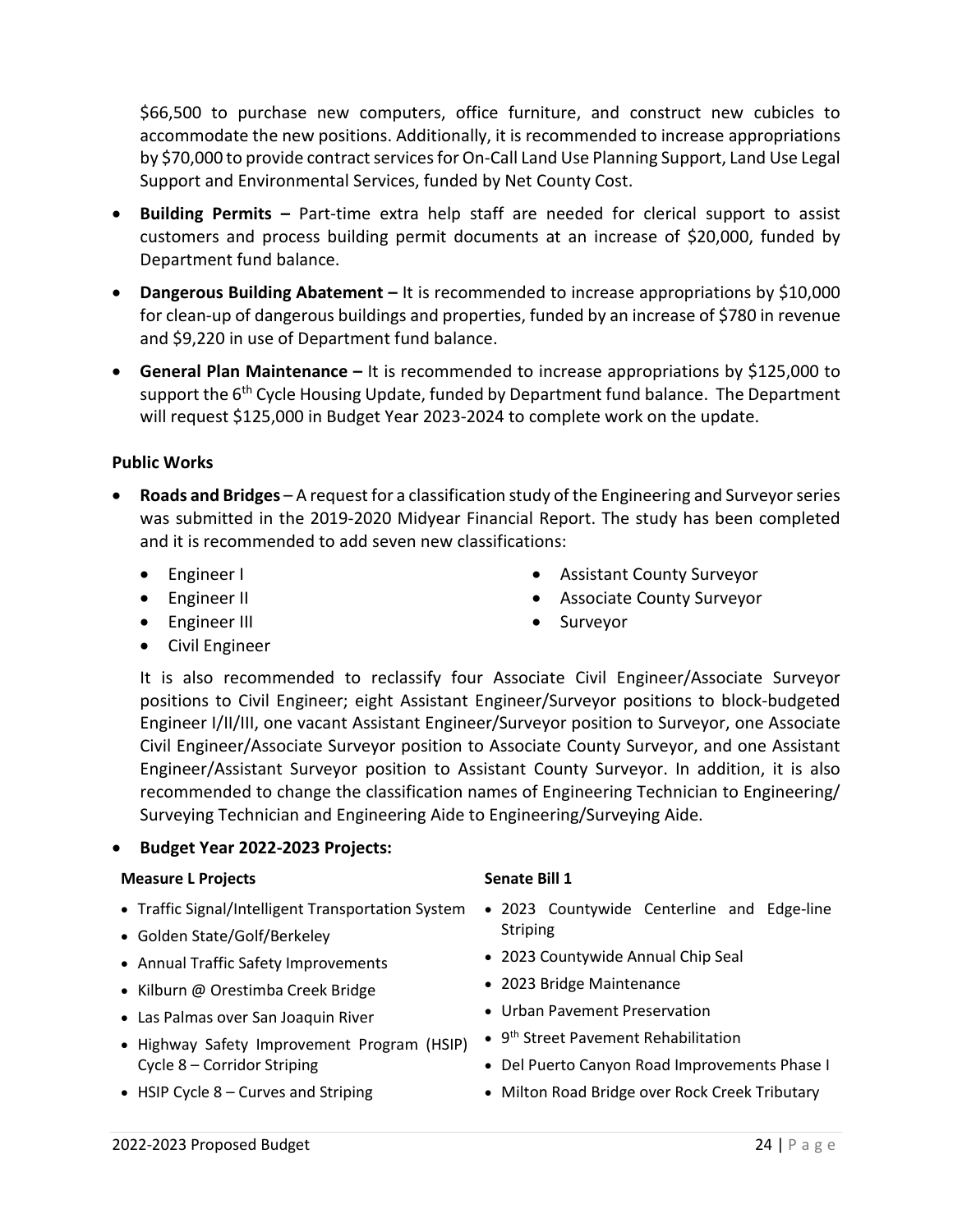$66,500 to purchase new computers, office furniture, and construct new cubicles to accommodate the new positions. Additionally, it is recommended to increase appropriations by $70,000 to provide contract services for On-Call Land Use Planning Support, Land Use Legal Support and Environmental Services, funded by Net County Cost.

- **Building Permits –** Part-time extra help staff are needed for clerical support to assist customers and process building permit documents at an increase of $20,000, funded by Department fund balance.
- **Dangerous Building Abatement –** It is recommended to increase appropriations by $10,000 for clean-up of dangerous buildings and properties, funded by an increase of $780 in revenue and $9,220 in use of Department fund balance.
- **General Plan Maintenance –** It is recommended to increase appropriations by $125,000 to support the 6th Cycle Housing Update, funded by Department fund balance. The Department will request $125,000 in Budget Year 2023-2024 to complete work on the update.

**Public Works**

- **Roads and Bridges** – A request for a classification study of the Engineering and Surveyor series was submitted in the 2019-2020 Midyear Financial Report. The study has been completed and it is recommended to add seven new classifications:
  - Engineer I
  - Engineer II
  - Engineer III
  - Civil Engineer
  - Assistant County Surveyor
  - Associate County Surveyor
  - Surveyor

  It is also recommended to reclassify four Associate Civil Engineer/Associate Surveyor positions to Civil Engineer; eight Assistant Engineer/Surveyor positions to block-budgeted Engineer I/II/III, one vacant Assistant Engineer/Surveyor position to Surveyor, one Associate Civil Engineer/Associate Surveyor position to Associate County Surveyor, and one Assistant Engineer/Assistant Surveyor position to Assistant County Surveyor. In addition, it is also recommended to change the classification names of Engineering Technician to Engineering/ Surveying Technician and Engineering Aide to Engineering/Surveying Aide.

- **Budget Year 2022-2023 Projects:**

**Measure L Projects**

- Traffic Signal/Intelligent Transportation System
- Golden State/Golf/Berkeley
- Annual Traffic Safety Improvements
- Kilburn @ Orestimba Creek Bridge
- Las Palmas over San Joaquin River
- Highway Safety Improvement Program (HSIP) Cycle 8 – Corridor Striping
- HSIP Cycle 8 – Curves and Striping

**Senate Bill 1**

- 2023 Countywide Centerline and Edge-line Striping
- 2023 Countywide Annual Chip Seal
- 2023 Bridge Maintenance
- Urban Pavement Preservation
- 9th Street Pavement Rehabilitation
- Del Puerto Canyon Road Improvements Phase I
- Milton Road Bridge over Rock Creek Tributary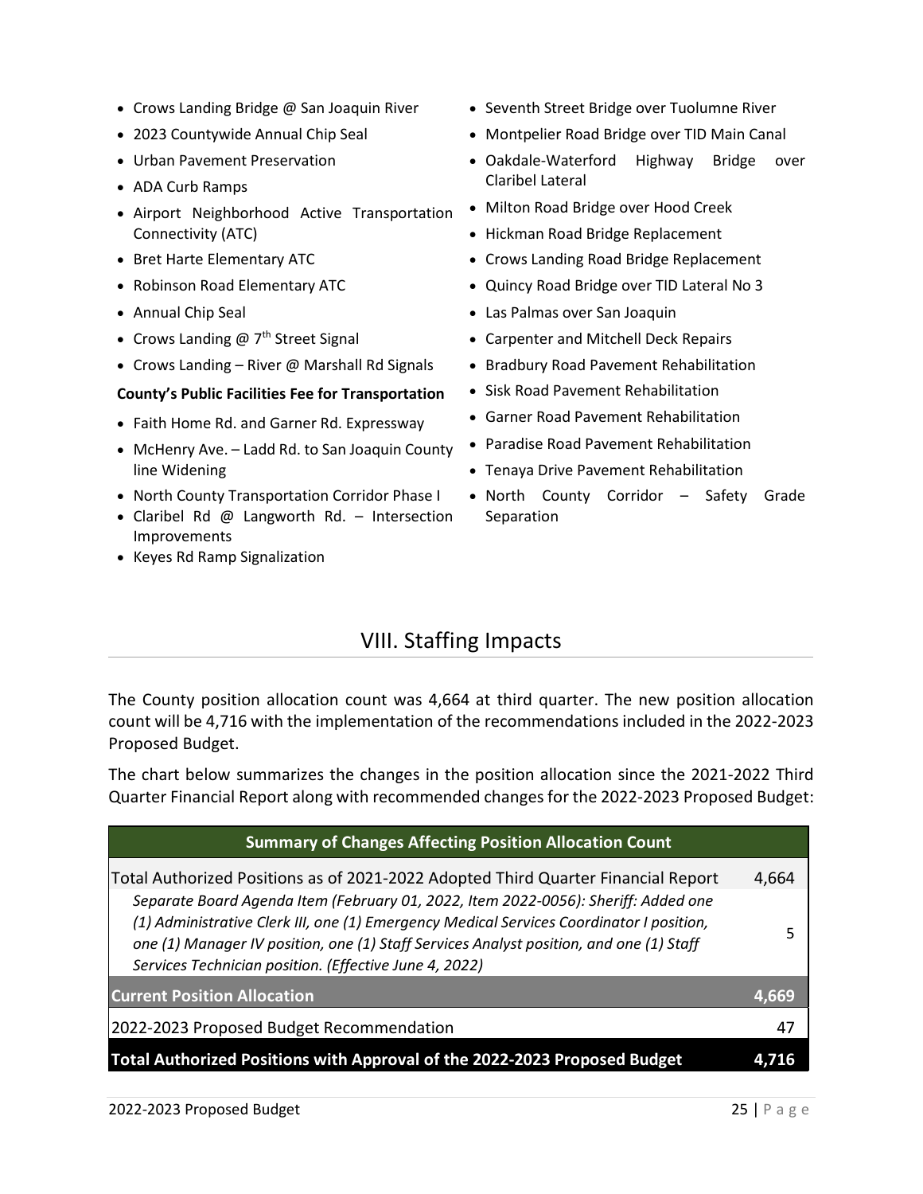- Crows Landing Bridge @ San Joaquin River
- 2023 Countywide Annual Chip Seal
- Urban Pavement Preservation
- ADA Curb Ramps
- Airport Neighborhood Active Transportation Connectivity (ATC)
- Bret Harte Elementary ATC
- Robinson Road Elementary ATC
- Annual Chip Seal
- Crows Landing @ 7th Street Signal
- Crows Landing – River @ Marshall Rd Signals

**County's Public Facilities Fee for Transportation**

- Faith Home Rd. and Garner Rd. Expressway
- McHenry Ave. – Ladd Rd. to San Joaquin County line Widening
- North County Transportation Corridor Phase I
- Claribel Rd @ Langworth Rd. – Intersection Improvements
- Keyes Rd Ramp Signalization
- Seventh Street Bridge over Tuolumne River
- Montpelier Road Bridge over TID Main Canal
- Oakdale-Waterford Highway Bridge over Claribel Lateral
- Milton Road Bridge over Hood Creek
- Hickman Road Bridge Replacement
- Crows Landing Road Bridge Replacement
- Quincy Road Bridge over TID Lateral No 3
- Las Palmas over San Joaquin
- Carpenter and Mitchell Deck Repairs
- Bradbury Road Pavement Rehabilitation
- Sisk Road Pavement Rehabilitation
- Garner Road Pavement Rehabilitation
- Paradise Road Pavement Rehabilitation
- Tenaya Drive Pavement Rehabilitation
- North County Corridor – Safety Grade Separation

# VIII. Staffing Impacts

The County position allocation count was 4,664 at third quarter. The new position allocation count will be 4,716 with the implementation of the recommendations included in the 2022-2023 Proposed Budget.

The chart below summarizes the changes in the position allocation since the 2021-2022 Third Quarter Financial Report along with recommended changes for the 2022-2023 Proposed Budget:

| Summary of Changes Affecting Position Allocation Count | |
|---|---|
| Total Authorized Positions as of 2021-2022 Adopted Third Quarter Financial Report | 4,664 |
| *Separate Board Agenda Item (February 01, 2022, Item 2022-0056): Sheriff: Added one (1) Administrative Clerk III, one (1) Emergency Medical Services Coordinator I position, one (1) Manager IV position, one (1) Staff Services Analyst position, and one (1) Staff Services Technician position. (Effective June 4, 2022)* | 5 |
| **Current Position Allocation** | **4,669** |
| 2022-2023 Proposed Budget Recommendation | 47 |
| **Total Authorized Positions with Approval of the 2022-2023 Proposed Budget** | **4,716** |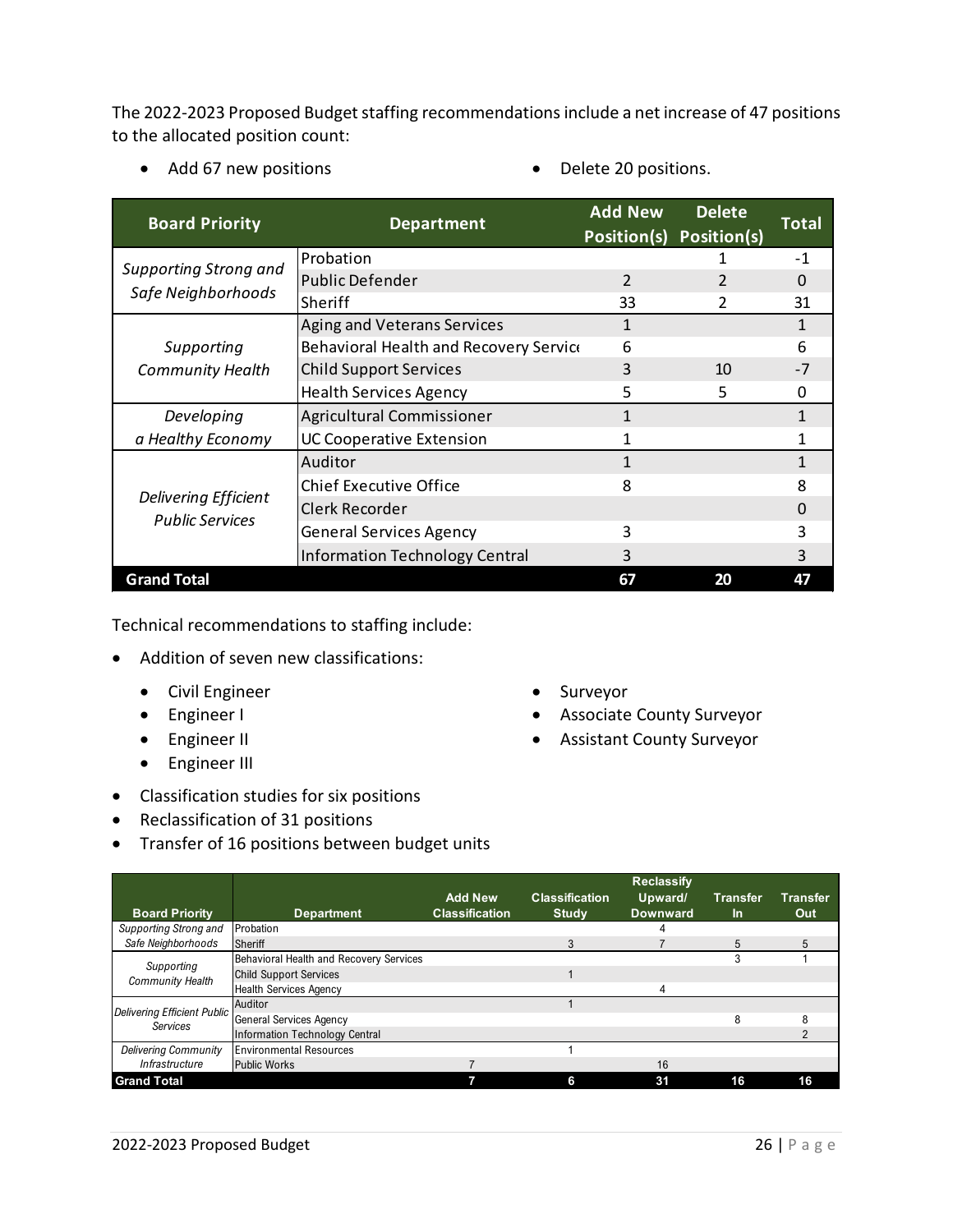The 2022-2023 Proposed Budget staffing recommendations include a net increase of 47 positions to the allocated position count:

- Add 67 new positions
- Delete 20 positions.

| Board Priority | Department | Add New Position(s) | Delete Position(s) | Total |
|---|---|---|---|---|
| *Supporting Strong and Safe Neighborhoods* | Probation | | 1 | -1 |
| | Public Defender | 2 | 2 | 0 |
| | Sheriff | 33 | 2 | 31 |
| *Supporting Community Health* | Aging and Veterans Services | 1 | | 1 |
| | Behavioral Health and Recovery Service | 6 | | 6 |
| | Child Support Services | 3 | 10 | -7 |
| | Health Services Agency | 5 | 5 | 0 |
| *Developing a Healthy Economy* | Agricultural Commissioner | 1 | | 1 |
| | UC Cooperative Extension | 1 | | 1 |
| *Delivering Efficient Public Services* | Auditor | 1 | | 1 |
| | Chief Executive Office | 8 | | 8 |
| | Clerk Recorder | | | 0 |
| | General Services Agency | 3 | | 3 |
| | Information Technology Central | 3 | | 3 |
| **Grand Total** | | **67** | **20** | **47** |

Technical recommendations to staffing include:

- Addition of seven new classifications:
  - Civil Engineer
  - Engineer I
  - Engineer II
  - Engineer III
  - Surveyor
  - Associate County Surveyor
  - Assistant County Surveyor
- Classification studies for six positions
- Reclassification of 31 positions
- Transfer of 16 positions between budget units

| Board Priority | Department | Add New Classification | Classification Study | Reclassify Upward/ Downward | Transfer In | Transfer Out |
|---|---|---|---|---|---|---|
| *Supporting Strong and Safe Neighborhoods* | Probation | | | 4 | | |
| | Sheriff | | 3 | 7 | 5 | 5 |
| *Supporting Community Health* | Behavioral Health and Recovery Services | | | | 3 | 1 |
| | Child Support Services | | 1 | | | |
| | Health Services Agency | | | 4 | | |
| *Delivering Efficient Public Services* | Auditor | | 1 | | | |
| | General Services Agency | | | | 8 | 8 |
| | Information Technology Central | | | | | 2 |
| *Delivering Community Infrastructure* | Environmental Resources | | 1 | | | |
| | Public Works | 7 | | 16 | | |
| **Grand Total** | | **7** | **6** | **31** | **16** | **16** |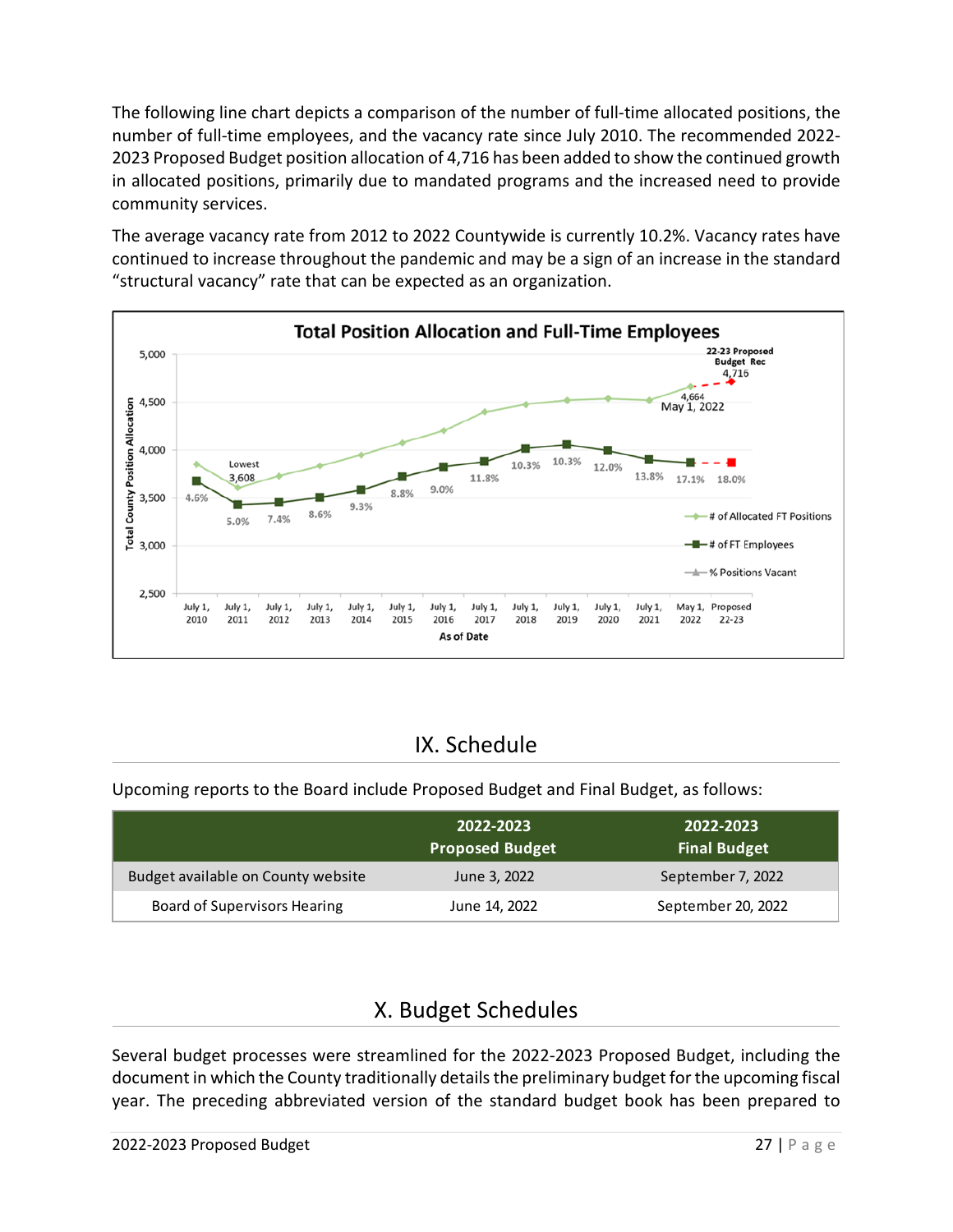The following line chart depicts a comparison of the number of full-time allocated positions, the number of full-time employees, and the vacancy rate since July 2010. The recommended 2022-2023 Proposed Budget position allocation of 4,716 has been added to show the continued growth in allocated positions, primarily due to mandated programs and the increased need to provide community services.

The average vacancy rate from 2012 to 2022 Countywide is currently 10.2%. Vacancy rates have continued to increase throughout the pandemic and may be a sign of an increase in the standard “structural vacancy” rate that can be expected as an organization.

**Total Position Allocation and Full-Time Employees**

| As of Date | % Positions Vacant |
|---|---|
| July 1, 2010 | 4.6% |
| July 1, 2011 | 5.0% |
| July 1, 2012 | 7.4% |
| July 1, 2013 | 8.6% |
| July 1, 2014 | 9.3% |
| July 1, 2015 | 8.8% |
| July 1, 2016 | 9.0% |
| July 1, 2017 | 11.8% |
| July 1, 2018 | 10.3% |
| July 1, 2019 | 10.3% |
| July 1, 2020 | 12.0% |
| July 1, 2021 | 13.8% |
| May 1, 2022 | 17.1% |
| Proposed 22-23 | 18.0% |

Lowest 3,608 (July 1, 2011). May 1, 2022: 4,664. 22-23 Proposed Budget Rec: 4,716.

# IX. Schedule

Upcoming reports to the Board include Proposed Budget and Final Budget, as follows:

| | 2022-2023 Proposed Budget | 2022-2023 Final Budget |
|---|---|---|
| Budget available on County website | June 3, 2022 | September 7, 2022 |
| Board of Supervisors Hearing | June 14, 2022 | September 20, 2022 |

# X. Budget Schedules

Several budget processes were streamlined for the 2022-2023 Proposed Budget, including the document in which the County traditionally details the preliminary budget for the upcoming fiscal year. The preceding abbreviated version of the standard budget book has been prepared to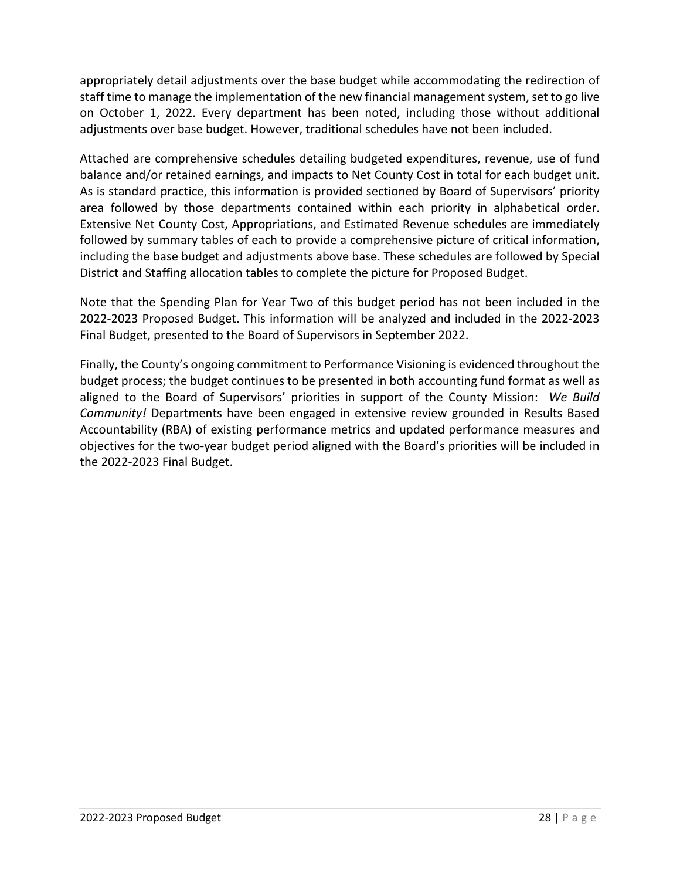appropriately detail adjustments over the base budget while accommodating the redirection of staff time to manage the implementation of the new financial management system, set to go live on October 1, 2022. Every department has been noted, including those without additional adjustments over base budget. However, traditional schedules have not been included.

Attached are comprehensive schedules detailing budgeted expenditures, revenue, use of fund balance and/or retained earnings, and impacts to Net County Cost in total for each budget unit. As is standard practice, this information is provided sectioned by Board of Supervisors' priority area followed by those departments contained within each priority in alphabetical order. Extensive Net County Cost, Appropriations, and Estimated Revenue schedules are immediately followed by summary tables of each to provide a comprehensive picture of critical information, including the base budget and adjustments above base. These schedules are followed by Special District and Staffing allocation tables to complete the picture for Proposed Budget.

Note that the Spending Plan for Year Two of this budget period has not been included in the 2022-2023 Proposed Budget. This information will be analyzed and included in the 2022-2023 Final Budget, presented to the Board of Supervisors in September 2022.

Finally, the County's ongoing commitment to Performance Visioning is evidenced throughout the budget process; the budget continues to be presented in both accounting fund format as well as aligned to the Board of Supervisors' priorities in support of the County Mission: *We Build Community!* Departments have been engaged in extensive review grounded in Results Based Accountability (RBA) of existing performance metrics and updated performance measures and objectives for the two-year budget period aligned with the Board's priorities will be included in the 2022-2023 Final Budget.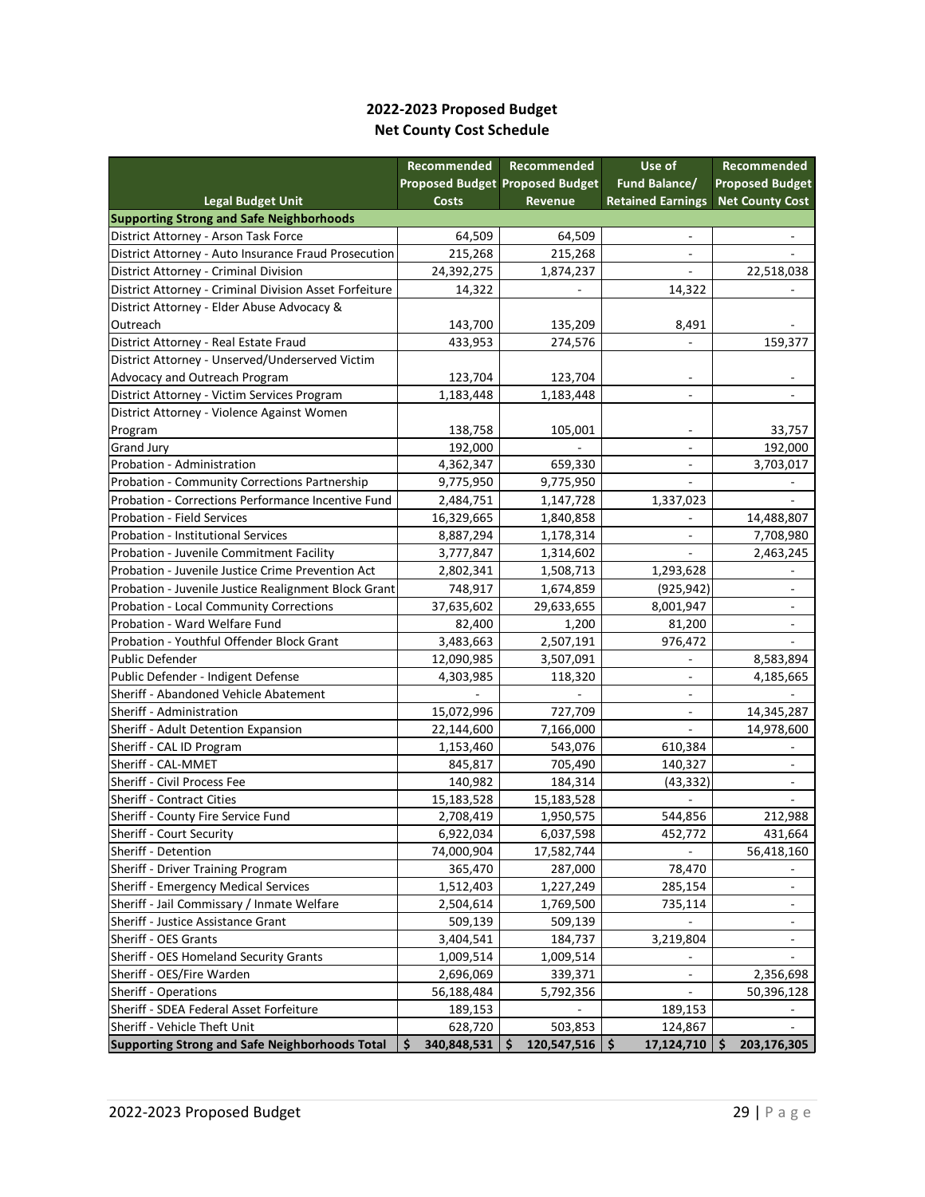## 2022-2023 Proposed Budget
## Net County Cost Schedule

| Legal Budget Unit | Recommended Proposed Budget Costs | Recommended Proposed Budget Revenue | Use of Fund Balance/ Retained Earnings | Recommended Proposed Budget Net County Cost |
|---|---|---|---|---|
| **Supporting Strong and Safe Neighborhoods** | | | | |
| District Attorney - Arson Task Force | 64,509 | 64,509 | - | - |
| District Attorney - Auto Insurance Fraud Prosecution | 215,268 | 215,268 | - | - |
| District Attorney - Criminal Division | 24,392,275 | 1,874,237 | - | 22,518,038 |
| District Attorney - Criminal Division Asset Forfeiture | 14,322 | - | 14,322 | - |
| District Attorney - Elder Abuse Advocacy & Outreach | 143,700 | 135,209 | 8,491 | - |
| District Attorney - Real Estate Fraud | 433,953 | 274,576 | - | 159,377 |
| District Attorney - Unserved/Underserved Victim Advocacy and Outreach Program | 123,704 | 123,704 | - | - |
| District Attorney - Victim Services Program | 1,183,448 | 1,183,448 | - | - |
| District Attorney - Violence Against Women Program | 138,758 | 105,001 | - | 33,757 |
| Grand Jury | 192,000 | - | - | 192,000 |
| Probation - Administration | 4,362,347 | 659,330 | - | 3,703,017 |
| Probation - Community Corrections Partnership | 9,775,950 | 9,775,950 | - | - |
| Probation - Corrections Performance Incentive Fund | 2,484,751 | 1,147,728 | 1,337,023 | - |
| Probation - Field Services | 16,329,665 | 1,840,858 | - | 14,488,807 |
| Probation - Institutional Services | 8,887,294 | 1,178,314 | - | 7,708,980 |
| Probation - Juvenile Commitment Facility | 3,777,847 | 1,314,602 | - | 2,463,245 |
| Probation - Juvenile Justice Crime Prevention Act | 2,802,341 | 1,508,713 | 1,293,628 | - |
| Probation - Juvenile Justice Realignment Block Grant | 748,917 | 1,674,859 | (925,942) | - |
| Probation - Local Community Corrections | 37,635,602 | 29,633,655 | 8,001,947 | - |
| Probation - Ward Welfare Fund | 82,400 | 1,200 | 81,200 | - |
| Probation - Youthful Offender Block Grant | 3,483,663 | 2,507,191 | 976,472 | - |
| Public Defender | 12,090,985 | 3,507,091 | - | 8,583,894 |
| Public Defender - Indigent Defense | 4,303,985 | 118,320 | - | 4,185,665 |
| Sheriff - Abandoned Vehicle Abatement | - | - | - | - |
| Sheriff - Administration | 15,072,996 | 727,709 | - | 14,345,287 |
| Sheriff - Adult Detention Expansion | 22,144,600 | 7,166,000 | - | 14,978,600 |
| Sheriff - CAL ID Program | 1,153,460 | 543,076 | 610,384 | - |
| Sheriff - CAL-MMET | 845,817 | 705,490 | 140,327 | - |
| Sheriff - Civil Process Fee | 140,982 | 184,314 | (43,332) | - |
| Sheriff - Contract Cities | 15,183,528 | 15,183,528 | - | - |
| Sheriff - County Fire Service Fund | 2,708,419 | 1,950,575 | 544,856 | 212,988 |
| Sheriff - Court Security | 6,922,034 | 6,037,598 | 452,772 | 431,664 |
| Sheriff - Detention | 74,000,904 | 17,582,744 | - | 56,418,160 |
| Sheriff - Driver Training Program | 365,470 | 287,000 | 78,470 | - |
| Sheriff - Emergency Medical Services | 1,512,403 | 1,227,249 | 285,154 | - |
| Sheriff - Jail Commissary / Inmate Welfare | 2,504,614 | 1,769,500 | 735,114 | - |
| Sheriff - Justice Assistance Grant | 509,139 | 509,139 | - | - |
| Sheriff - OES Grants | 3,404,541 | 184,737 | 3,219,804 | - |
| Sheriff - OES Homeland Security Grants | 1,009,514 | 1,009,514 | - | - |
| Sheriff - OES/Fire Warden | 2,696,069 | 339,371 | - | 2,356,698 |
| Sheriff - Operations | 56,188,484 | 5,792,356 | - | 50,396,128 |
| Sheriff - SDEA Federal Asset Forfeiture | 189,153 | - | 189,153 | - |
| Sheriff - Vehicle Theft Unit | 628,720 | 503,853 | 124,867 | - |
| **Supporting Strong and Safe Neighborhoods Total** | **$ 340,848,531** | **$ 120,547,516** | **$ 17,124,710** | **$ 203,176,305** |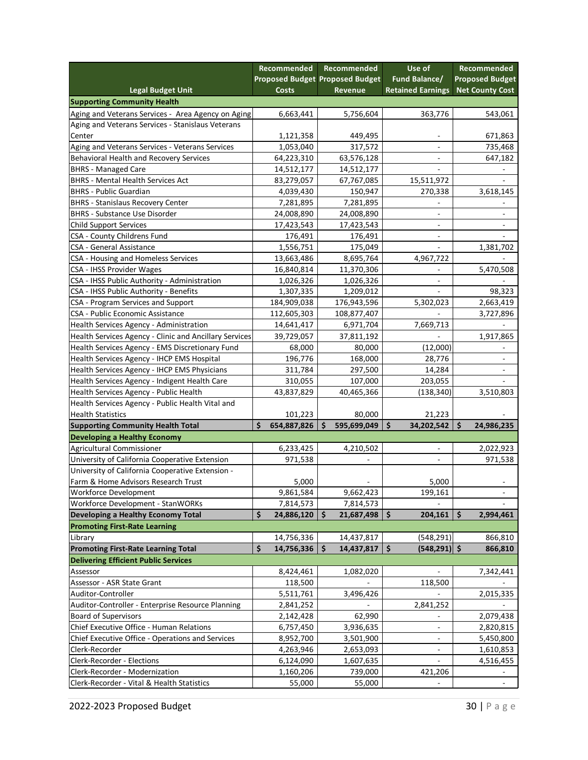| Legal Budget Unit | Recommended Proposed Budget Costs | Recommended Proposed Budget Revenue | Use of Fund Balance/ Retained Earnings | Recommended Proposed Budget Net County Cost |
|---|---|---|---|---|
| **Supporting Community Health** | | | | |
| Aging and Veterans Services - Area Agency on Aging | 6,663,441 | 5,756,604 | 363,776 | 543,061 |
| Aging and Veterans Services - Stanislaus Veterans Center | 1,121,358 | 449,495 | - | 671,863 |
| Aging and Veterans Services - Veterans Services | 1,053,040 | 317,572 | - | 735,468 |
| Behavioral Health and Recovery Services | 64,223,310 | 63,576,128 | - | 647,182 |
| BHRS - Managed Care | 14,512,177 | 14,512,177 | - | - |
| BHRS - Mental Health Services Act | 83,279,057 | 67,767,085 | 15,511,972 | - |
| BHRS - Public Guardian | 4,039,430 | 150,947 | 270,338 | 3,618,145 |
| BHRS - Stanislaus Recovery Center | 7,281,895 | 7,281,895 | - | - |
| BHRS - Substance Use Disorder | 24,008,890 | 24,008,890 | - | - |
| Child Support Services | 17,423,543 | 17,423,543 | - | - |
| CSA - County Childrens Fund | 176,491 | 176,491 | - | - |
| CSA - General Assistance | 1,556,751 | 175,049 | - | 1,381,702 |
| CSA - Housing and Homeless Services | 13,663,486 | 8,695,764 | 4,967,722 | - |
| CSA - IHSS Provider Wages | 16,840,814 | 11,370,306 | - | 5,470,508 |
| CSA - IHSS Public Authority - Administration | 1,026,326 | 1,026,326 | - | - |
| CSA - IHSS Public Authority - Benefits | 1,307,335 | 1,209,012 | - | 98,323 |
| CSA - Program Services and Support | 184,909,038 | 176,943,596 | 5,302,023 | 2,663,419 |
| CSA - Public Economic Assistance | 112,605,303 | 108,877,407 | - | 3,727,896 |
| Health Services Agency - Administration | 14,641,417 | 6,971,704 | 7,669,713 | - |
| Health Services Agency - Clinic and Ancillary Services | 39,729,057 | 37,811,192 | - | 1,917,865 |
| Health Services Agency - EMS Discretionary Fund | 68,000 | 80,000 | (12,000) | - |
| Health Services Agency - IHCP EMS Hospital | 196,776 | 168,000 | 28,776 | - |
| Health Services Agency - IHCP EMS Physicians | 311,784 | 297,500 | 14,284 | - |
| Health Services Agency - Indigent Health Care | 310,055 | 107,000 | 203,055 | - |
| Health Services Agency - Public Health | 43,837,829 | 40,465,366 | (138,340) | 3,510,803 |
| Health Services Agency - Public Health Vital and Health Statistics | 101,223 | 80,000 | 21,223 | - |
| **Supporting Community Health Total** | **$ 654,887,826** | **$ 595,699,049** | **$ 34,202,542** | **$ 24,986,235** |
| **Developing a Healthy Economy** | | | | |
| Agricultural Commissioner | 6,233,425 | 4,210,502 | - | 2,022,923 |
| University of California Cooperative Extension | 971,538 | - | - | 971,538 |
| University of California Cooperative Extension - Farm & Home Advisors Research Trust | 5,000 | - | 5,000 | - |
| Workforce Development | 9,861,584 | 9,662,423 | 199,161 | - |
| Workforce Development - StanWORKs | 7,814,573 | 7,814,573 | - | - |
| **Developing a Healthy Economy Total** | **$ 24,886,120** | **$ 21,687,498** | **$ 204,161** | **$ 2,994,461** |
| **Promoting First-Rate Learning** | | | | |
| Library | 14,756,336 | 14,437,817 | (548,291) | 866,810 |
| **Promoting First-Rate Learning Total** | **$ 14,756,336** | **$ 14,437,817** | **$ (548,291)** | **$ 866,810** |
| **Delivering Efficient Public Services** | | | | |
| Assessor | 8,424,461 | 1,082,020 | - | 7,342,441 |
| Assessor - ASR State Grant | 118,500 | - | 118,500 | - |
| Auditor-Controller | 5,511,761 | 3,496,426 | - | 2,015,335 |
| Auditor-Controller - Enterprise Resource Planning | 2,841,252 | - | 2,841,252 | - |
| Board of Supervisors | 2,142,428 | 62,990 | - | 2,079,438 |
| Chief Executive Office - Human Relations | 6,757,450 | 3,936,635 | - | 2,820,815 |
| Chief Executive Office - Operations and Services | 8,952,700 | 3,501,900 | - | 5,450,800 |
| Clerk-Recorder | 4,263,946 | 2,653,093 | - | 1,610,853 |
| Clerk-Recorder - Elections | 6,124,090 | 1,607,635 | - | 4,516,455 |
| Clerk-Recorder - Modernization | 1,160,206 | 739,000 | 421,206 | - |
| Clerk-Recorder - Vital & Health Statistics | 55,000 | 55,000 | - | - |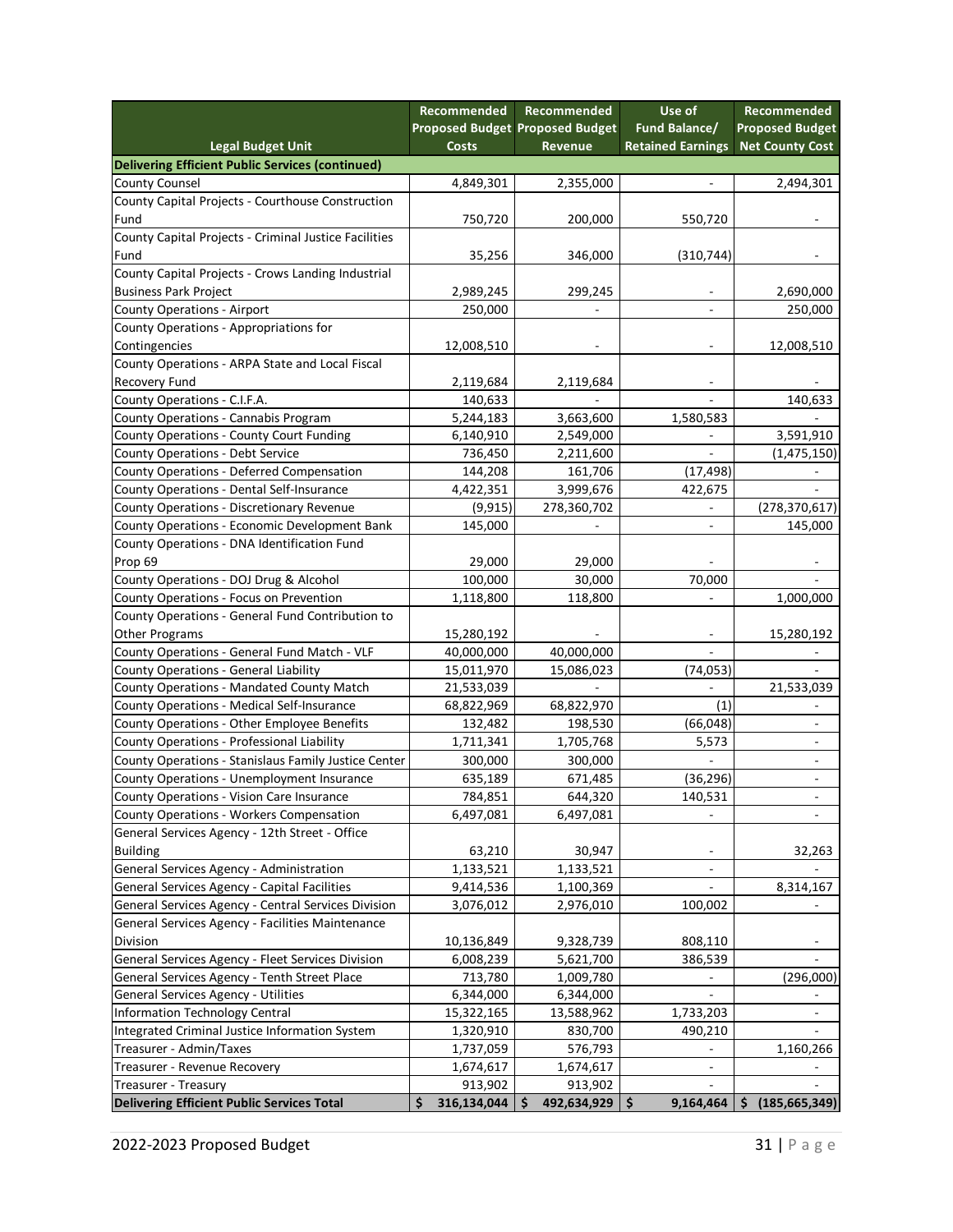| Legal Budget Unit | Recommended Proposed Budget Costs | Recommended Proposed Budget Revenue | Use of Fund Balance/ Retained Earnings | Recommended Proposed Budget Net County Cost |
|---|---|---|---|---|
| **Delivering Efficient Public Services (continued)** | | | | |
| County Counsel | 4,849,301 | 2,355,000 | - | 2,494,301 |
| County Capital Projects - Courthouse Construction Fund | 750,720 | 200,000 | 550,720 | - |
| County Capital Projects - Criminal Justice Facilities Fund | 35,256 | 346,000 | (310,744) | - |
| County Capital Projects - Crows Landing Industrial Business Park Project | 2,989,245 | 299,245 | - | 2,690,000 |
| County Operations - Airport | 250,000 | - | - | 250,000 |
| County Operations - Appropriations for Contingencies | 12,008,510 | - | - | 12,008,510 |
| County Operations - ARPA State and Local Fiscal Recovery Fund | 2,119,684 | 2,119,684 | - | - |
| County Operations - C.I.F.A. | 140,633 | - | - | 140,633 |
| County Operations - Cannabis Program | 5,244,183 | 3,663,600 | 1,580,583 | - |
| County Operations - County Court Funding | 6,140,910 | 2,549,000 | - | 3,591,910 |
| County Operations - Debt Service | 736,450 | 2,211,600 | - | (1,475,150) |
| County Operations - Deferred Compensation | 144,208 | 161,706 | (17,498) | - |
| County Operations - Dental Self-Insurance | 4,422,351 | 3,999,676 | 422,675 | - |
| County Operations - Discretionary Revenue | (9,915) | 278,360,702 | - | (278,370,617) |
| County Operations - Economic Development Bank | 145,000 | - | - | 145,000 |
| County Operations - DNA Identification Fund Prop 69 | 29,000 | 29,000 | - | - |
| County Operations - DOJ Drug & Alcohol | 100,000 | 30,000 | 70,000 | - |
| County Operations - Focus on Prevention | 1,118,800 | 118,800 | - | 1,000,000 |
| County Operations - General Fund Contribution to Other Programs | 15,280,192 | - | - | 15,280,192 |
| County Operations - General Fund Match - VLF | 40,000,000 | 40,000,000 | - | - |
| County Operations - General Liability | 15,011,970 | 15,086,023 | (74,053) | - |
| County Operations - Mandated County Match | 21,533,039 | - | - | 21,533,039 |
| County Operations - Medical Self-Insurance | 68,822,969 | 68,822,970 | (1) | - |
| County Operations - Other Employee Benefits | 132,482 | 198,530 | (66,048) | - |
| County Operations - Professional Liability | 1,711,341 | 1,705,768 | 5,573 | - |
| County Operations - Stanislaus Family Justice Center | 300,000 | 300,000 | - | - |
| County Operations - Unemployment Insurance | 635,189 | 671,485 | (36,296) | - |
| County Operations - Vision Care Insurance | 784,851 | 644,320 | 140,531 | - |
| County Operations - Workers Compensation | 6,497,081 | 6,497,081 | - | - |
| General Services Agency - 12th Street - Office Building | 63,210 | 30,947 | - | 32,263 |
| General Services Agency - Administration | 1,133,521 | 1,133,521 | - | - |
| General Services Agency - Capital Facilities | 9,414,536 | 1,100,369 | - | 8,314,167 |
| General Services Agency - Central Services Division | 3,076,012 | 2,976,010 | 100,002 | - |
| General Services Agency - Facilities Maintenance Division | 10,136,849 | 9,328,739 | 808,110 | - |
| General Services Agency - Fleet Services Division | 6,008,239 | 5,621,700 | 386,539 | - |
| General Services Agency - Tenth Street Place | 713,780 | 1,009,780 | - | (296,000) |
| General Services Agency - Utilities | 6,344,000 | 6,344,000 | - | - |
| Information Technology Central | 15,322,165 | 13,588,962 | 1,733,203 | - |
| Integrated Criminal Justice Information System | 1,320,910 | 830,700 | 490,210 | - |
| Treasurer - Admin/Taxes | 1,737,059 | 576,793 | - | 1,160,266 |
| Treasurer - Revenue Recovery | 1,674,617 | 1,674,617 | - | - |
| Treasurer - Treasury | 913,902 | 913,902 | - | - |
| **Delivering Efficient Public Services Total** | **$ 316,134,044** | **$ 492,634,929** | **$ 9,164,464** | **$ (185,665,349)** |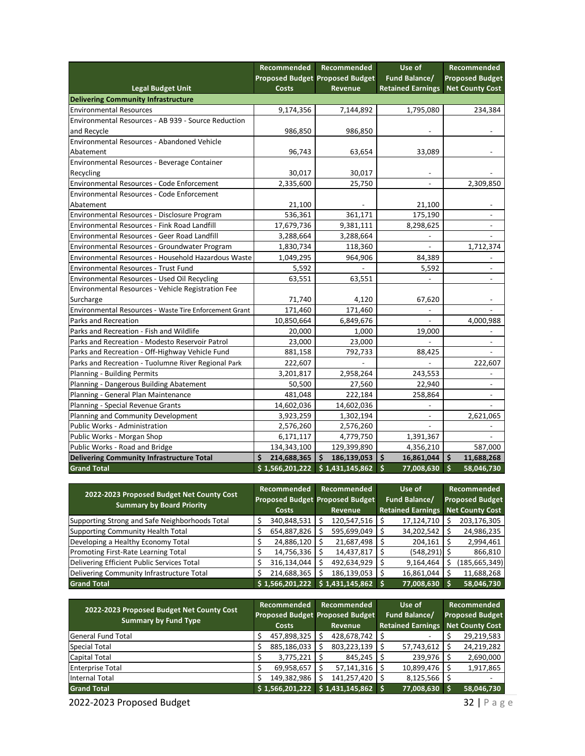| Legal Budget Unit | Recommended Proposed Budget Costs | Recommended Proposed Budget Revenue | Use of Fund Balance/ Retained Earnings | Recommended Proposed Budget Net County Cost |
|---|---|---|---|---|
| **Delivering Community Infrastructure** | | | | |
| Environmental Resources | 9,174,356 | 7,144,892 | 1,795,080 | 234,384 |
| Environmental Resources - AB 939 - Source Reduction and Recycle | 986,850 | 986,850 | - | - |
| Environmental Resources - Abandoned Vehicle Abatement | 96,743 | 63,654 | 33,089 | - |
| Environmental Resources - Beverage Container Recycling | 30,017 | 30,017 | - | - |
| Environmental Resources - Code Enforcement | 2,335,600 | 25,750 | - | 2,309,850 |
| Environmental Resources - Code Enforcement Abatement | 21,100 | - | 21,100 | - |
| Environmental Resources - Disclosure Program | 536,361 | 361,171 | 175,190 | - |
| Environmental Resources - Fink Road Landfill | 17,679,736 | 9,381,111 | 8,298,625 | - |
| Environmental Resources - Geer Road Landfill | 3,288,664 | 3,288,664 | - | - |
| Environmental Resources - Groundwater Program | 1,830,734 | 118,360 | - | 1,712,374 |
| Environmental Resources - Household Hazardous Waste | 1,049,295 | 964,906 | 84,389 | - |
| Environmental Resources - Trust Fund | 5,592 | - | 5,592 | - |
| Environmental Resources - Used Oil Recycling | 63,551 | 63,551 | - | - |
| Environmental Resources - Vehicle Registration Fee Surcharge | 71,740 | 4,120 | 67,620 | - |
| Environmental Resources - Waste Tire Enforcement Grant | 171,460 | 171,460 | - | - |
| Parks and Recreation | 10,850,664 | 6,849,676 | - | 4,000,988 |
| Parks and Recreation - Fish and Wildlife | 20,000 | 1,000 | 19,000 | - |
| Parks and Recreation - Modesto Reservoir Patrol | 23,000 | 23,000 | - | - |
| Parks and Recreation - Off-Highway Vehicle Fund | 881,158 | 792,733 | 88,425 | - |
| Parks and Recreation - Tuolumne River Regional Park | 222,607 | - | - | 222,607 |
| Planning - Building Permits | 3,201,817 | 2,958,264 | 243,553 | - |
| Planning - Dangerous Building Abatement | 50,500 | 27,560 | 22,940 | - |
| Planning - General Plan Maintenance | 481,048 | 222,184 | 258,864 | - |
| Planning - Special Revenue Grants | 14,602,036 | 14,602,036 | - | - |
| Planning and Community Development | 3,923,259 | 1,302,194 | - | 2,621,065 |
| Public Works - Administration | 2,576,260 | 2,576,260 | - | - |
| Public Works - Morgan Shop | 6,171,117 | 4,779,750 | 1,391,367 | - |
| Public Works - Road and Bridge | 134,343,100 | 129,399,890 | 4,356,210 | 587,000 |
| **Delivering Community Infrastructure Total** | **$ 214,688,365** | **$ 186,139,053** | **$ 16,861,044** | **$ 11,688,268** |
| **Grand Total** | **$ 1,566,201,222** | **$ 1,431,145,862** | **$ 77,008,630** | **$ 58,046,730** |

| 2022-2023 Proposed Budget Net County Cost Summary by Board Priority | Recommended Proposed Budget Costs | Recommended Proposed Budget Revenue | Use of Fund Balance/ Retained Earnings | Recommended Proposed Budget Net County Cost |
|---|---|---|---|---|
| Supporting Strong and Safe Neighborhoods Total | $ 340,848,531 | $ 120,547,516 | $ 17,124,710 | $ 203,176,305 |
| Supporting Community Health Total | $ 654,887,826 | $ 595,699,049 | $ 34,202,542 | $ 24,986,235 |
| Developing a Healthy Economy Total | $ 24,886,120 | $ 21,687,498 | $ 204,161 | $ 2,994,461 |
| Promoting First-Rate Learning Total | $ 14,756,336 | $ 14,437,817 | $ (548,291) | $ 866,810 |
| Delivering Efficient Public Services Total | $ 316,134,044 | $ 492,634,929 | $ 9,164,464 | $ (185,665,349) |
| Delivering Community Infrastructure Total | $ 214,688,365 | $ 186,139,053 | $ 16,861,044 | $ 11,688,268 |
| **Grand Total** | **$ 1,566,201,222** | **$ 1,431,145,862** | **$ 77,008,630** | **$ 58,046,730** |

| 2022-2023 Proposed Budget Net County Cost Summary by Fund Type | Recommended Proposed Budget Costs | Recommended Proposed Budget Revenue | Use of Fund Balance/ Retained Earnings | Recommended Proposed Budget Net County Cost |
|---|---|---|---|---|
| General Fund Total | $ 457,898,325 | $ 428,678,742 | $ - | $ 29,219,583 |
| Special Total | $ 885,186,033 | $ 803,223,139 | $ 57,743,612 | $ 24,219,282 |
| Capital Total | $ 3,775,221 | $ 845,245 | $ 239,976 | $ 2,690,000 |
| Enterprise Total | $ 69,958,657 | $ 57,141,316 | $ 10,899,476 | $ 1,917,865 |
| Internal Total | $ 149,382,986 | $ 141,257,420 | $ 8,125,566 | $ - |
| **Grand Total** | **$ 1,566,201,222** | **$ 1,431,145,862** | **$ 77,008,630** | **$ 58,046,730** |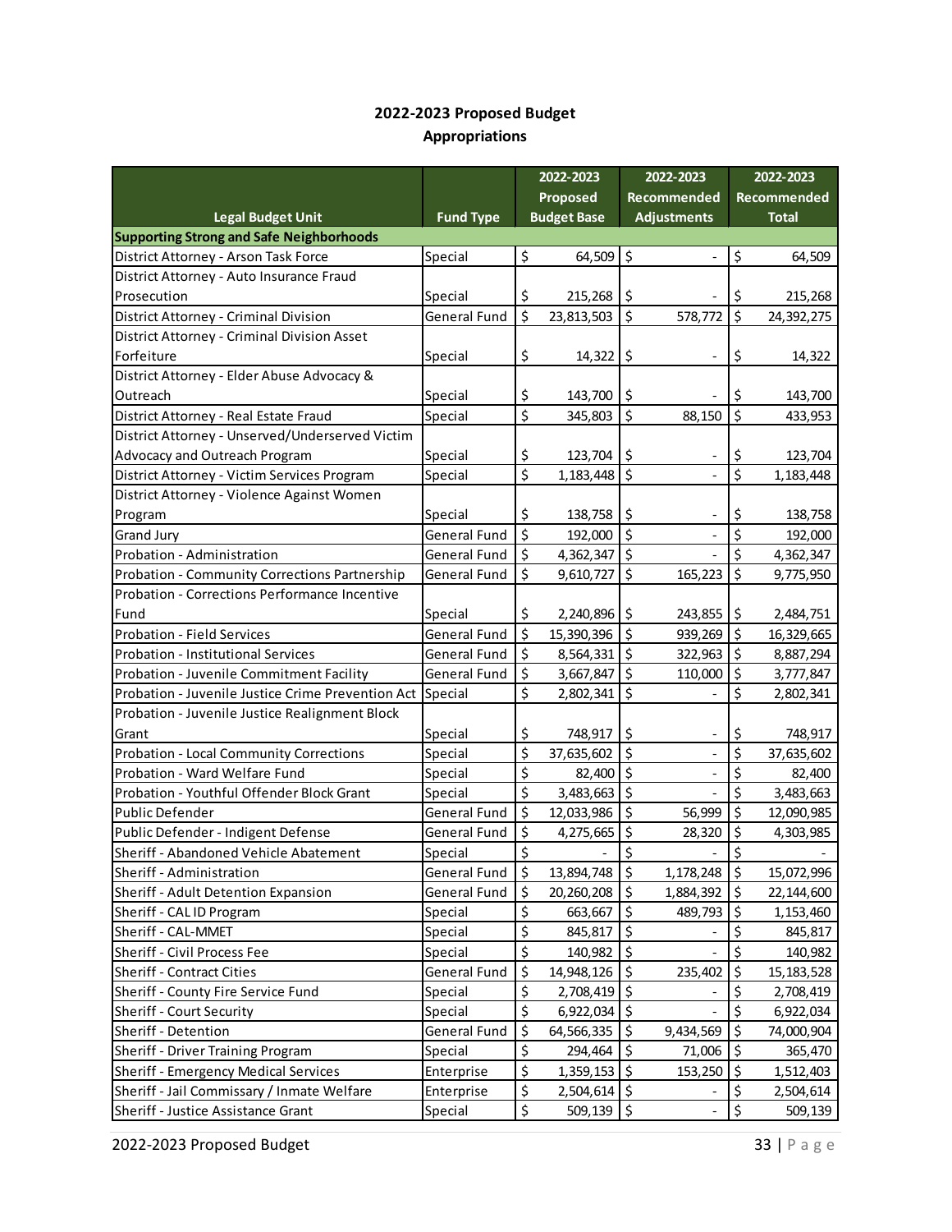## 2022-2023 Proposed Budget
## Appropriations

| Legal Budget Unit | Fund Type | 2022-2023 Proposed Budget Base | 2022-2023 Recommended Adjustments | 2022-2023 Recommended Total |
|---|---|---|---|---|
| **Supporting Strong and Safe Neighborhoods** | | | | |
| District Attorney - Arson Task Force | Special | $ 64,509 | $ - | $ 64,509 |
| District Attorney - Auto Insurance Fraud Prosecution | Special | $ 215,268 | $ - | $ 215,268 |
| District Attorney - Criminal Division | General Fund | $ 23,813,503 | $ 578,772 | $ 24,392,275 |
| District Attorney - Criminal Division Asset Forfeiture | Special | $ 14,322 | $ - | $ 14,322 |
| District Attorney - Elder Abuse Advocacy & Outreach | Special | $ 143,700 | $ - | $ 143,700 |
| District Attorney - Real Estate Fraud | Special | $ 345,803 | $ 88,150 | $ 433,953 |
| District Attorney - Unserved/Underserved Victim Advocacy and Outreach Program | Special | $ 123,704 | $ - | $ 123,704 |
| District Attorney - Victim Services Program | Special | $ 1,183,448 | $ - | $ 1,183,448 |
| District Attorney - Violence Against Women Program | Special | $ 138,758 | $ - | $ 138,758 |
| Grand Jury | General Fund | $ 192,000 | $ - | $ 192,000 |
| Probation - Administration | General Fund | $ 4,362,347 | $ - | $ 4,362,347 |
| Probation - Community Corrections Partnership | General Fund | $ 9,610,727 | $ 165,223 | $ 9,775,950 |
| Probation - Corrections Performance Incentive Fund | Special | $ 2,240,896 | $ 243,855 | $ 2,484,751 |
| Probation - Field Services | General Fund | $ 15,390,396 | $ 939,269 | $ 16,329,665 |
| Probation - Institutional Services | General Fund | $ 8,564,331 | $ 322,963 | $ 8,887,294 |
| Probation - Juvenile Commitment Facility | General Fund | $ 3,667,847 | $ 110,000 | $ 3,777,847 |
| Probation - Juvenile Justice Crime Prevention Act | Special | $ 2,802,341 | $ - | $ 2,802,341 |
| Probation - Juvenile Justice Realignment Block Grant | Special | $ 748,917 | $ - | $ 748,917 |
| Probation - Local Community Corrections | Special | $ 37,635,602 | $ - | $ 37,635,602 |
| Probation - Ward Welfare Fund | Special | $ 82,400 | $ - | $ 82,400 |
| Probation - Youthful Offender Block Grant | Special | $ 3,483,663 | $ - | $ 3,483,663 |
| Public Defender | General Fund | $ 12,033,986 | $ 56,999 | $ 12,090,985 |
| Public Defender - Indigent Defense | General Fund | $ 4,275,665 | $ 28,320 | $ 4,303,985 |
| Sheriff - Abandoned Vehicle Abatement | Special | $ - | $ - | $ - |
| Sheriff - Administration | General Fund | $ 13,894,748 | $ 1,178,248 | $ 15,072,996 |
| Sheriff - Adult Detention Expansion | General Fund | $ 20,260,208 | $ 1,884,392 | $ 22,144,600 |
| Sheriff - CAL ID Program | Special | $ 663,667 | $ 489,793 | $ 1,153,460 |
| Sheriff - CAL-MMET | Special | $ 845,817 | $ - | $ 845,817 |
| Sheriff - Civil Process Fee | Special | $ 140,982 | $ - | $ 140,982 |
| Sheriff - Contract Cities | General Fund | $ 14,948,126 | $ 235,402 | $ 15,183,528 |
| Sheriff - County Fire Service Fund | Special | $ 2,708,419 | $ - | $ 2,708,419 |
| Sheriff - Court Security | Special | $ 6,922,034 | $ - | $ 6,922,034 |
| Sheriff - Detention | General Fund | $ 64,566,335 | $ 9,434,569 | $ 74,000,904 |
| Sheriff - Driver Training Program | Special | $ 294,464 | $ 71,006 | $ 365,470 |
| Sheriff - Emergency Medical Services | Enterprise | $ 1,359,153 | $ 153,250 | $ 1,512,403 |
| Sheriff - Jail Commissary / Inmate Welfare | Enterprise | $ 2,504,614 | $ - | $ 2,504,614 |
| Sheriff - Justice Assistance Grant | Special | $ 509,139 | $ - | $ 509,139 |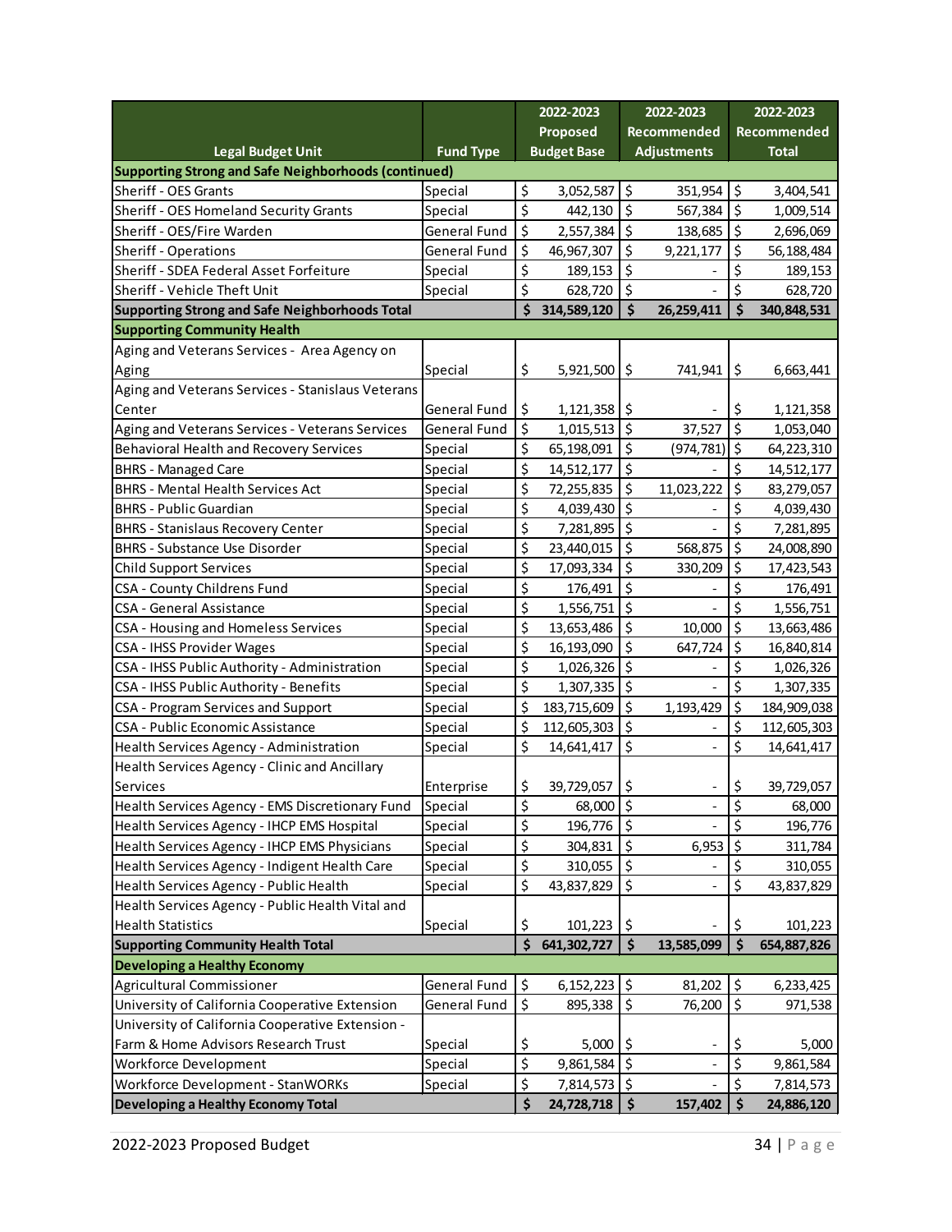| Legal Budget Unit | Fund Type | 2022-2023 Proposed Budget Base | 2022-2023 Recommended Adjustments | 2022-2023 Recommended Total |
|---|---|---|---|---|
| **Supporting Strong and Safe Neighborhoods (continued)** | | | | |
| Sheriff - OES Grants | Special | $ 3,052,587 | $ 351,954 | $ 3,404,541 |
| Sheriff - OES Homeland Security Grants | Special | $ 442,130 | $ 567,384 | $ 1,009,514 |
| Sheriff - OES/Fire Warden | General Fund | $ 2,557,384 | $ 138,685 | $ 2,696,069 |
| Sheriff - Operations | General Fund | $ 46,967,307 | $ 9,221,177 | $ 56,188,484 |
| Sheriff - SDEA Federal Asset Forfeiture | Special | $ 189,153 | $ - | $ 189,153 |
| Sheriff - Vehicle Theft Unit | Special | $ 628,720 | $ - | $ 628,720 |
| **Supporting Strong and Safe Neighborhoods Total** | | **$ 314,589,120** | **$ 26,259,411** | **$ 340,848,531** |
| **Supporting Community Health** | | | | |
| Aging and Veterans Services - Area Agency on Aging | Special | $ 5,921,500 | $ 741,941 | $ 6,663,441 |
| Aging and Veterans Services - Stanislaus Veterans Center | General Fund | $ 1,121,358 | $ - | $ 1,121,358 |
| Aging and Veterans Services - Veterans Services | General Fund | $ 1,015,513 | $ 37,527 | $ 1,053,040 |
| Behavioral Health and Recovery Services | Special | $ 65,198,091 | $ (974,781) | $ 64,223,310 |
| BHRS - Managed Care | Special | $ 14,512,177 | $ - | $ 14,512,177 |
| BHRS - Mental Health Services Act | Special | $ 72,255,835 | $ 11,023,222 | $ 83,279,057 |
| BHRS - Public Guardian | Special | $ 4,039,430 | $ - | $ 4,039,430 |
| BHRS - Stanislaus Recovery Center | Special | $ 7,281,895 | $ - | $ 7,281,895 |
| BHRS - Substance Use Disorder | Special | $ 23,440,015 | $ 568,875 | $ 24,008,890 |
| Child Support Services | Special | $ 17,093,334 | $ 330,209 | $ 17,423,543 |
| CSA - County Childrens Fund | Special | $ 176,491 | $ - | $ 176,491 |
| CSA - General Assistance | Special | $ 1,556,751 | $ - | $ 1,556,751 |
| CSA - Housing and Homeless Services | Special | $ 13,653,486 | $ 10,000 | $ 13,663,486 |
| CSA - IHSS Provider Wages | Special | $ 16,193,090 | $ 647,724 | $ 16,840,814 |
| CSA - IHSS Public Authority - Administration | Special | $ 1,026,326 | $ - | $ 1,026,326 |
| CSA - IHSS Public Authority - Benefits | Special | $ 1,307,335 | $ - | $ 1,307,335 |
| CSA - Program Services and Support | Special | $ 183,715,609 | $ 1,193,429 | $ 184,909,038 |
| CSA - Public Economic Assistance | Special | $ 112,605,303 | $ - | $ 112,605,303 |
| Health Services Agency - Administration | Special | $ 14,641,417 | $ - | $ 14,641,417 |
| Health Services Agency - Clinic and Ancillary Services | Enterprise | $ 39,729,057 | $ - | $ 39,729,057 |
| Health Services Agency - EMS Discretionary Fund | Special | $ 68,000 | $ - | $ 68,000 |
| Health Services Agency - IHCP EMS Hospital | Special | $ 196,776 | $ - | $ 196,776 |
| Health Services Agency - IHCP EMS Physicians | Special | $ 304,831 | $ 6,953 | $ 311,784 |
| Health Services Agency - Indigent Health Care | Special | $ 310,055 | $ - | $ 310,055 |
| Health Services Agency - Public Health | Special | $ 43,837,829 | $ - | $ 43,837,829 |
| Health Services Agency - Public Health Vital and Health Statistics | Special | $ 101,223 | $ - | $ 101,223 |
| **Supporting Community Health Total** | | **$ 641,302,727** | **$ 13,585,099** | **$ 654,887,826** |
| **Developing a Healthy Economy** | | | | |
| Agricultural Commissioner | General Fund | $ 6,152,223 | $ 81,202 | $ 6,233,425 |
| University of California Cooperative Extension | General Fund | $ 895,338 | $ 76,200 | $ 971,538 |
| University of California Cooperative Extension - Farm & Home Advisors Research Trust | Special | $ 5,000 | $ - | $ 5,000 |
| Workforce Development | Special | $ 9,861,584 | $ - | $ 9,861,584 |
| Workforce Development - StanWORKs | Special | $ 7,814,573 | $ - | $ 7,814,573 |
| **Developing a Healthy Economy Total** | | **$ 24,728,718** | **$ 157,402** | **$ 24,886,120** |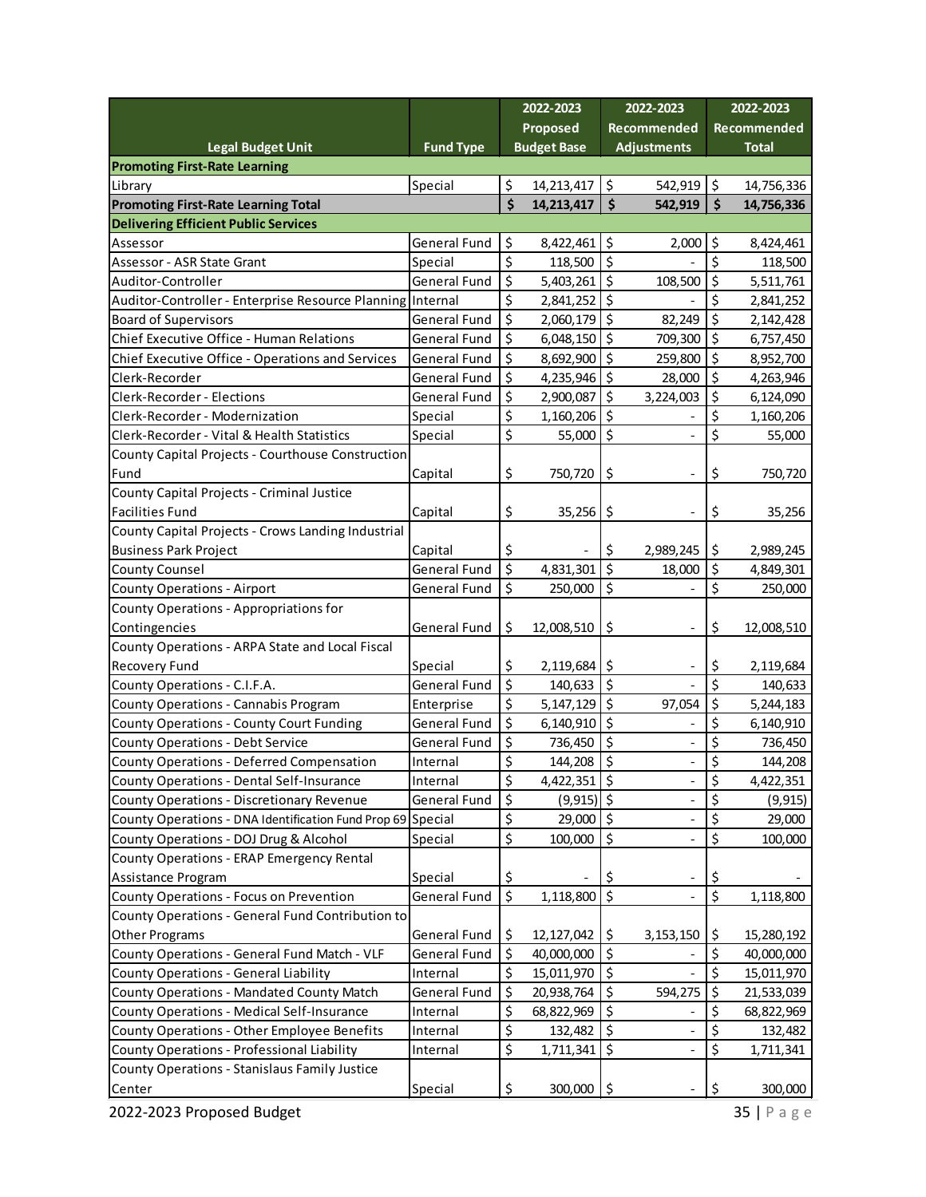| Legal Budget Unit | Fund Type | 2022-2023 Proposed Budget Base | 2022-2023 Recommended Adjustments | 2022-2023 Recommended Total |
|---|---|---|---|---|
| **Promoting First-Rate Learning** | | | | |
| Library | Special | $ 14,213,417 | $ 542,919 | $ 14,756,336 |
| **Promoting First-Rate Learning Total** | | **$ 14,213,417** | **$ 542,919** | **$ 14,756,336** |
| **Delivering Efficient Public Services** | | | | |
| Assessor | General Fund | $ 8,422,461 | $ 2,000 | $ 8,424,461 |
| Assessor - ASR State Grant | Special | $ 118,500 | $ - | $ 118,500 |
| Auditor-Controller | General Fund | $ 5,403,261 | $ 108,500 | $ 5,511,761 |
| Auditor-Controller - Enterprise Resource Planning | Internal | $ 2,841,252 | $ - | $ 2,841,252 |
| Board of Supervisors | General Fund | $ 2,060,179 | $ 82,249 | $ 2,142,428 |
| Chief Executive Office - Human Relations | General Fund | $ 6,048,150 | $ 709,300 | $ 6,757,450 |
| Chief Executive Office - Operations and Services | General Fund | $ 8,692,900 | $ 259,800 | $ 8,952,700 |
| Clerk-Recorder | General Fund | $ 4,235,946 | $ 28,000 | $ 4,263,946 |
| Clerk-Recorder - Elections | General Fund | $ 2,900,087 | $ 3,224,003 | $ 6,124,090 |
| Clerk-Recorder - Modernization | Special | $ 1,160,206 | $ - | $ 1,160,206 |
| Clerk-Recorder - Vital & Health Statistics | Special | $ 55,000 | $ - | $ 55,000 |
| County Capital Projects - Courthouse Construction Fund | Capital | $ 750,720 | $ - | $ 750,720 |
| County Capital Projects - Criminal Justice Facilities Fund | Capital | $ 35,256 | $ - | $ 35,256 |
| County Capital Projects - Crows Landing Industrial Business Park Project | Capital | $ - | $ 2,989,245 | $ 2,989,245 |
| County Counsel | General Fund | $ 4,831,301 | $ 18,000 | $ 4,849,301 |
| County Operations - Airport | General Fund | $ 250,000 | $ - | $ 250,000 |
| County Operations - Appropriations for Contingencies | General Fund | $ 12,008,510 | $ - | $ 12,008,510 |
| County Operations - ARPA State and Local Fiscal Recovery Fund | Special | $ 2,119,684 | $ - | $ 2,119,684 |
| County Operations - C.I.F.A. | General Fund | $ 140,633 | $ - | $ 140,633 |
| County Operations - Cannabis Program | Enterprise | $ 5,147,129 | $ 97,054 | $ 5,244,183 |
| County Operations - County Court Funding | General Fund | $ 6,140,910 | $ - | $ 6,140,910 |
| County Operations - Debt Service | General Fund | $ 736,450 | $ - | $ 736,450 |
| County Operations - Deferred Compensation | Internal | $ 144,208 | $ - | $ 144,208 |
| County Operations - Dental Self-Insurance | Internal | $ 4,422,351 | $ - | $ 4,422,351 |
| County Operations - Discretionary Revenue | General Fund | $ (9,915) | $ - | $ (9,915) |
| County Operations - DNA Identification Fund Prop 69 | Special | $ 29,000 | $ - | $ 29,000 |
| County Operations - DOJ Drug & Alcohol | Special | $ 100,000 | $ - | $ 100,000 |
| County Operations - ERAP Emergency Rental Assistance Program | Special | $ - | $ - | $ - |
| County Operations - Focus on Prevention | General Fund | $ 1,118,800 | $ - | $ 1,118,800 |
| County Operations - General Fund Contribution to Other Programs | General Fund | $ 12,127,042 | $ 3,153,150 | $ 15,280,192 |
| County Operations - General Fund Match - VLF | General Fund | $ 40,000,000 | $ - | $ 40,000,000 |
| County Operations - General Liability | Internal | $ 15,011,970 | $ - | $ 15,011,970 |
| County Operations - Mandated County Match | General Fund | $ 20,938,764 | $ 594,275 | $ 21,533,039 |
| County Operations - Medical Self-Insurance | Internal | $ 68,822,969 | $ - | $ 68,822,969 |
| County Operations - Other Employee Benefits | Internal | $ 132,482 | $ - | $ 132,482 |
| County Operations - Professional Liability | Internal | $ 1,711,341 | $ - | $ 1,711,341 |
| County Operations - Stanislaus Family Justice Center | Special | $ 300,000 | $ - | $ 300,000 |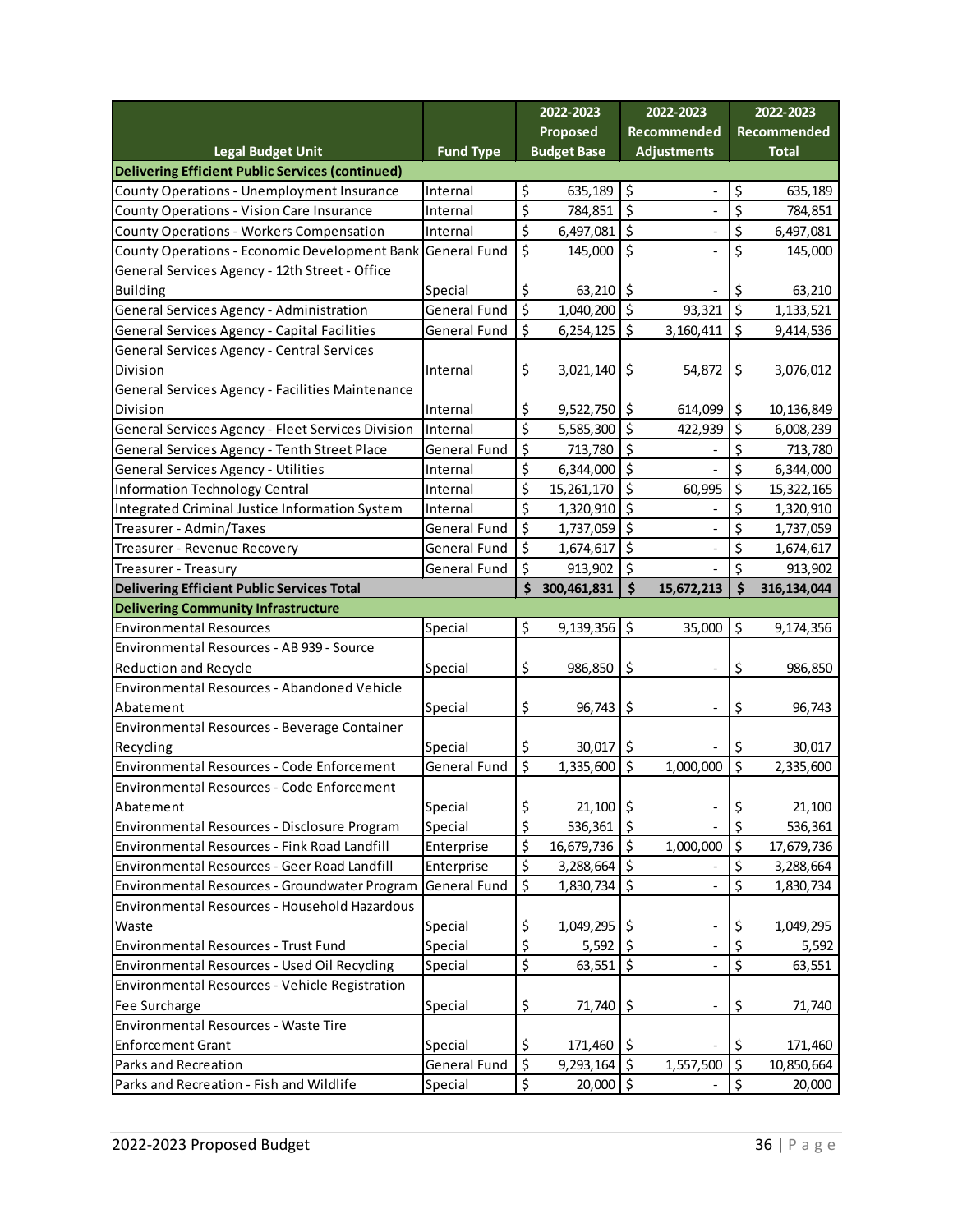| Legal Budget Unit | Fund Type | 2022-2023 Proposed Budget Base | 2022-2023 Recommended Adjustments | 2022-2023 Recommended Total |
|---|---|---|---|---|
| **Delivering Efficient Public Services (continued)** | | | | |
| County Operations - Unemployment Insurance | Internal | $ 635,189 | $ - | $ 635,189 |
| County Operations - Vision Care Insurance | Internal | $ 784,851 | $ - | $ 784,851 |
| County Operations - Workers Compensation | Internal | $ 6,497,081 | $ - | $ 6,497,081 |
| County Operations - Economic Development Bank | General Fund | $ 145,000 | $ - | $ 145,000 |
| General Services Agency - 12th Street - Office Building | Special | $ 63,210 | $ - | $ 63,210 |
| General Services Agency - Administration | General Fund | $ 1,040,200 | $ 93,321 | $ 1,133,521 |
| General Services Agency - Capital Facilities | General Fund | $ 6,254,125 | $ 3,160,411 | $ 9,414,536 |
| General Services Agency - Central Services Division | Internal | $ 3,021,140 | $ 54,872 | $ 3,076,012 |
| General Services Agency - Facilities Maintenance Division | Internal | $ 9,522,750 | $ 614,099 | $ 10,136,849 |
| General Services Agency - Fleet Services Division | Internal | $ 5,585,300 | $ 422,939 | $ 6,008,239 |
| General Services Agency - Tenth Street Place | General Fund | $ 713,780 | $ - | $ 713,780 |
| General Services Agency - Utilities | Internal | $ 6,344,000 | $ - | $ 6,344,000 |
| Information Technology Central | Internal | $ 15,261,170 | $ 60,995 | $ 15,322,165 |
| Integrated Criminal Justice Information System | Internal | $ 1,320,910 | $ - | $ 1,320,910 |
| Treasurer - Admin/Taxes | General Fund | $ 1,737,059 | $ - | $ 1,737,059 |
| Treasurer - Revenue Recovery | General Fund | $ 1,674,617 | $ - | $ 1,674,617 |
| Treasurer - Treasury | General Fund | $ 913,902 | $ - | $ 913,902 |
| **Delivering Efficient Public Services Total** | | **$ 300,461,831** | **$ 15,672,213** | **$ 316,134,044** |
| **Delivering Community Infrastructure** | | | | |
| Environmental Resources | Special | $ 9,139,356 | $ 35,000 | $ 9,174,356 |
| Environmental Resources - AB 939 - Source Reduction and Recycle | Special | $ 986,850 | $ - | $ 986,850 |
| Environmental Resources - Abandoned Vehicle Abatement | Special | $ 96,743 | $ - | $ 96,743 |
| Environmental Resources - Beverage Container Recycling | Special | $ 30,017 | $ - | $ 30,017 |
| Environmental Resources - Code Enforcement | General Fund | $ 1,335,600 | $ 1,000,000 | $ 2,335,600 |
| Environmental Resources - Code Enforcement Abatement | Special | $ 21,100 | $ - | $ 21,100 |
| Environmental Resources - Disclosure Program | Special | $ 536,361 | $ - | $ 536,361 |
| Environmental Resources - Fink Road Landfill | Enterprise | $ 16,679,736 | $ 1,000,000 | $ 17,679,736 |
| Environmental Resources - Geer Road Landfill | Enterprise | $ 3,288,664 | $ - | $ 3,288,664 |
| Environmental Resources - Groundwater Program | General Fund | $ 1,830,734 | $ - | $ 1,830,734 |
| Environmental Resources - Household Hazardous Waste | Special | $ 1,049,295 | $ - | $ 1,049,295 |
| Environmental Resources - Trust Fund | Special | $ 5,592 | $ - | $ 5,592 |
| Environmental Resources - Used Oil Recycling | Special | $ 63,551 | $ - | $ 63,551 |
| Environmental Resources - Vehicle Registration Fee Surcharge | Special | $ 71,740 | $ - | $ 71,740 |
| Environmental Resources - Waste Tire Enforcement Grant | Special | $ 171,460 | $ - | $ 171,460 |
| Parks and Recreation | General Fund | $ 9,293,164 | $ 1,557,500 | $ 10,850,664 |
| Parks and Recreation - Fish and Wildlife | Special | $ 20,000 | $ - | $ 20,000 |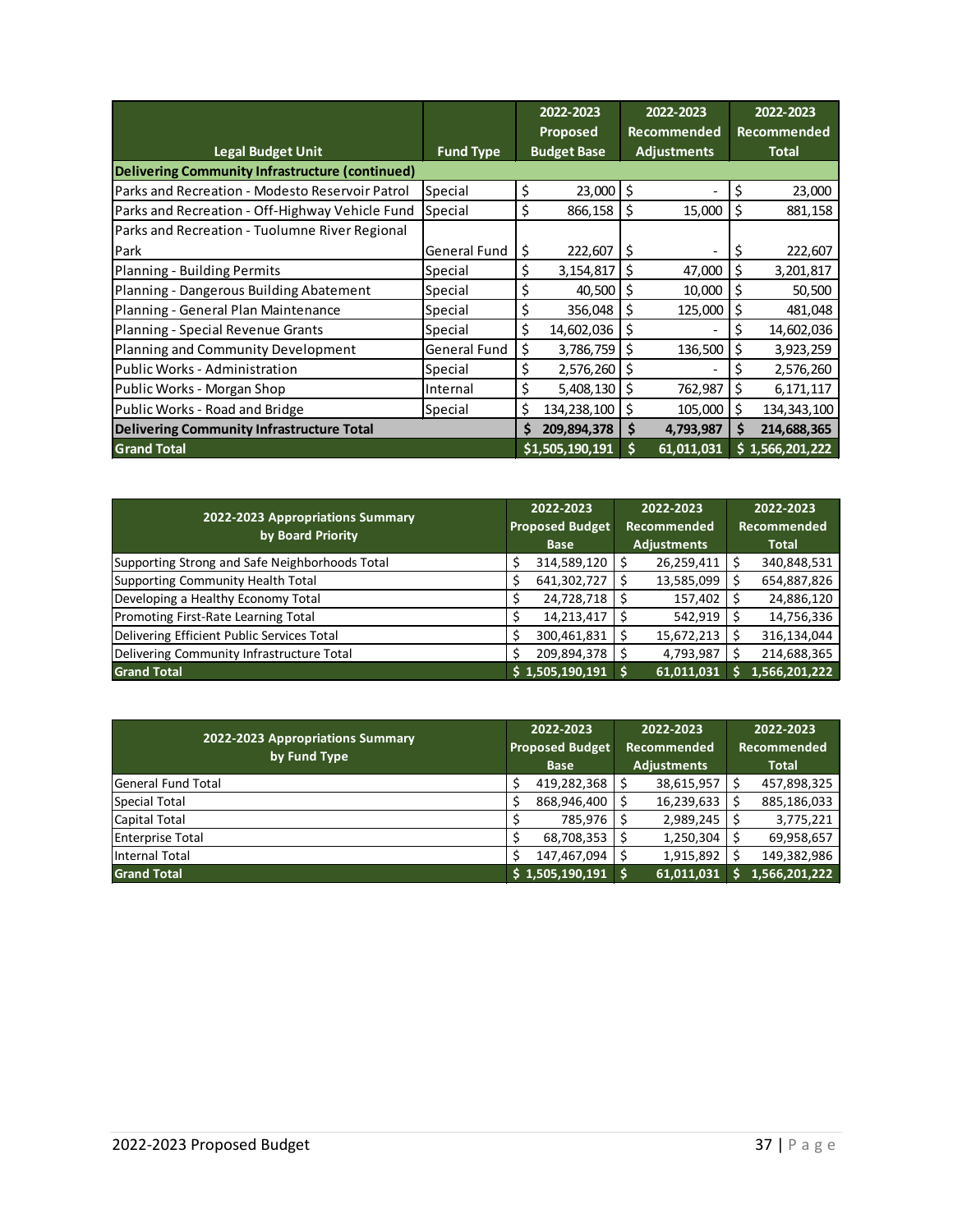| Legal Budget Unit | Fund Type | 2022-2023 Proposed Budget Base | 2022-2023 Recommended Adjustments | 2022-2023 Recommended Total |
|---|---|---|---|---|
| **Delivering Community Infrastructure (continued)** | | | | |
| Parks and Recreation - Modesto Reservoir Patrol | Special | $ 23,000 | $ - | $ 23,000 |
| Parks and Recreation - Off-Highway Vehicle Fund | Special | $ 866,158 | $ 15,000 | $ 881,158 |
| Parks and Recreation - Tuolumne River Regional Park | General Fund | $ 222,607 | $ - | $ 222,607 |
| Planning - Building Permits | Special | $ 3,154,817 | $ 47,000 | $ 3,201,817 |
| Planning - Dangerous Building Abatement | Special | $ 40,500 | $ 10,000 | $ 50,500 |
| Planning - General Plan Maintenance | Special | $ 356,048 | $ 125,000 | $ 481,048 |
| Planning - Special Revenue Grants | Special | $ 14,602,036 | $ - | $ 14,602,036 |
| Planning and Community Development | General Fund | $ 3,786,759 | $ 136,500 | $ 3,923,259 |
| Public Works - Administration | Special | $ 2,576,260 | $ - | $ 2,576,260 |
| Public Works - Morgan Shop | Internal | $ 5,408,130 | $ 762,987 | $ 6,171,117 |
| Public Works - Road and Bridge | Special | $ 134,238,100 | $ 105,000 | $ 134,343,100 |
| **Delivering Community Infrastructure Total** | | **$ 209,894,378** | **$ 4,793,987** | **$ 214,688,365** |
| **Grand Total** | | **$1,505,190,191** | **$ 61,011,031** | **$ 1,566,201,222** |

| 2022-2023 Appropriations Summary by Board Priority | 2022-2023 Proposed Budget Base | 2022-2023 Recommended Adjustments | 2022-2023 Recommended Total |
|---|---|---|---|
| Supporting Strong and Safe Neighborhoods Total | $ 314,589,120 | $ 26,259,411 | $ 340,848,531 |
| Supporting Community Health Total | $ 641,302,727 | $ 13,585,099 | $ 654,887,826 |
| Developing a Healthy Economy Total | $ 24,728,718 | $ 157,402 | $ 24,886,120 |
| Promoting First-Rate Learning Total | $ 14,213,417 | $ 542,919 | $ 14,756,336 |
| Delivering Efficient Public Services Total | $ 300,461,831 | $ 15,672,213 | $ 316,134,044 |
| Delivering Community Infrastructure Total | $ 209,894,378 | $ 4,793,987 | $ 214,688,365 |
| **Grand Total** | **$ 1,505,190,191** | **$ 61,011,031** | **$ 1,566,201,222** |

| 2022-2023 Appropriations Summary by Fund Type | 2022-2023 Proposed Budget Base | 2022-2023 Recommended Adjustments | 2022-2023 Recommended Total |
|---|---|---|---|
| General Fund Total | $ 419,282,368 | $ 38,615,957 | $ 457,898,325 |
| Special Total | $ 868,946,400 | $ 16,239,633 | $ 885,186,033 |
| Capital Total | $ 785,976 | $ 2,989,245 | $ 3,775,221 |
| Enterprise Total | $ 68,708,353 | $ 1,250,304 | $ 69,958,657 |
| Internal Total | $ 147,467,094 | $ 1,915,892 | $ 149,382,986 |
| **Grand Total** | **$ 1,505,190,191** | **$ 61,011,031** | **$ 1,566,201,222** |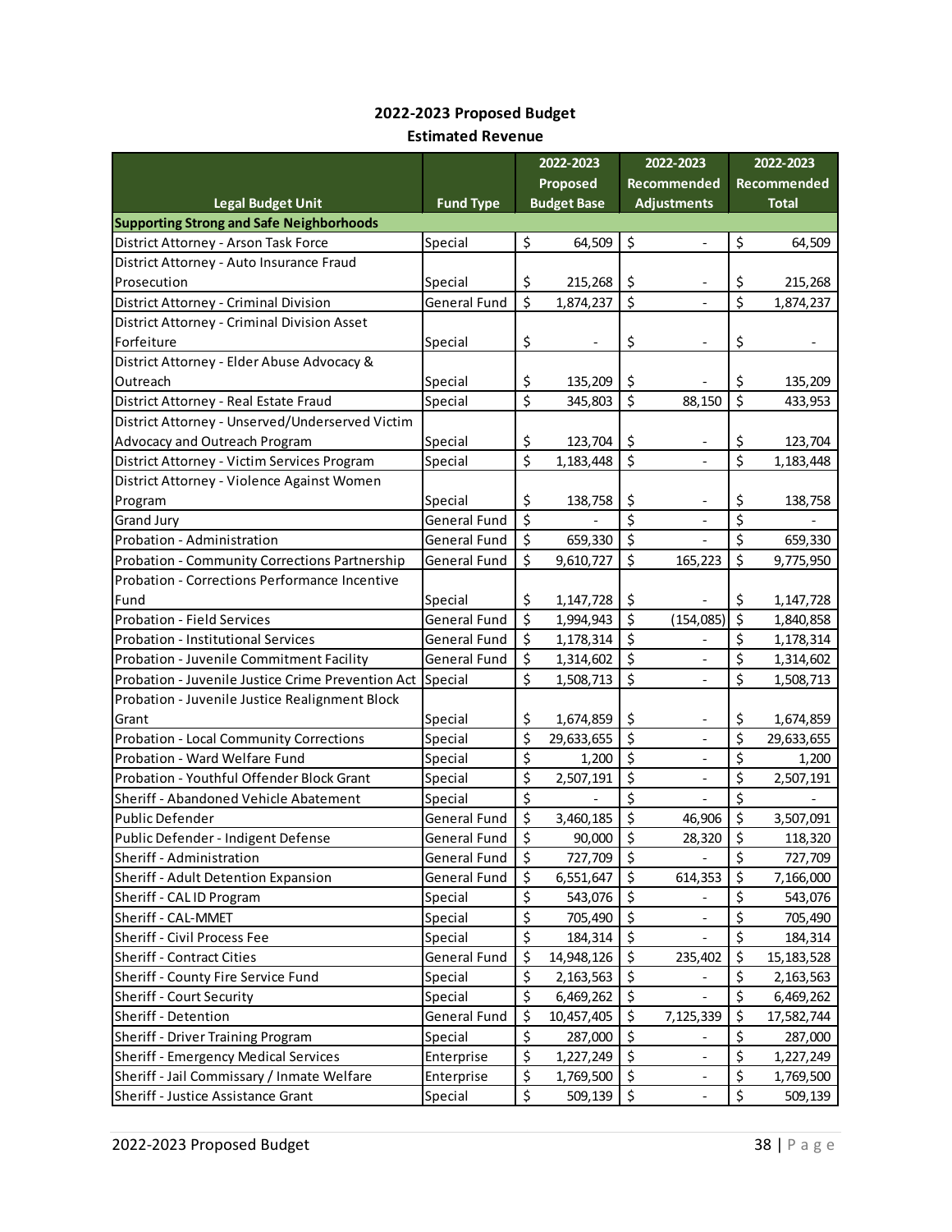## 2022-2023 Proposed Budget
### Estimated Revenue

| Legal Budget Unit | Fund Type | 2022-2023 Proposed Budget Base | 2022-2023 Recommended Adjustments | 2022-2023 Recommended Total |
|---|---|---|---|---|
| **Supporting Strong and Safe Neighborhoods** | | | | |
| District Attorney - Arson Task Force | Special | $ 64,509 | $ - | $ 64,509 |
| District Attorney - Auto Insurance Fraud Prosecution | Special | $ 215,268 | $ - | $ 215,268 |
| District Attorney - Criminal Division | General Fund | $ 1,874,237 | $ - | $ 1,874,237 |
| District Attorney - Criminal Division Asset Forfeiture | Special | $ - | $ - | $ - |
| District Attorney - Elder Abuse Advocacy & Outreach | Special | $ 135,209 | $ - | $ 135,209 |
| District Attorney - Real Estate Fraud | Special | $ 345,803 | $ 88,150 | $ 433,953 |
| District Attorney - Unserved/Underserved Victim Advocacy and Outreach Program | Special | $ 123,704 | $ - | $ 123,704 |
| District Attorney - Victim Services Program | Special | $ 1,183,448 | $ - | $ 1,183,448 |
| District Attorney - Violence Against Women Program | Special | $ 138,758 | $ - | $ 138,758 |
| Grand Jury | General Fund | $ - | $ - | $ - |
| Probation - Administration | General Fund | $ 659,330 | $ - | $ 659,330 |
| Probation - Community Corrections Partnership | General Fund | $ 9,610,727 | $ 165,223 | $ 9,775,950 |
| Probation - Corrections Performance Incentive Fund | Special | $ 1,147,728 | $ - | $ 1,147,728 |
| Probation - Field Services | General Fund | $ 1,994,943 | $ (154,085) | $ 1,840,858 |
| Probation - Institutional Services | General Fund | $ 1,178,314 | $ - | $ 1,178,314 |
| Probation - Juvenile Commitment Facility | General Fund | $ 1,314,602 | $ - | $ 1,314,602 |
| Probation - Juvenile Justice Crime Prevention Act | Special | $ 1,508,713 | $ - | $ 1,508,713 |
| Probation - Juvenile Justice Realignment Block Grant | Special | $ 1,674,859 | $ - | $ 1,674,859 |
| Probation - Local Community Corrections | Special | $ 29,633,655 | $ - | $ 29,633,655 |
| Probation - Ward Welfare Fund | Special | $ 1,200 | $ - | $ 1,200 |
| Probation - Youthful Offender Block Grant | Special | $ 2,507,191 | $ - | $ 2,507,191 |
| Sheriff - Abandoned Vehicle Abatement | Special | $ - | $ - | $ - |
| Public Defender | General Fund | $ 3,460,185 | $ 46,906 | $ 3,507,091 |
| Public Defender - Indigent Defense | General Fund | $ 90,000 | $ 28,320 | $ 118,320 |
| Sheriff - Administration | General Fund | $ 727,709 | $ - | $ 727,709 |
| Sheriff - Adult Detention Expansion | General Fund | $ 6,551,647 | $ 614,353 | $ 7,166,000 |
| Sheriff - CAL ID Program | Special | $ 543,076 | $ - | $ 543,076 |
| Sheriff - CAL-MMET | Special | $ 705,490 | $ - | $ 705,490 |
| Sheriff - Civil Process Fee | Special | $ 184,314 | $ - | $ 184,314 |
| Sheriff - Contract Cities | General Fund | $ 14,948,126 | $ 235,402 | $ 15,183,528 |
| Sheriff - County Fire Service Fund | Special | $ 2,163,563 | $ - | $ 2,163,563 |
| Sheriff - Court Security | Special | $ 6,469,262 | $ - | $ 6,469,262 |
| Sheriff - Detention | General Fund | $ 10,457,405 | $ 7,125,339 | $ 17,582,744 |
| Sheriff - Driver Training Program | Special | $ 287,000 | $ - | $ 287,000 |
| Sheriff - Emergency Medical Services | Enterprise | $ 1,227,249 | $ - | $ 1,227,249 |
| Sheriff - Jail Commissary / Inmate Welfare | Enterprise | $ 1,769,500 | $ - | $ 1,769,500 |
| Sheriff - Justice Assistance Grant | Special | $ 509,139 | $ - | $ 509,139 |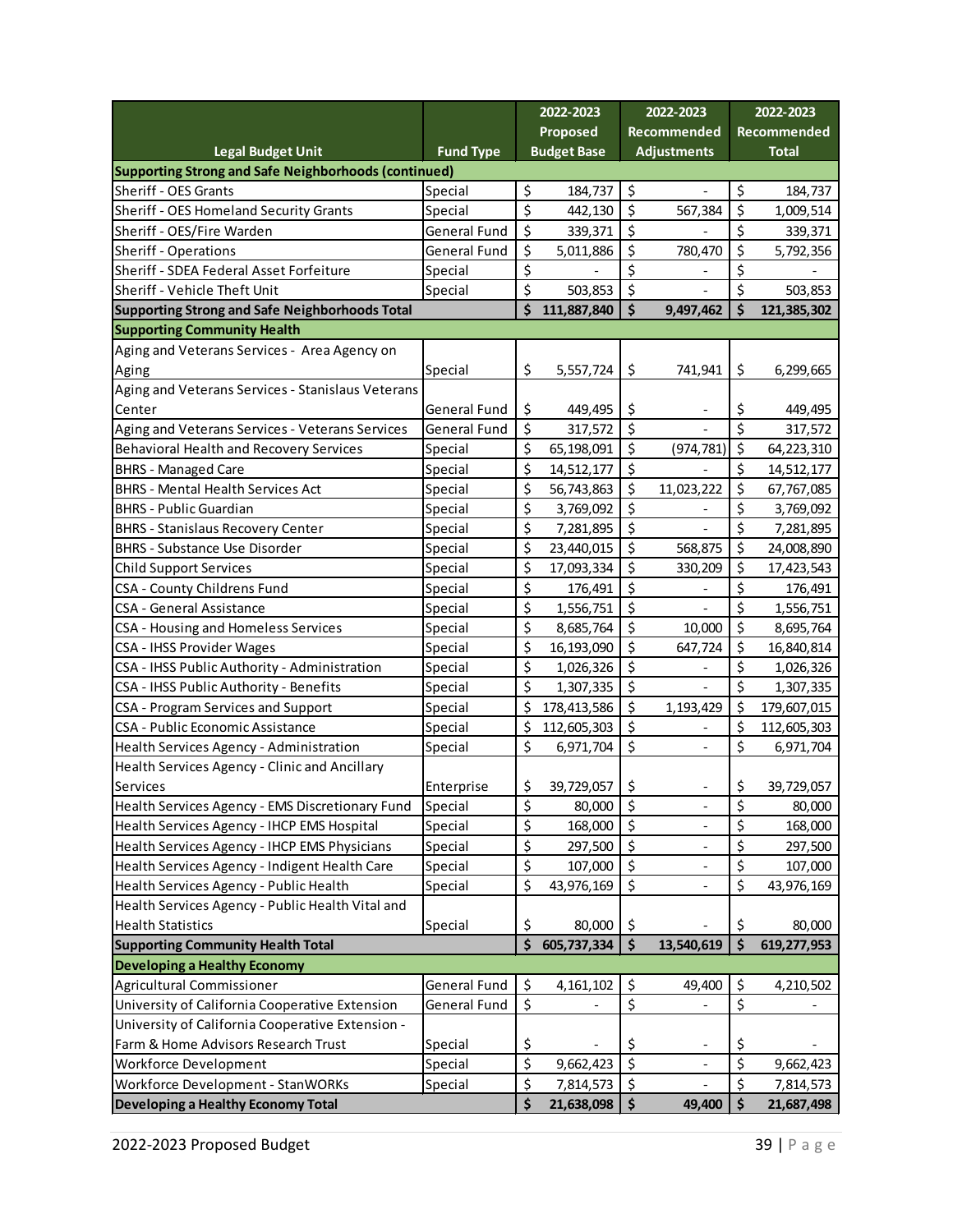| Legal Budget Unit | Fund Type | 2022-2023 Proposed Budget Base | 2022-2023 Recommended Adjustments | 2022-2023 Recommended Total |
|---|---|---|---|---|
| **Supporting Strong and Safe Neighborhoods (continued)** | | | | |
| Sheriff - OES Grants | Special | $ 184,737 | $ - | $ 184,737 |
| Sheriff - OES Homeland Security Grants | Special | $ 442,130 | $ 567,384 | $ 1,009,514 |
| Sheriff - OES/Fire Warden | General Fund | $ 339,371 | $ - | $ 339,371 |
| Sheriff - Operations | General Fund | $ 5,011,886 | $ 780,470 | $ 5,792,356 |
| Sheriff - SDEA Federal Asset Forfeiture | Special | $ - | $ - | $ - |
| Sheriff - Vehicle Theft Unit | Special | $ 503,853 | $ - | $ 503,853 |
| **Supporting Strong and Safe Neighborhoods Total** | | **$ 111,887,840** | **$ 9,497,462** | **$ 121,385,302** |
| **Supporting Community Health** | | | | |
| Aging and Veterans Services - Area Agency on Aging | Special | $ 5,557,724 | $ 741,941 | $ 6,299,665 |
| Aging and Veterans Services - Stanislaus Veterans Center | General Fund | $ 449,495 | $ - | $ 449,495 |
| Aging and Veterans Services - Veterans Services | General Fund | $ 317,572 | $ - | $ 317,572 |
| Behavioral Health and Recovery Services | Special | $ 65,198,091 | $ (974,781) | $ 64,223,310 |
| BHRS - Managed Care | Special | $ 14,512,177 | $ - | $ 14,512,177 |
| BHRS - Mental Health Services Act | Special | $ 56,743,863 | $ 11,023,222 | $ 67,767,085 |
| BHRS - Public Guardian | Special | $ 3,769,092 | $ - | $ 3,769,092 |
| BHRS - Stanislaus Recovery Center | Special | $ 7,281,895 | $ - | $ 7,281,895 |
| BHRS - Substance Use Disorder | Special | $ 23,440,015 | $ 568,875 | $ 24,008,890 |
| Child Support Services | Special | $ 17,093,334 | $ 330,209 | $ 17,423,543 |
| CSA - County Childrens Fund | Special | $ 176,491 | $ - | $ 176,491 |
| CSA - General Assistance | Special | $ 1,556,751 | $ - | $ 1,556,751 |
| CSA - Housing and Homeless Services | Special | $ 8,685,764 | $ 10,000 | $ 8,695,764 |
| CSA - IHSS Provider Wages | Special | $ 16,193,090 | $ 647,724 | $ 16,840,814 |
| CSA - IHSS Public Authority - Administration | Special | $ 1,026,326 | $ - | $ 1,026,326 |
| CSA - IHSS Public Authority - Benefits | Special | $ 1,307,335 | $ - | $ 1,307,335 |
| CSA - Program Services and Support | Special | $ 178,413,586 | $ 1,193,429 | $ 179,607,015 |
| CSA - Public Economic Assistance | Special | $ 112,605,303 | $ - | $ 112,605,303 |
| Health Services Agency - Administration | Special | $ 6,971,704 | $ - | $ 6,971,704 |
| Health Services Agency - Clinic and Ancillary Services | Enterprise | $ 39,729,057 | $ - | $ 39,729,057 |
| Health Services Agency - EMS Discretionary Fund | Special | $ 80,000 | $ - | $ 80,000 |
| Health Services Agency - IHCP EMS Hospital | Special | $ 168,000 | $ - | $ 168,000 |
| Health Services Agency - IHCP EMS Physicians | Special | $ 297,500 | $ - | $ 297,500 |
| Health Services Agency - Indigent Health Care | Special | $ 107,000 | $ - | $ 107,000 |
| Health Services Agency - Public Health | Special | $ 43,976,169 | $ - | $ 43,976,169 |
| Health Services Agency - Public Health Vital and Health Statistics | Special | $ 80,000 | $ - | $ 80,000 |
| **Supporting Community Health Total** | | **$ 605,737,334** | **$ 13,540,619** | **$ 619,277,953** |
| **Developing a Healthy Economy** | | | | |
| Agricultural Commissioner | General Fund | $ 4,161,102 | $ 49,400 | $ 4,210,502 |
| University of California Cooperative Extension | General Fund | $ - | $ - | $ - |
| University of California Cooperative Extension - Farm & Home Advisors Research Trust | Special | $ - | $ - | $ - |
| Workforce Development | Special | $ 9,662,423 | $ - | $ 9,662,423 |
| Workforce Development - StanWORKs | Special | $ 7,814,573 | $ - | $ 7,814,573 |
| **Developing a Healthy Economy Total** | | **$ 21,638,098** | **$ 49,400** | **$ 21,687,498** |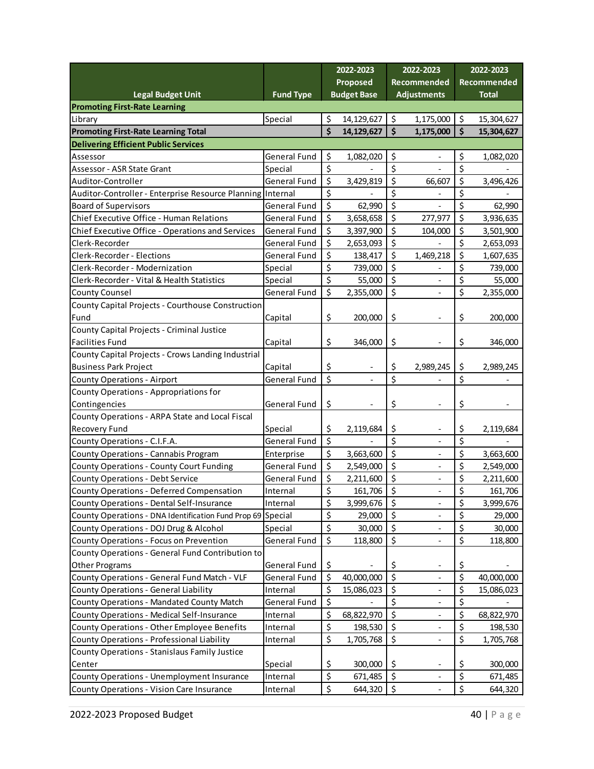| Legal Budget Unit | Fund Type | 2022-2023 Proposed Budget Base | 2022-2023 Recommended Adjustments | 2022-2023 Recommended Total |
|---|---|---|---|---|
| **Promoting First-Rate Learning** | | | | |
| Library | Special | $ 14,129,627 | $ 1,175,000 | $ 15,304,627 |
| **Promoting First-Rate Learning Total** | | **$ 14,129,627** | **$ 1,175,000** | **$ 15,304,627** |
| **Delivering Efficient Public Services** | | | | |
| Assessor | General Fund | $ 1,082,020 | $ - | $ 1,082,020 |
| Assessor - ASR State Grant | Special | $ - | $ - | $ - |
| Auditor-Controller | General Fund | $ 3,429,819 | $ 66,607 | $ 3,496,426 |
| Auditor-Controller - Enterprise Resource Planning | Internal | $ - | $ - | $ - |
| Board of Supervisors | General Fund | $ 62,990 | $ - | $ 62,990 |
| Chief Executive Office - Human Relations | General Fund | $ 3,658,658 | $ 277,977 | $ 3,936,635 |
| Chief Executive Office - Operations and Services | General Fund | $ 3,397,900 | $ 104,000 | $ 3,501,900 |
| Clerk-Recorder | General Fund | $ 2,653,093 | $ - | $ 2,653,093 |
| Clerk-Recorder - Elections | General Fund | $ 138,417 | $ 1,469,218 | $ 1,607,635 |
| Clerk-Recorder - Modernization | Special | $ 739,000 | $ - | $ 739,000 |
| Clerk-Recorder - Vital & Health Statistics | Special | $ 55,000 | $ - | $ 55,000 |
| County Counsel | General Fund | $ 2,355,000 | $ - | $ 2,355,000 |
| County Capital Projects - Courthouse Construction Fund | Capital | $ 200,000 | $ - | $ 200,000 |
| County Capital Projects - Criminal Justice Facilities Fund | Capital | $ 346,000 | $ - | $ 346,000 |
| County Capital Projects - Crows Landing Industrial Business Park Project | Capital | $ - | $ 2,989,245 | $ 2,989,245 |
| County Operations - Airport | General Fund | $ - | $ - | $ - |
| County Operations - Appropriations for Contingencies | General Fund | $ - | $ - | $ - |
| County Operations - ARPA State and Local Fiscal Recovery Fund | Special | $ 2,119,684 | $ - | $ 2,119,684 |
| County Operations - C.I.F.A. | General Fund | $ - | $ - | $ - |
| County Operations - Cannabis Program | Enterprise | $ 3,663,600 | $ - | $ 3,663,600 |
| County Operations - County Court Funding | General Fund | $ 2,549,000 | $ - | $ 2,549,000 |
| County Operations - Debt Service | General Fund | $ 2,211,600 | $ - | $ 2,211,600 |
| County Operations - Deferred Compensation | Internal | $ 161,706 | $ - | $ 161,706 |
| County Operations - Dental Self-Insurance | Internal | $ 3,999,676 | $ - | $ 3,999,676 |
| County Operations - DNA Identification Fund Prop 69 | Special | $ 29,000 | $ - | $ 29,000 |
| County Operations - DOJ Drug & Alcohol | Special | $ 30,000 | $ - | $ 30,000 |
| County Operations - Focus on Prevention | General Fund | $ 118,800 | $ - | $ 118,800 |
| County Operations - General Fund Contribution to Other Programs | General Fund | $ - | $ - | $ - |
| County Operations - General Fund Match - VLF | General Fund | $ 40,000,000 | $ - | $ 40,000,000 |
| County Operations - General Liability | Internal | $ 15,086,023 | $ - | $ 15,086,023 |
| County Operations - Mandated County Match | General Fund | $ - | $ - | $ - |
| County Operations - Medical Self-Insurance | Internal | $ 68,822,970 | $ - | $ 68,822,970 |
| County Operations - Other Employee Benefits | Internal | $ 198,530 | $ - | $ 198,530 |
| County Operations - Professional Liability | Internal | $ 1,705,768 | $ - | $ 1,705,768 |
| County Operations - Stanislaus Family Justice Center | Special | $ 300,000 | $ - | $ 300,000 |
| County Operations - Unemployment Insurance | Internal | $ 671,485 | $ - | $ 671,485 |
| County Operations - Vision Care Insurance | Internal | $ 644,320 | $ - | $ 644,320 |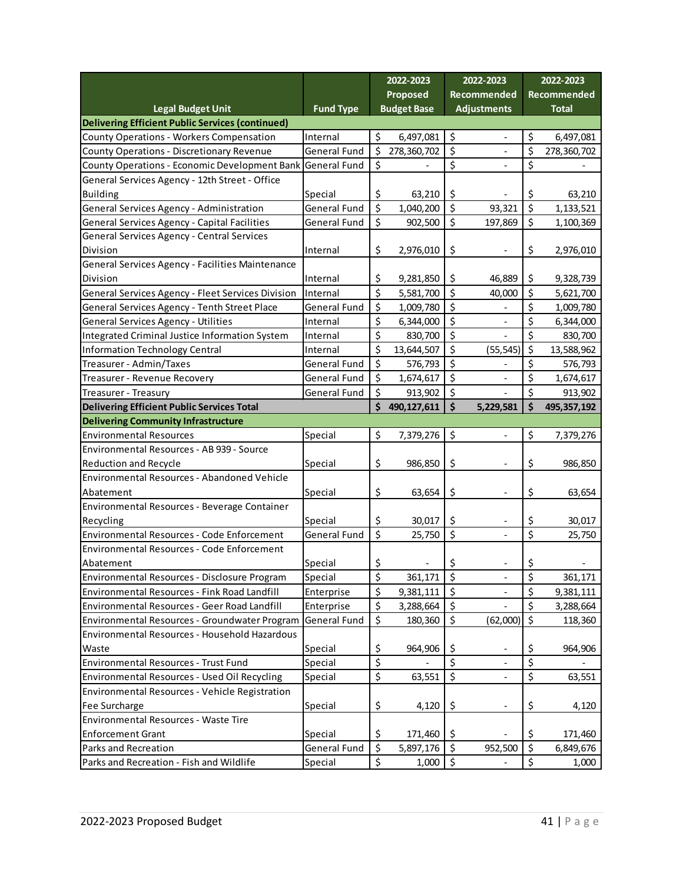| Legal Budget Unit | Fund Type | 2022-2023 Proposed Budget Base | 2022-2023 Recommended Adjustments | 2022-2023 Recommended Total |
|---|---|---|---|---|
| **Delivering Efficient Public Services (continued)** | | | | |
| County Operations - Workers Compensation | Internal | $ 6,497,081 | $ - | $ 6,497,081 |
| County Operations - Discretionary Revenue | General Fund | $ 278,360,702 | $ - | $ 278,360,702 |
| County Operations - Economic Development Bank | General Fund | $ - | $ - | $ - |
| General Services Agency - 12th Street - Office Building | Special | $ 63,210 | $ - | $ 63,210 |
| General Services Agency - Administration | General Fund | $ 1,040,200 | $ 93,321 | $ 1,133,521 |
| General Services Agency - Capital Facilities | General Fund | $ 902,500 | $ 197,869 | $ 1,100,369 |
| General Services Agency - Central Services Division | Internal | $ 2,976,010 | $ - | $ 2,976,010 |
| General Services Agency - Facilities Maintenance Division | Internal | $ 9,281,850 | $ 46,889 | $ 9,328,739 |
| General Services Agency - Fleet Services Division | Internal | $ 5,581,700 | $ 40,000 | $ 5,621,700 |
| General Services Agency - Tenth Street Place | General Fund | $ 1,009,780 | $ - | $ 1,009,780 |
| General Services Agency - Utilities | Internal | $ 6,344,000 | $ - | $ 6,344,000 |
| Integrated Criminal Justice Information System | Internal | $ 830,700 | $ - | $ 830,700 |
| Information Technology Central | Internal | $ 13,644,507 | $ (55,545) | $ 13,588,962 |
| Treasurer - Admin/Taxes | General Fund | $ 576,793 | $ - | $ 576,793 |
| Treasurer - Revenue Recovery | General Fund | $ 1,674,617 | $ - | $ 1,674,617 |
| Treasurer - Treasury | General Fund | $ 913,902 | $ - | $ 913,902 |
| **Delivering Efficient Public Services Total** | | **$ 490,127,611** | **$ 5,229,581** | **$ 495,357,192** |
| **Delivering Community Infrastructure** | | | | |
| Environmental Resources | Special | $ 7,379,276 | $ - | $ 7,379,276 |
| Environmental Resources - AB 939 - Source Reduction and Recycle | Special | $ 986,850 | $ - | $ 986,850 |
| Environmental Resources - Abandoned Vehicle Abatement | Special | $ 63,654 | $ - | $ 63,654 |
| Environmental Resources - Beverage Container Recycling | Special | $ 30,017 | $ - | $ 30,017 |
| Environmental Resources - Code Enforcement | General Fund | $ 25,750 | $ - | $ 25,750 |
| Environmental Resources - Code Enforcement Abatement | Special | $ - | $ - | $ - |
| Environmental Resources - Disclosure Program | Special | $ 361,171 | $ - | $ 361,171 |
| Environmental Resources - Fink Road Landfill | Enterprise | $ 9,381,111 | $ - | $ 9,381,111 |
| Environmental Resources - Geer Road Landfill | Enterprise | $ 3,288,664 | $ - | $ 3,288,664 |
| Environmental Resources - Groundwater Program | General Fund | $ 180,360 | $ (62,000) | $ 118,360 |
| Environmental Resources - Household Hazardous Waste | Special | $ 964,906 | $ - | $ 964,906 |
| Environmental Resources - Trust Fund | Special | $ - | $ - | $ - |
| Environmental Resources - Used Oil Recycling | Special | $ 63,551 | $ - | $ 63,551 |
| Environmental Resources - Vehicle Registration Fee Surcharge | Special | $ 4,120 | $ - | $ 4,120 |
| Environmental Resources - Waste Tire Enforcement Grant | Special | $ 171,460 | $ - | $ 171,460 |
| Parks and Recreation | General Fund | $ 5,897,176 | $ 952,500 | $ 6,849,676 |
| Parks and Recreation - Fish and Wildlife | Special | $ 1,000 | $ - | $ 1,000 |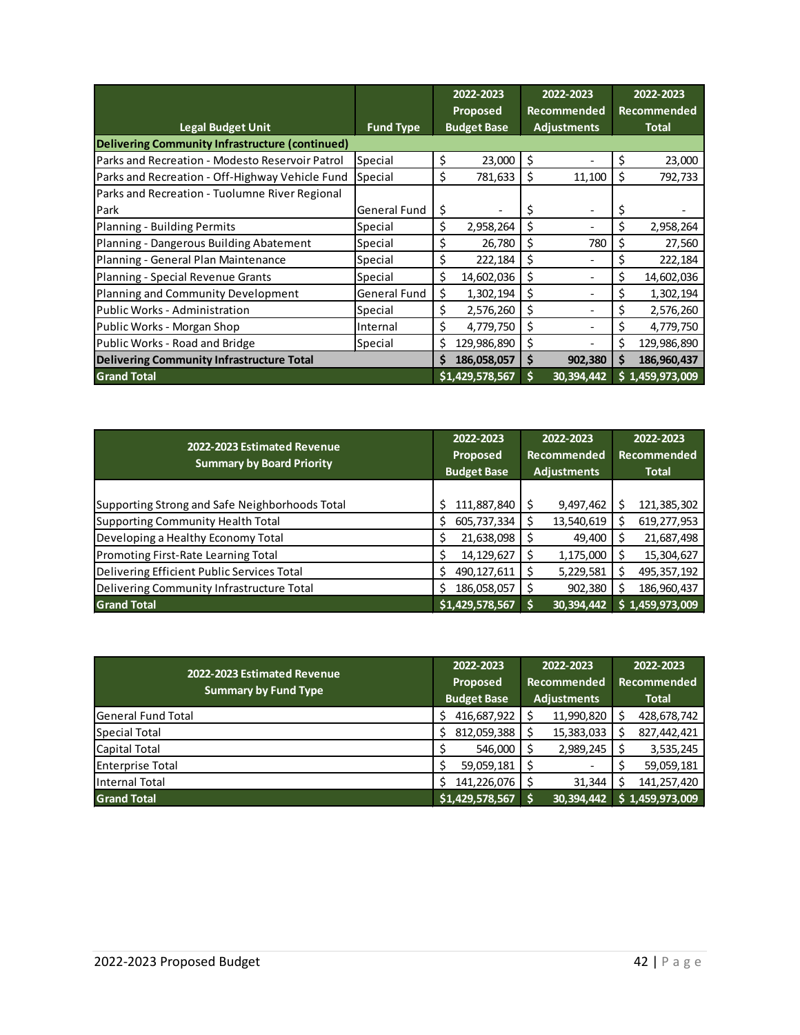| Legal Budget Unit | Fund Type | 2022-2023 Proposed Budget Base | 2022-2023 Recommended Adjustments | 2022-2023 Recommended Total |
|---|---|---|---|---|
| **Delivering Community Infrastructure (continued)** | | | | |
| Parks and Recreation - Modesto Reservoir Patrol | Special | $ 23,000 | $ - | $ 23,000 |
| Parks and Recreation - Off-Highway Vehicle Fund | Special | $ 781,633 | $ 11,100 | $ 792,733 |
| Parks and Recreation - Tuolumne River Regional Park | General Fund | $ - | $ - | $ - |
| Planning - Building Permits | Special | $ 2,958,264 | $ - | $ 2,958,264 |
| Planning - Dangerous Building Abatement | Special | $ 26,780 | $ 780 | $ 27,560 |
| Planning - General Plan Maintenance | Special | $ 222,184 | $ - | $ 222,184 |
| Planning - Special Revenue Grants | Special | $ 14,602,036 | $ - | $ 14,602,036 |
| Planning and Community Development | General Fund | $ 1,302,194 | $ - | $ 1,302,194 |
| Public Works - Administration | Special | $ 2,576,260 | $ - | $ 2,576,260 |
| Public Works - Morgan Shop | Internal | $ 4,779,750 | $ - | $ 4,779,750 |
| Public Works - Road and Bridge | Special | $ 129,986,890 | $ - | $ 129,986,890 |
| **Delivering Community Infrastructure Total** | | **$ 186,058,057** | **$ 902,380** | **$ 186,960,437** |
| **Grand Total** | | **$1,429,578,567** | **$ 30,394,442** | **$ 1,459,973,009** |

| 2022-2023 Estimated Revenue Summary by Board Priority | 2022-2023 Proposed Budget Base | 2022-2023 Recommended Adjustments | 2022-2023 Recommended Total |
|---|---|---|---|
| Supporting Strong and Safe Neighborhoods Total | $ 111,887,840 | $ 9,497,462 | $ 121,385,302 |
| Supporting Community Health Total | $ 605,737,334 | $ 13,540,619 | $ 619,277,953 |
| Developing a Healthy Economy Total | $ 21,638,098 | $ 49,400 | $ 21,687,498 |
| Promoting First-Rate Learning Total | $ 14,129,627 | $ 1,175,000 | $ 15,304,627 |
| Delivering Efficient Public Services Total | $ 490,127,611 | $ 5,229,581 | $ 495,357,192 |
| Delivering Community Infrastructure Total | $ 186,058,057 | $ 902,380 | $ 186,960,437 |
| **Grand Total** | **$1,429,578,567** | **$ 30,394,442** | **$ 1,459,973,009** |

| 2022-2023 Estimated Revenue Summary by Fund Type | 2022-2023 Proposed Budget Base | 2022-2023 Recommended Adjustments | 2022-2023 Recommended Total |
|---|---|---|---|
| General Fund Total | $ 416,687,922 | $ 11,990,820 | $ 428,678,742 |
| Special Total | $ 812,059,388 | $ 15,383,033 | $ 827,442,421 |
| Capital Total | $ 546,000 | $ 2,989,245 | $ 3,535,245 |
| Enterprise Total | $ 59,059,181 | $ - | $ 59,059,181 |
| Internal Total | $ 141,226,076 | $ 31,344 | $ 141,257,420 |
| **Grand Total** | **$1,429,578,567** | **$ 30,394,442** | **$ 1,459,973,009** |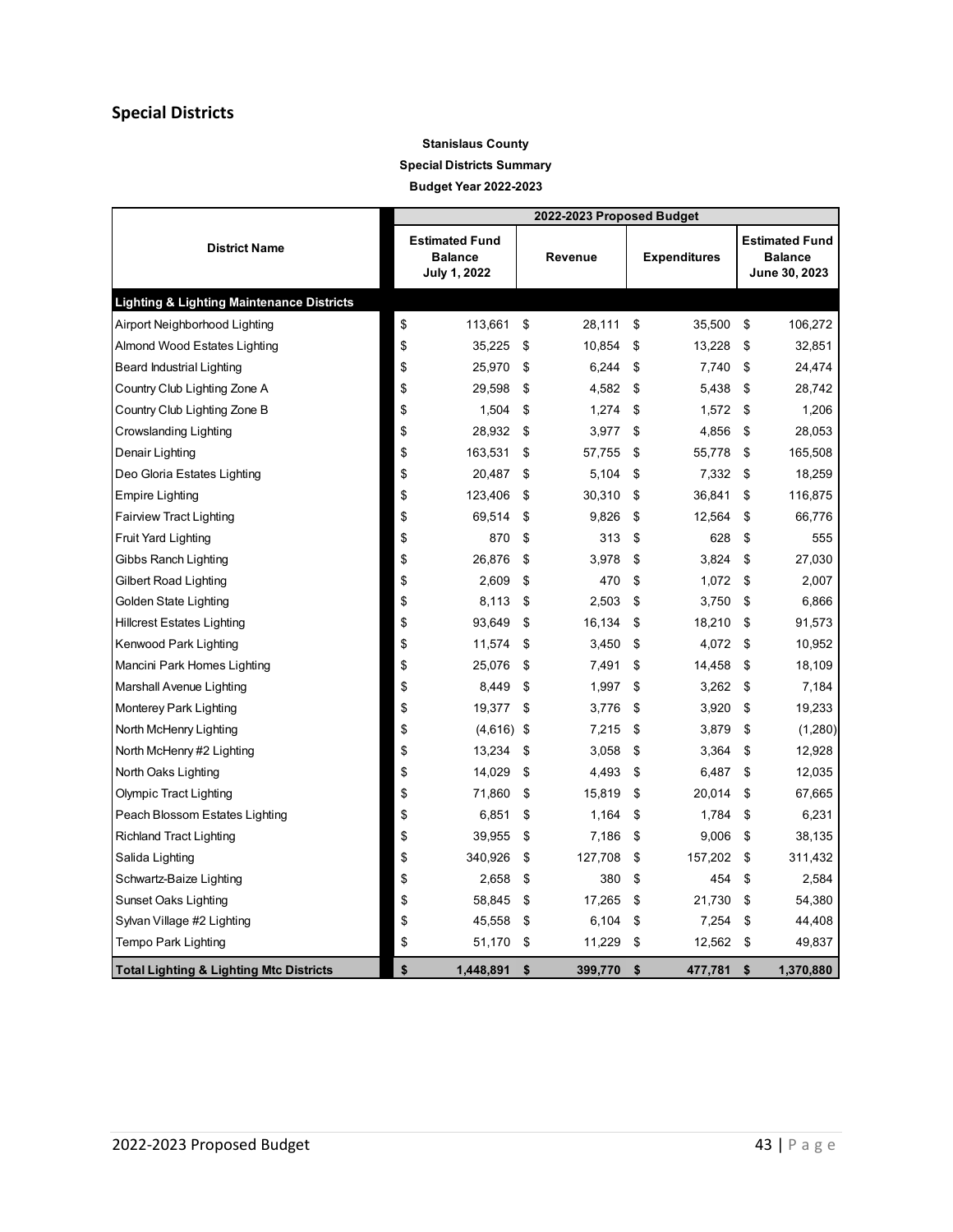## Special Districts

**Stanislaus County**

**Special Districts Summary**

**Budget Year 2022-2023**

| District Name | 2022-2023 Proposed Budget | | | |
|---|---|---|---|---|
| | Estimated Fund Balance July 1, 2022 | Revenue | Expenditures | Estimated Fund Balance June 30, 2023 |
| **Lighting & Lighting Maintenance Districts** | | | | |
| Airport Neighborhood Lighting | $ 113,661 | $ 28,111 | $ 35,500 | $ 106,272 |
| Almond Wood Estates Lighting | $ 35,225 | $ 10,854 | $ 13,228 | $ 32,851 |
| Beard Industrial Lighting | $ 25,970 | $ 6,244 | $ 7,740 | $ 24,474 |
| Country Club Lighting Zone A | $ 29,598 | $ 4,582 | $ 5,438 | $ 28,742 |
| Country Club Lighting Zone B | $ 1,504 | $ 1,274 | $ 1,572 | $ 1,206 |
| Crowslanding Lighting | $ 28,932 | $ 3,977 | $ 4,856 | $ 28,053 |
| Denair Lighting | $ 163,531 | $ 57,755 | $ 55,778 | $ 165,508 |
| Deo Gloria Estates Lighting | $ 20,487 | $ 5,104 | $ 7,332 | $ 18,259 |
| Empire Lighting | $ 123,406 | $ 30,310 | $ 36,841 | $ 116,875 |
| Fairview Tract Lighting | $ 69,514 | $ 9,826 | $ 12,564 | $ 66,776 |
| Fruit Yard Lighting | $ 870 | $ 313 | $ 628 | $ 555 |
| Gibbs Ranch Lighting | $ 26,876 | $ 3,978 | $ 3,824 | $ 27,030 |
| Gilbert Road Lighting | $ 2,609 | $ 470 | $ 1,072 | $ 2,007 |
| Golden State Lighting | $ 8,113 | $ 2,503 | $ 3,750 | $ 6,866 |
| Hillcrest Estates Lighting | $ 93,649 | $ 16,134 | $ 18,210 | $ 91,573 |
| Kenwood Park Lighting | $ 11,574 | $ 3,450 | $ 4,072 | $ 10,952 |
| Mancini Park Homes Lighting | $ 25,076 | $ 7,491 | $ 14,458 | $ 18,109 |
| Marshall Avenue Lighting | $ 8,449 | $ 1,997 | $ 3,262 | $ 7,184 |
| Monterey Park Lighting | $ 19,377 | $ 3,776 | $ 3,920 | $ 19,233 |
| North McHenry Lighting | $ (4,616) | $ 7,215 | $ 3,879 | $ (1,280) |
| North McHenry #2 Lighting | $ 13,234 | $ 3,058 | $ 3,364 | $ 12,928 |
| North Oaks Lighting | $ 14,029 | $ 4,493 | $ 6,487 | $ 12,035 |
| Olympic Tract Lighting | $ 71,860 | $ 15,819 | $ 20,014 | $ 67,665 |
| Peach Blossom Estates Lighting | $ 6,851 | $ 1,164 | $ 1,784 | $ 6,231 |
| Richland Tract Lighting | $ 39,955 | $ 7,186 | $ 9,006 | $ 38,135 |
| Salida Lighting | $ 340,926 | $ 127,708 | $ 157,202 | $ 311,432 |
| Schwartz-Baize Lighting | $ 2,658 | $ 380 | $ 454 | $ 2,584 |
| Sunset Oaks Lighting | $ 58,845 | $ 17,265 | $ 21,730 | $ 54,380 |
| Sylvan Village #2 Lighting | $ 45,558 | $ 6,104 | $ 7,254 | $ 44,408 |
| Tempo Park Lighting | $ 51,170 | $ 11,229 | $ 12,562 | $ 49,837 |
| **Total Lighting & Lighting Mtc Districts** | **$ 1,448,891** | **$ 399,770** | **$ 477,781** | **$ 1,370,880** |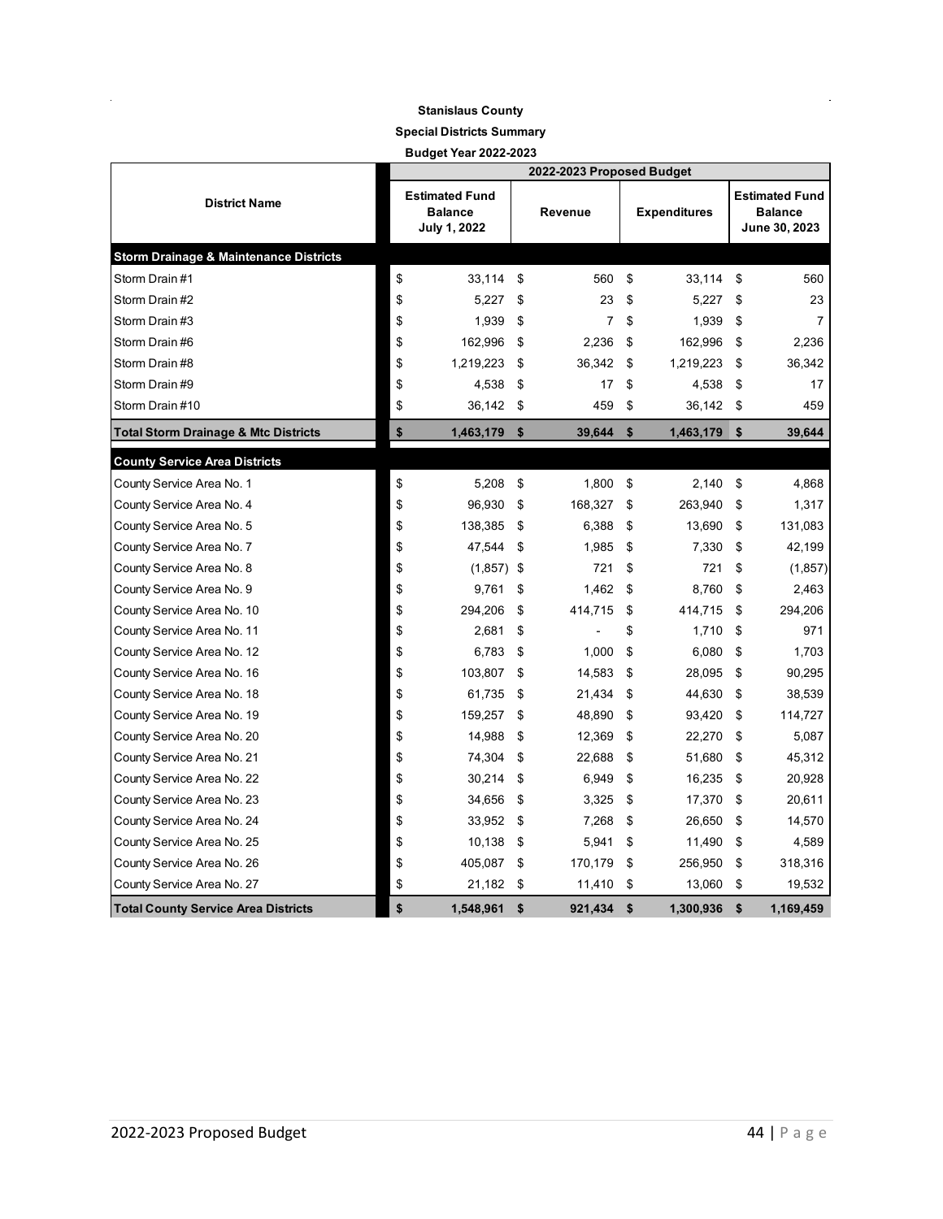**Stanislaus County**

**Special Districts Summary**

**Budget Year 2022-2023**

| District Name | 2022-2023 Proposed Budget | | | |
|---|---|---|---|---|
| | Estimated Fund Balance July 1, 2022 | Revenue | Expenditures | Estimated Fund Balance June 30, 2023 |
| **Storm Drainage & Maintenance Districts** | | | | |
| Storm Drain #1 | $ 33,114 | $ 560 | $ 33,114 | $ 560 |
| Storm Drain #2 | $ 5,227 | $ 23 | $ 5,227 | $ 23 |
| Storm Drain #3 | $ 1,939 | $ 7 | $ 1,939 | $ 7 |
| Storm Drain #6 | $ 162,996 | $ 2,236 | $ 162,996 | $ 2,236 |
| Storm Drain #8 | $ 1,219,223 | $ 36,342 | $ 1,219,223 | $ 36,342 |
| Storm Drain #9 | $ 4,538 | $ 17 | $ 4,538 | $ 17 |
| Storm Drain #10 | $ 36,142 | $ 459 | $ 36,142 | $ 459 |
| **Total Storm Drainage & Mtc Districts** | **$ 1,463,179** | **$ 39,644** | **$ 1,463,179** | **$ 39,644** |
| **County Service Area Districts** | | | | |
| County Service Area No. 1 | $ 5,208 | $ 1,800 | $ 2,140 | $ 4,868 |
| County Service Area No. 4 | $ 96,930 | $ 168,327 | $ 263,940 | $ 1,317 |
| County Service Area No. 5 | $ 138,385 | $ 6,388 | $ 13,690 | $ 131,083 |
| County Service Area No. 7 | $ 47,544 | $ 1,985 | $ 7,330 | $ 42,199 |
| County Service Area No. 8 | $ (1,857) | $ 721 | $ 721 | $ (1,857) |
| County Service Area No. 9 | $ 9,761 | $ 1,462 | $ 8,760 | $ 2,463 |
| County Service Area No. 10 | $ 294,206 | $ 414,715 | $ 414,715 | $ 294,206 |
| County Service Area No. 11 | $ 2,681 | $ - | $ 1,710 | $ 971 |
| County Service Area No. 12 | $ 6,783 | $ 1,000 | $ 6,080 | $ 1,703 |
| County Service Area No. 16 | $ 103,807 | $ 14,583 | $ 28,095 | $ 90,295 |
| County Service Area No. 18 | $ 61,735 | $ 21,434 | $ 44,630 | $ 38,539 |
| County Service Area No. 19 | $ 159,257 | $ 48,890 | $ 93,420 | $ 114,727 |
| County Service Area No. 20 | $ 14,988 | $ 12,369 | $ 22,270 | $ 5,087 |
| County Service Area No. 21 | $ 74,304 | $ 22,688 | $ 51,680 | $ 45,312 |
| County Service Area No. 22 | $ 30,214 | $ 6,949 | $ 16,235 | $ 20,928 |
| County Service Area No. 23 | $ 34,656 | $ 3,325 | $ 17,370 | $ 20,611 |
| County Service Area No. 24 | $ 33,952 | $ 7,268 | $ 26,650 | $ 14,570 |
| County Service Area No. 25 | $ 10,138 | $ 5,941 | $ 11,490 | $ 4,589 |
| County Service Area No. 26 | $ 405,087 | $ 170,179 | $ 256,950 | $ 318,316 |
| County Service Area No. 27 | $ 21,182 | $ 11,410 | $ 13,060 | $ 19,532 |
| **Total County Service Area Districts** | **$ 1,548,961** | **$ 921,434** | **$ 1,300,936** | **$ 1,169,459** |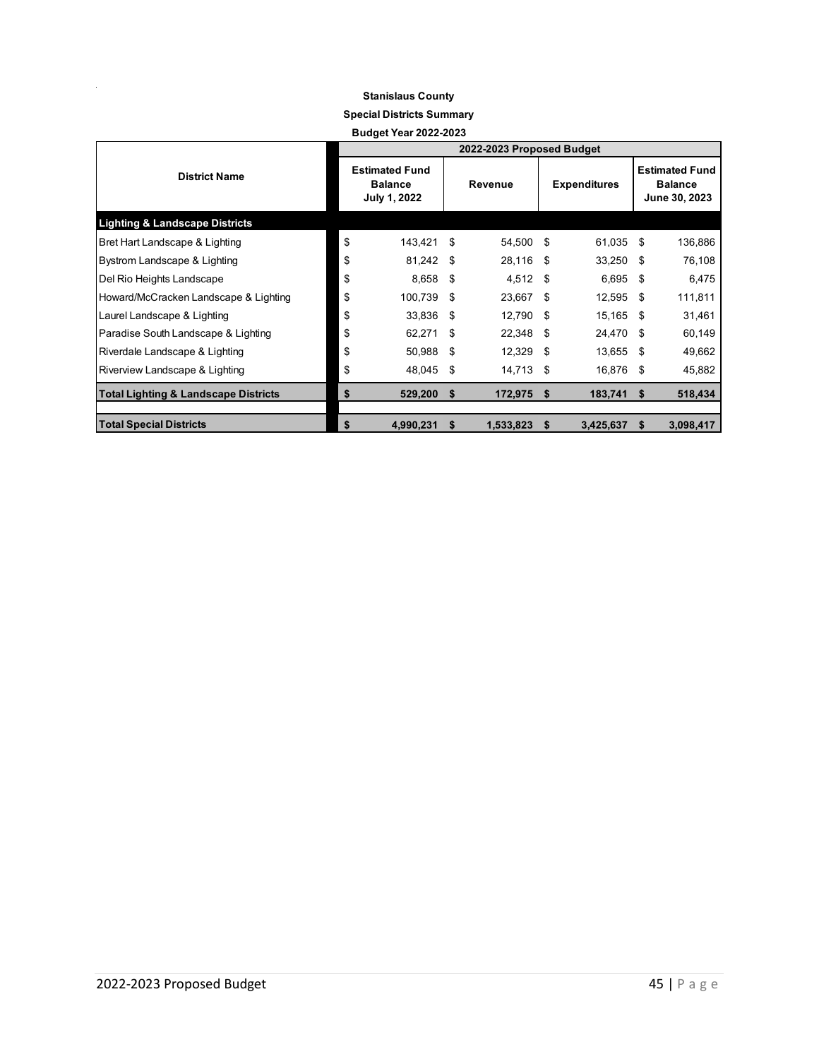**Stanislaus County**

**Special Districts Summary**

**Budget Year 2022-2023**

| District Name | 2022-2023 Proposed Budget | | | |
|---|---|---|---|---|
| | Estimated Fund Balance July 1, 2022 | Revenue | Expenditures | Estimated Fund Balance June 30, 2023 |
| **Lighting & Landscape Districts** | | | | |
| Bret Hart Landscape & Lighting | $ 143,421 | $ 54,500 | $ 61,035 | $ 136,886 |
| Bystrom Landscape & Lighting | $ 81,242 | $ 28,116 | $ 33,250 | $ 76,108 |
| Del Rio Heights Landscape | $ 8,658 | $ 4,512 | $ 6,695 | $ 6,475 |
| Howard/McCracken Landscape & Lighting | $ 100,739 | $ 23,667 | $ 12,595 | $ 111,811 |
| Laurel Landscape & Lighting | $ 33,836 | $ 12,790 | $ 15,165 | $ 31,461 |
| Paradise South Landscape & Lighting | $ 62,271 | $ 22,348 | $ 24,470 | $ 60,149 |
| Riverdale Landscape & Lighting | $ 50,988 | $ 12,329 | $ 13,655 | $ 49,662 |
| Riverview Landscape & Lighting | $ 48,045 | $ 14,713 | $ 16,876 | $ 45,882 |
| **Total Lighting & Landscape Districts** | **$ 529,200** | **$ 172,975** | **$ 183,741** | **$ 518,434** |
| | | | | |
| **Total Special Districts** | **$ 4,990,231** | **$ 1,533,823** | **$ 3,425,637** | **$ 3,098,417** |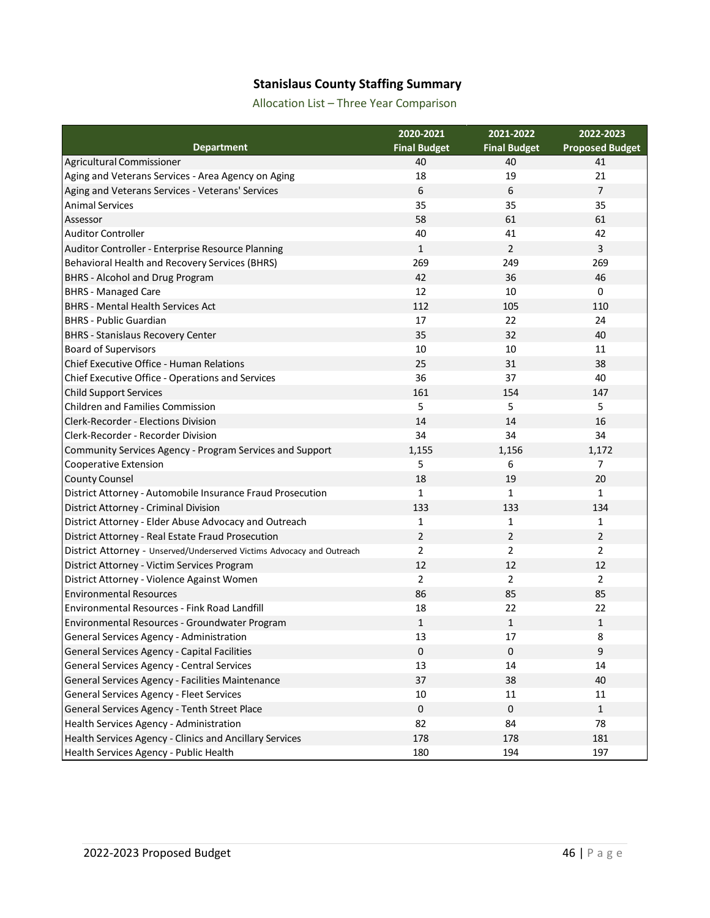## Stanislaus County Staffing Summary

Allocation List – Three Year Comparison

| Department | 2020-2021 Final Budget | 2021-2022 Final Budget | 2022-2023 Proposed Budget |
|---|---|---|---|
| Agricultural Commissioner | 40 | 40 | 41 |
| Aging and Veterans Services - Area Agency on Aging | 18 | 19 | 21 |
| Aging and Veterans Services - Veterans' Services | 6 | 6 | 7 |
| Animal Services | 35 | 35 | 35 |
| Assessor | 58 | 61 | 61 |
| Auditor Controller | 40 | 41 | 42 |
| Auditor Controller - Enterprise Resource Planning | 1 | 2 | 3 |
| Behavioral Health and Recovery Services (BHRS) | 269 | 249 | 269 |
| BHRS - Alcohol and Drug Program | 42 | 36 | 46 |
| BHRS - Managed Care | 12 | 10 | 0 |
| BHRS - Mental Health Services Act | 112 | 105 | 110 |
| BHRS - Public Guardian | 17 | 22 | 24 |
| BHRS - Stanislaus Recovery Center | 35 | 32 | 40 |
| Board of Supervisors | 10 | 10 | 11 |
| Chief Executive Office - Human Relations | 25 | 31 | 38 |
| Chief Executive Office - Operations and Services | 36 | 37 | 40 |
| Child Support Services | 161 | 154 | 147 |
| Children and Families Commission | 5 | 5 | 5 |
| Clerk-Recorder - Elections Division | 14 | 14 | 16 |
| Clerk-Recorder - Recorder Division | 34 | 34 | 34 |
| Community Services Agency - Program Services and Support | 1,155 | 1,156 | 1,172 |
| Cooperative Extension | 5 | 6 | 7 |
| County Counsel | 18 | 19 | 20 |
| District Attorney - Automobile Insurance Fraud Prosecution | 1 | 1 | 1 |
| District Attorney - Criminal Division | 133 | 133 | 134 |
| District Attorney - Elder Abuse Advocacy and Outreach | 1 | 1 | 1 |
| District Attorney - Real Estate Fraud Prosecution | 2 | 2 | 2 |
| District Attorney - Unserved/Underserved Victims Advocacy and Outreach | 2 | 2 | 2 |
| District Attorney - Victim Services Program | 12 | 12 | 12 |
| District Attorney - Violence Against Women | 2 | 2 | 2 |
| Environmental Resources | 86 | 85 | 85 |
| Environmental Resources - Fink Road Landfill | 18 | 22 | 22 |
| Environmental Resources - Groundwater Program | 1 | 1 | 1 |
| General Services Agency - Administration | 13 | 17 | 8 |
| General Services Agency - Capital Facilities | 0 | 0 | 9 |
| General Services Agency - Central Services | 13 | 14 | 14 |
| General Services Agency - Facilities Maintenance | 37 | 38 | 40 |
| General Services Agency - Fleet Services | 10 | 11 | 11 |
| General Services Agency - Tenth Street Place | 0 | 0 | 1 |
| Health Services Agency - Administration | 82 | 84 | 78 |
| Health Services Agency - Clinics and Ancillary Services | 178 | 178 | 181 |
| Health Services Agency - Public Health | 180 | 194 | 197 |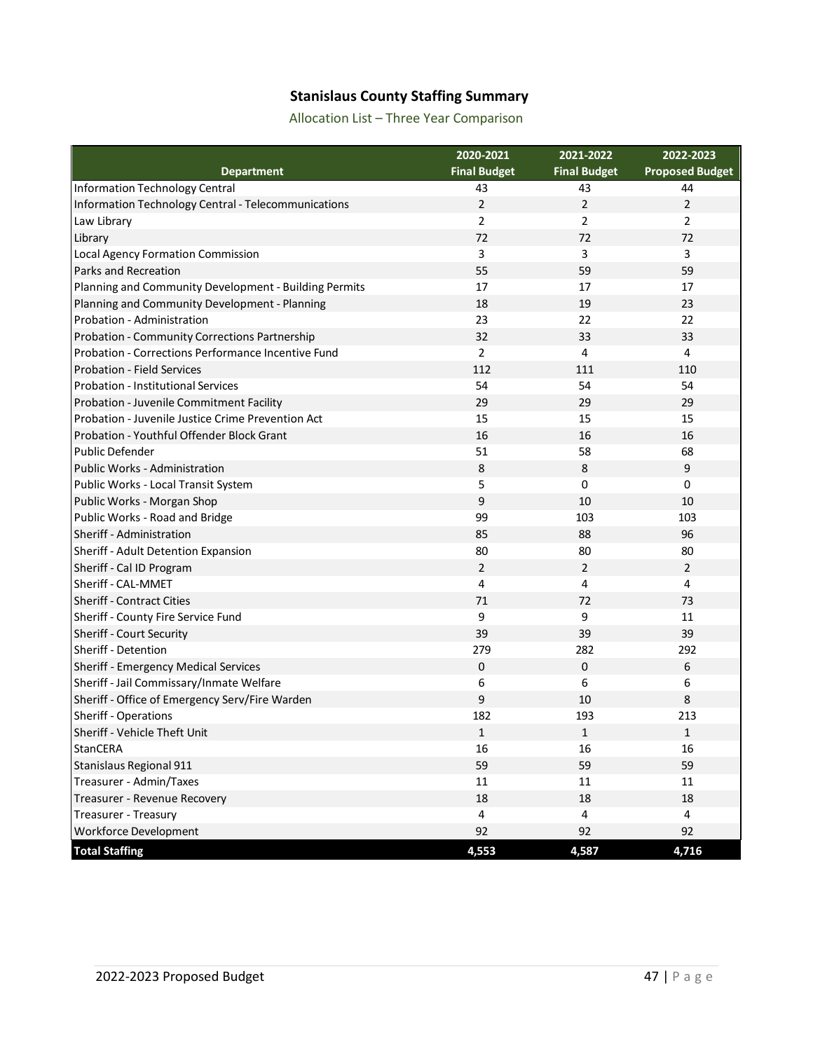## Stanislaus County Staffing Summary

Allocation List – Three Year Comparison

| Department | 2020-2021 Final Budget | 2021-2022 Final Budget | 2022-2023 Proposed Budget |
|---|---|---|---|
| Information Technology Central | 43 | 43 | 44 |
| Information Technology Central - Telecommunications | 2 | 2 | 2 |
| Law Library | 2 | 2 | 2 |
| Library | 72 | 72 | 72 |
| Local Agency Formation Commission | 3 | 3 | 3 |
| Parks and Recreation | 55 | 59 | 59 |
| Planning and Community Development - Building Permits | 17 | 17 | 17 |
| Planning and Community Development - Planning | 18 | 19 | 23 |
| Probation - Administration | 23 | 22 | 22 |
| Probation - Community Corrections Partnership | 32 | 33 | 33 |
| Probation - Corrections Performance Incentive Fund | 2 | 4 | 4 |
| Probation - Field Services | 112 | 111 | 110 |
| Probation - Institutional Services | 54 | 54 | 54 |
| Probation - Juvenile Commitment Facility | 29 | 29 | 29 |
| Probation - Juvenile Justice Crime Prevention Act | 15 | 15 | 15 |
| Probation - Youthful Offender Block Grant | 16 | 16 | 16 |
| Public Defender | 51 | 58 | 68 |
| Public Works - Administration | 8 | 8 | 9 |
| Public Works - Local Transit System | 5 | 0 | 0 |
| Public Works - Morgan Shop | 9 | 10 | 10 |
| Public Works - Road and Bridge | 99 | 103 | 103 |
| Sheriff - Administration | 85 | 88 | 96 |
| Sheriff - Adult Detention Expansion | 80 | 80 | 80 |
| Sheriff - Cal ID Program | 2 | 2 | 2 |
| Sheriff - CAL-MMET | 4 | 4 | 4 |
| Sheriff - Contract Cities | 71 | 72 | 73 |
| Sheriff - County Fire Service Fund | 9 | 9 | 11 |
| Sheriff - Court Security | 39 | 39 | 39 |
| Sheriff - Detention | 279 | 282 | 292 |
| Sheriff - Emergency Medical Services | 0 | 0 | 6 |
| Sheriff - Jail Commissary/Inmate Welfare | 6 | 6 | 6 |
| Sheriff - Office of Emergency Serv/Fire Warden | 9 | 10 | 8 |
| Sheriff - Operations | 182 | 193 | 213 |
| Sheriff - Vehicle Theft Unit | 1 | 1 | 1 |
| StanCERA | 16 | 16 | 16 |
| Stanislaus Regional 911 | 59 | 59 | 59 |
| Treasurer - Admin/Taxes | 11 | 11 | 11 |
| Treasurer - Revenue Recovery | 18 | 18 | 18 |
| Treasurer - Treasury | 4 | 4 | 4 |
| Workforce Development | 92 | 92 | 92 |
| **Total Staffing** | **4,553** | **4,587** | **4,716** |